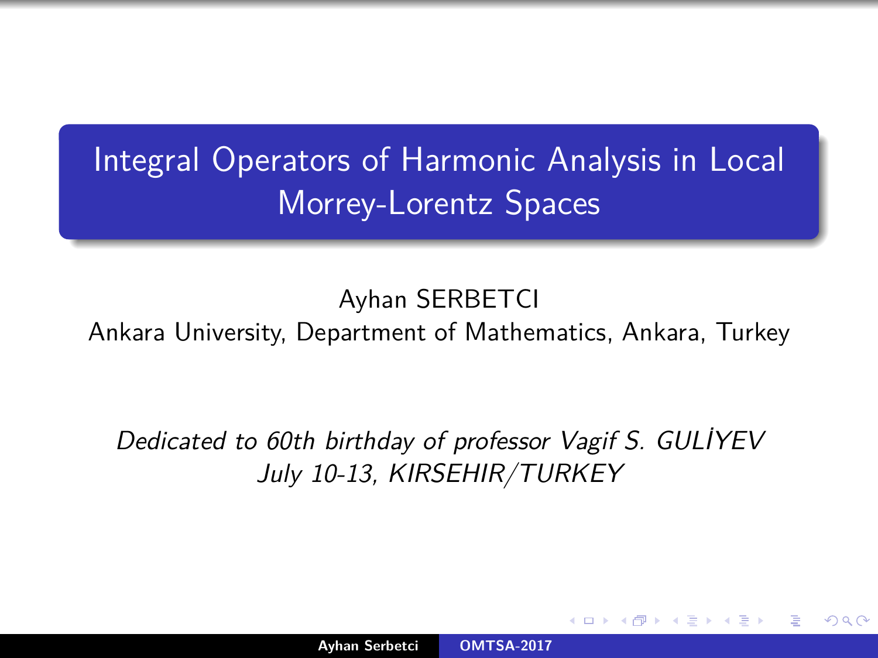# Integral Operators of Harmonic Analysis in Local Morrey-Lorentz Spaces

Ayhan SERBETCI

Ankara University, Department of Mathematics, Ankara, Turkey

*Dedicated to 60th birthday of professor Vagif S. GULİYEV*

*July 10-13, KIRSEHIR/TURKEY*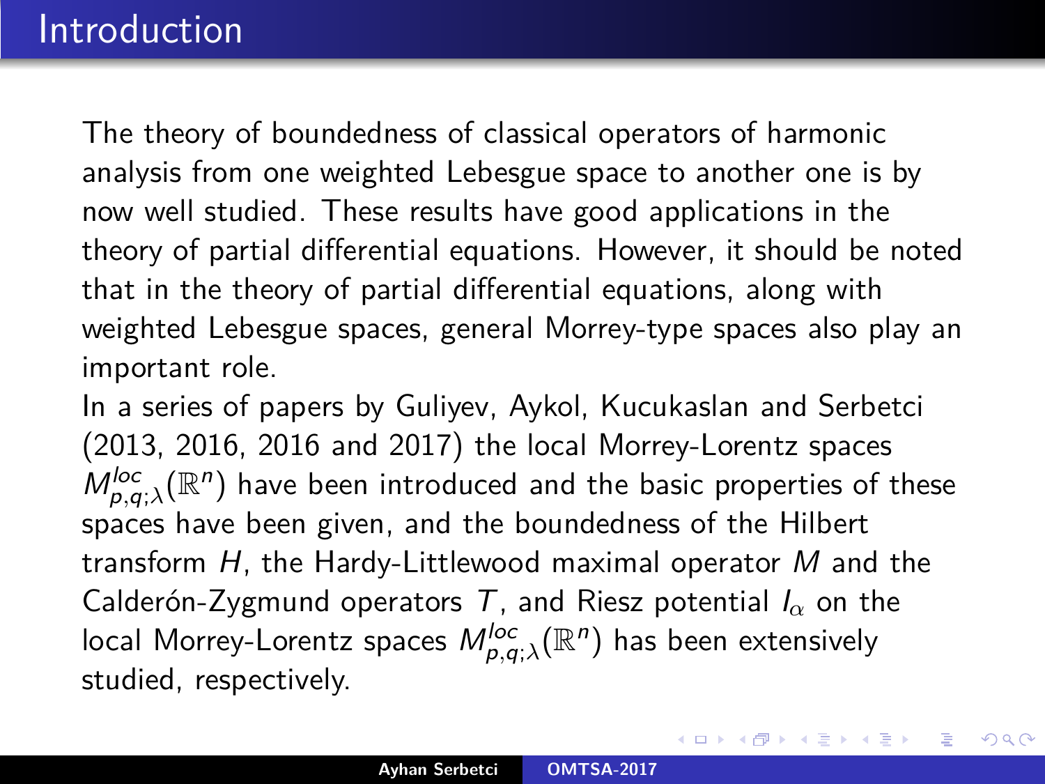# Introduction

The theory of boundedness of classical operators of harmonic analysis from one weighted Lebesgue space to another one is by now well studied. These results have good applications in the theory of partial differential equations. However, it should be noted that in the theory of partial differential equations, along with weighted Lebesgue spaces, general Morrey-type spaces also play an important role.

In a series of papers by Guliyev, Aykol, Kucukaslan and Serbetci (2013, 2016, 2016 and 2017) the local Morrey-Lorentz spaces $M^{loc}_{p,q;\lambda}(\mathbb{R}^n)$ have been introduced and the basic properties of these spaces have been given, and the boundedness of the Hilbert transform $H$, the Hardy-Littlewood maximal operator $M$ and the Calderón-Zygmund operators $T$, and Riesz potential $I_\alpha$ on the local Morrey-Lorentz spaces $M^{loc}_{p,q;\lambda}(\mathbb{R}^n)$ has been extensively studied, respectively.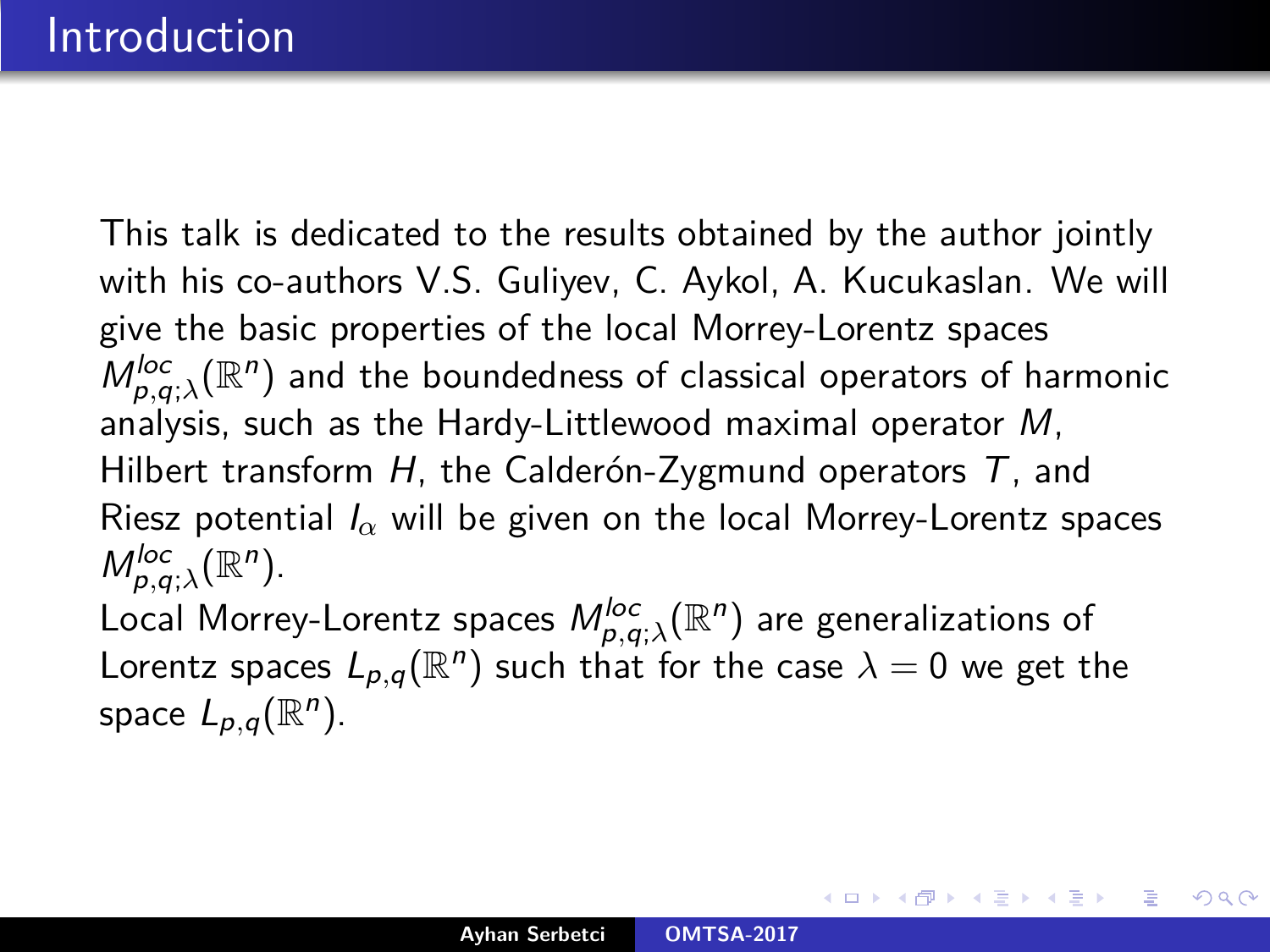# Introduction

This talk is dedicated to the results obtained by the author jointly with his co-authors V.S. Guliyev, C. Aykol, A. Kucukaslan. We will give the basic properties of the local Morrey-Lorentz spaces $M^{loc}_{p,q;\lambda}(\mathbb{R}^n)$ and the boundedness of classical operators of harmonic analysis, such as the Hardy-Littlewood maximal operator $M$, Hilbert transform $H$, the Calderón-Zygmund operators $T$, and Riesz potential $I_\alpha$ will be given on the local Morrey-Lorentz spaces $M^{loc}_{p,q;\lambda}(\mathbb{R}^n)$.

Local Morrey-Lorentz spaces $M^{loc}_{p,q;\lambda}(\mathbb{R}^n)$ are generalizations of Lorentz spaces $L_{p,q}(\mathbb{R}^n)$ such that for the case $\lambda = 0$ we get the space $L_{p,q}(\mathbb{R}^n)$.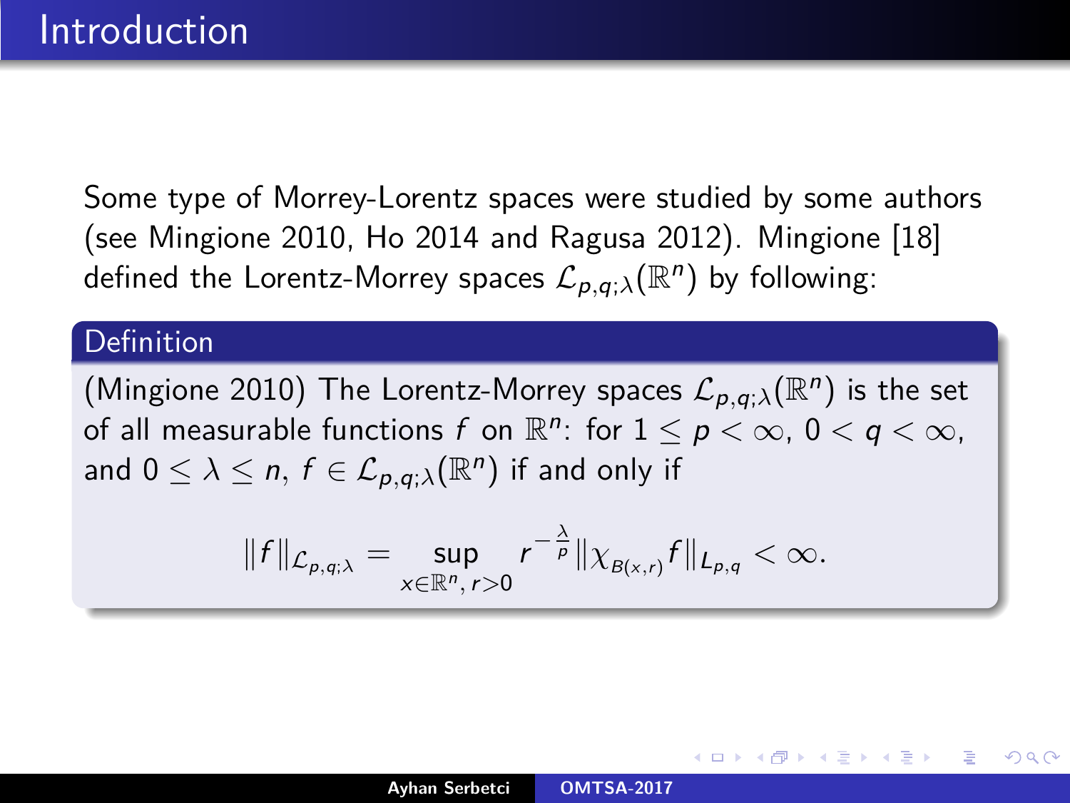# Introduction

Some type of Morrey-Lorentz spaces were studied by some authors (see Mingione 2010, Ho 2014 and Ragusa 2012). Mingione [18] defined the Lorentz-Morrey spaces $\mathcal{L}_{p,q;\lambda}(\mathbb{R}^n)$ by following:

**Definition**

(Mingione 2010) The Lorentz-Morrey spaces $\mathcal{L}_{p,q;\lambda}(\mathbb{R}^n)$ is the set of all measurable functions $f$ on $\mathbb{R}^n$: for $1 \leq p < \infty$, $0 < q < \infty$, and $0 \leq \lambda \leq n$, $f \in \mathcal{L}_{p,q;\lambda}(\mathbb{R}^n)$ if and only if

$$\|f\|_{\mathcal{L}_{p,q;\lambda}} = \sup_{x \in \mathbb{R}^n,\, r>0} r^{-\frac{\lambda}{p}} \|\chi_{B(x,r)} f\|_{L_{p,q}} < \infty.$$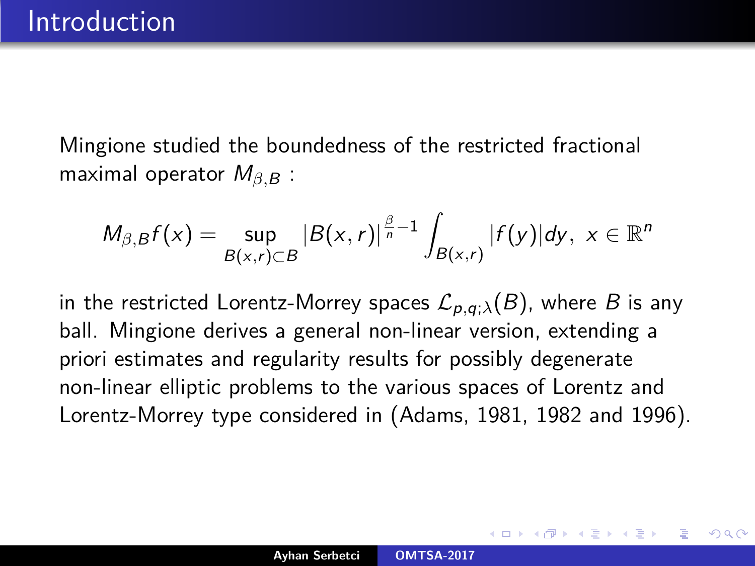# Introduction

Mingione studied the boundedness of the restricted fractional maximal operator $M_{\beta,B}$ :

$$M_{\beta,B}f(x) = \sup_{B(x,r)\subset B} |B(x,r)|^{\frac{\beta}{n}-1} \int_{B(x,r)} |f(y)|dy, \ x \in \mathbb{R}^n$$

in the restricted Lorentz-Morrey spaces $\mathcal{L}_{p,q;\lambda}(B)$, where $B$ is any ball. Mingione derives a general non-linear version, extending a priori estimates and regularity results for possibly degenerate non-linear elliptic problems to the various spaces of Lorentz and Lorentz-Morrey type considered in (Adams, 1981, 1982 and 1996).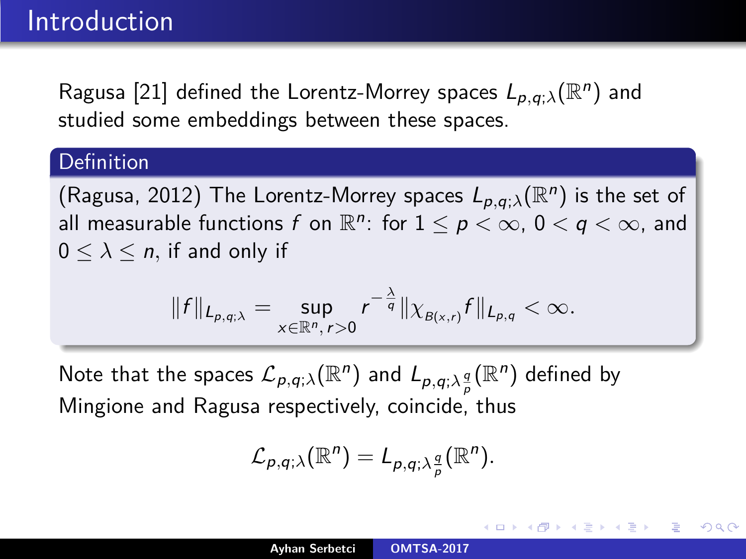## Introduction

Ragusa [21] defined the Lorentz-Morrey spaces $L_{p,q;\lambda}(\mathbb{R}^n)$ and studied some embeddings between these spaces.

**Definition**

(Ragusa, 2012) The Lorentz-Morrey spaces $L_{p,q;\lambda}(\mathbb{R}^n)$ is the set of all measurable functions $f$ on $\mathbb{R}^n$: for $1 \leq p < \infty$, $0 < q < \infty$, and $0 \leq \lambda \leq n$, if and only if

$$\|f\|_{L_{p,q;\lambda}} = \sup_{x \in \mathbb{R}^n,\, r>0} r^{-\frac{\lambda}{q}} \|\chi_{B(x,r)} f\|_{L_{p,q}} < \infty.$$

Note that the spaces $\mathcal{L}_{p,q;\lambda}(\mathbb{R}^n)$ and $L_{p,q;\lambda\frac{q}{p}}(\mathbb{R}^n)$ defined by Mingione and Ragusa respectively, coincide, thus

$$\mathcal{L}_{p,q;\lambda}(\mathbb{R}^n) = L_{p,q;\lambda\frac{q}{p}}(\mathbb{R}^n).$$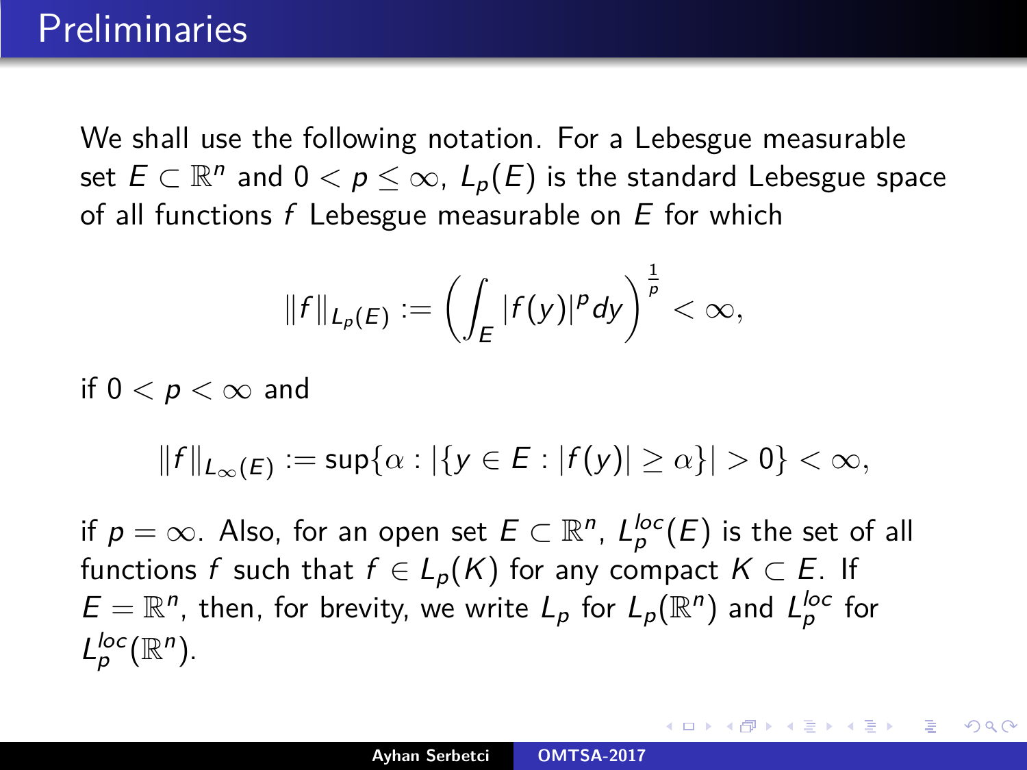# Preliminaries

We shall use the following notation. For a Lebesgue measurable set $E \subset \mathbb{R}^n$ and $0 < p \leq \infty$, $L_p(E)$ is the standard Lebesgue space of all functions $f$ Lebesgue measurable on $E$ for which

$$\|f\|_{L_p(E)} := \left( \int_E |f(y)|^p dy \right)^{\frac{1}{p}} < \infty,$$

if $0 < p < \infty$ and

$$\|f\|_{L_\infty(E)} := \sup\{\alpha : |\{y \in E : |f(y)| \geq \alpha\}| > 0\} < \infty,$$

if $p = \infty$. Also, for an open set $E \subset \mathbb{R}^n$, $L_p^{loc}(E)$ is the set of all functions $f$ such that $f \in L_p(K)$ for any compact $K \subset E$. If $E = \mathbb{R}^n$, then, for brevity, we write $L_p$ for $L_p(\mathbb{R}^n)$ and $L_p^{loc}$ for $L_p^{loc}(\mathbb{R}^n)$.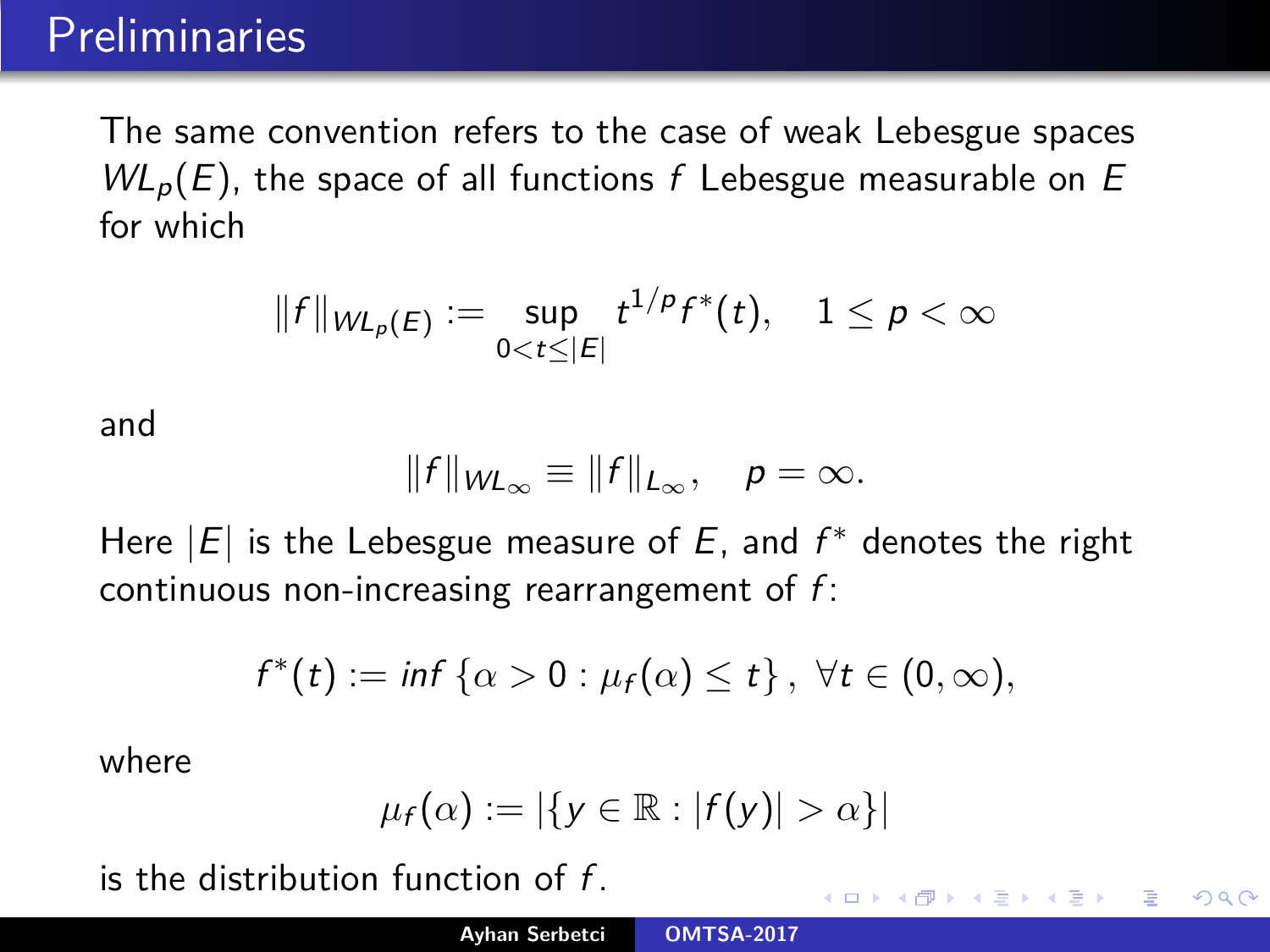# Preliminaries

The same convention refers to the case of weak Lebesgue spaces $WL_p(E)$, the space of all functions $f$ Lebesgue measurable on $E$ for which

$$\|f\|_{WL_p(E)} := \sup_{0<t\leq|E|} t^{1/p} f^*(t), \quad 1 \leq p < \infty$$

and

$$\|f\|_{WL_\infty} \equiv \|f\|_{L_\infty}, \quad p = \infty.$$

Here $|E|$ is the Lebesgue measure of $E$, and $f^*$ denotes the right continuous non-increasing rearrangement of $f$:

$$f^*(t) := inf \left\{\alpha > 0 : \mu_f(\alpha) \leq t\right\}, \ \forall t \in (0, \infty),$$

where

$$\mu_f(\alpha) := |\{y \in \mathbb{R} : |f(y)| > \alpha\}|$$

is the distribution function of $f$.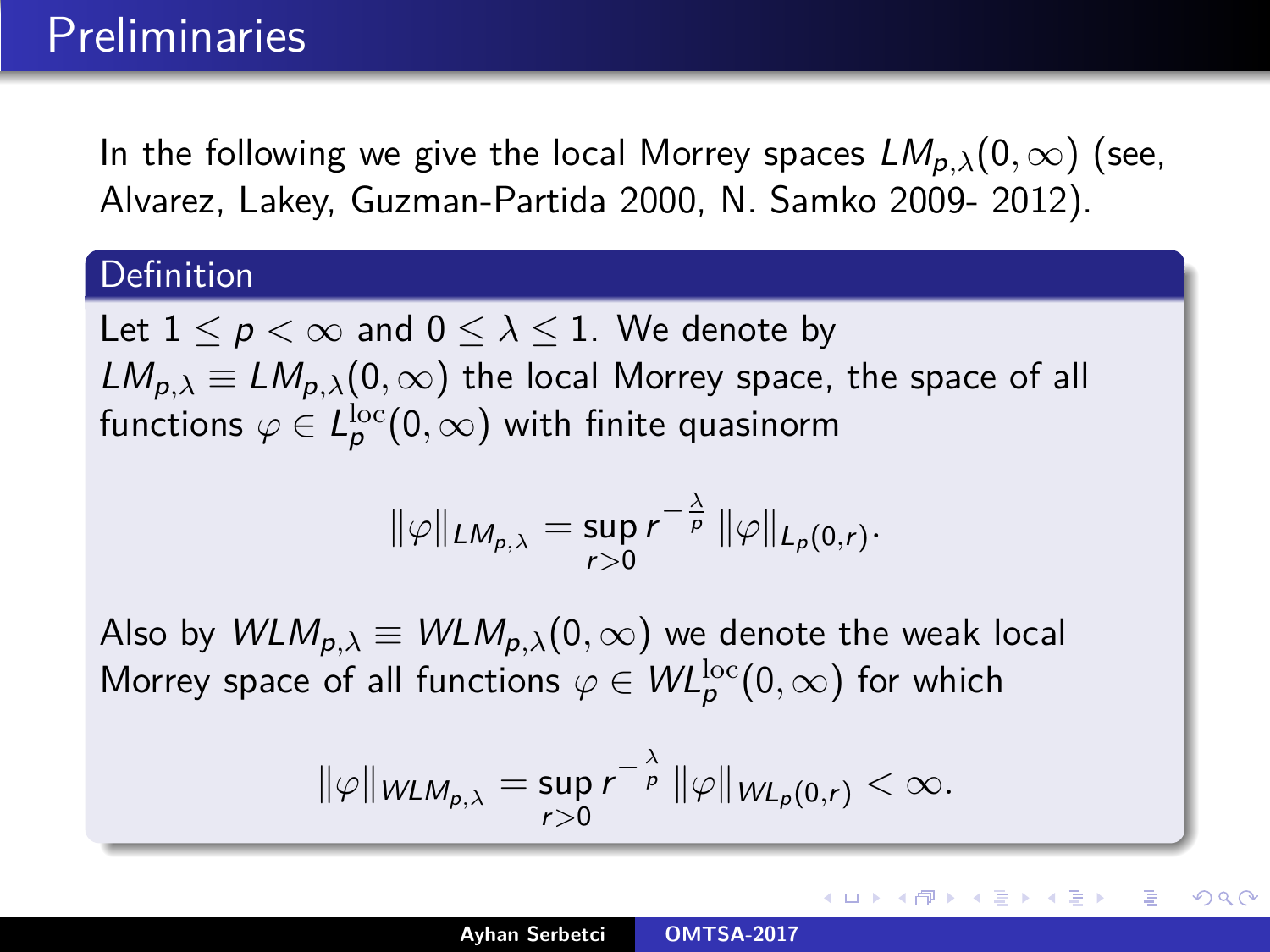# Preliminaries

In the following we give the local Morrey spaces $LM_{p,\lambda}(0,\infty)$ (see, Alvarez, Lakey, Guzman-Partida 2000, N. Samko 2009- 2012).

**Definition**

Let $1 \le p < \infty$ and $0 \le \lambda \le 1$. We denote by $LM_{p,\lambda} \equiv LM_{p,\lambda}(0,\infty)$ the local Morrey space, the space of all functions $\varphi \in L_p^{\mathrm{loc}}(0,\infty)$ with finite quasinorm

$$\|\varphi\|_{LM_{p,\lambda}} = \sup_{r>0} r^{-\frac{\lambda}{p}} \, \|\varphi\|_{L_p(0,r)}.$$

Also by $WLM_{p,\lambda} \equiv WLM_{p,\lambda}(0,\infty)$ we denote the weak local Morrey space of all functions $\varphi \in WL_p^{\mathrm{loc}}(0,\infty)$ for which

$$\|\varphi\|_{WLM_{p,\lambda}} = \sup_{r>0} r^{-\frac{\lambda}{p}} \, \|\varphi\|_{WL_p(0,r)} < \infty.$$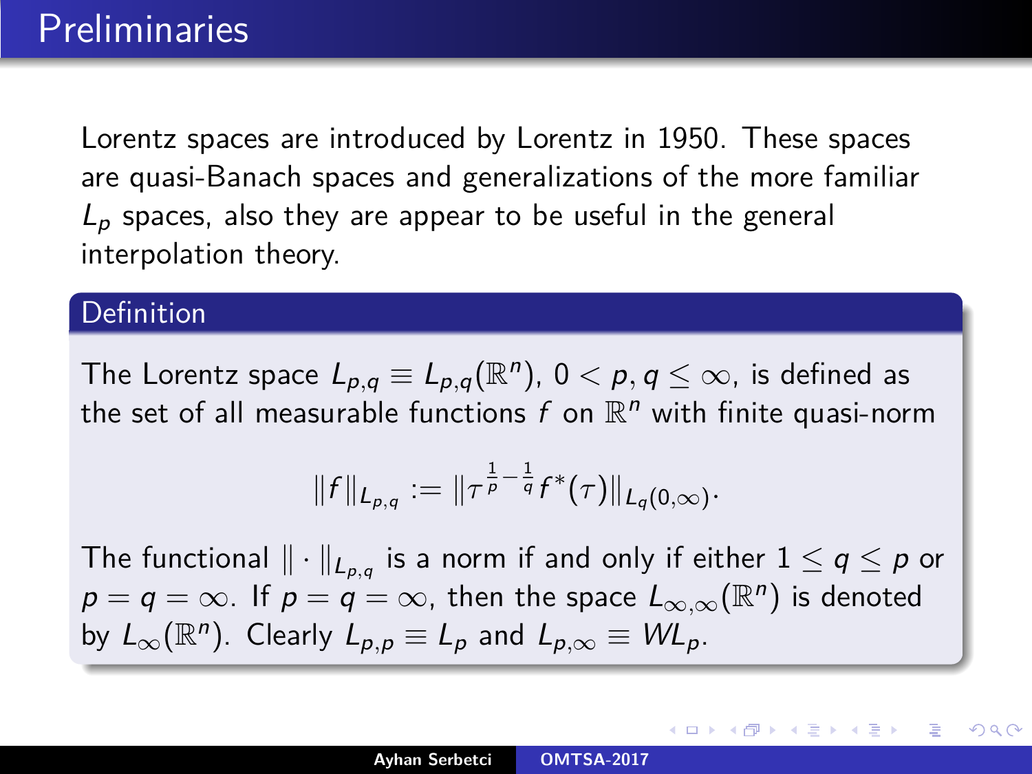# Preliminaries

Lorentz spaces are introduced by Lorentz in 1950. These spaces are quasi-Banach spaces and generalizations of the more familiar $L_p$ spaces, also they are appear to be useful in the general interpolation theory.

**Definition**

The Lorentz space $L_{p,q} \equiv L_{p,q}(\mathbb{R}^n)$, $0 < p, q \leq \infty$, is defined as the set of all measurable functions $f$ on $\mathbb{R}^n$ with finite quasi-norm

$$\|f\|_{L_{p,q}} := \|\tau^{\frac{1}{p}-\frac{1}{q}} f^*(\tau)\|_{L_q(0,\infty)}.$$

The functional $\|\cdot\|_{L_{p,q}}$ is a norm if and only if either $1 \leq q \leq p$ or $p = q = \infty$. If $p = q = \infty$, then the space $L_{\infty,\infty}(\mathbb{R}^n)$ is denoted by $L_\infty(\mathbb{R}^n)$. Clearly $L_{p,p} \equiv L_p$ and $L_{p,\infty} \equiv WL_p$.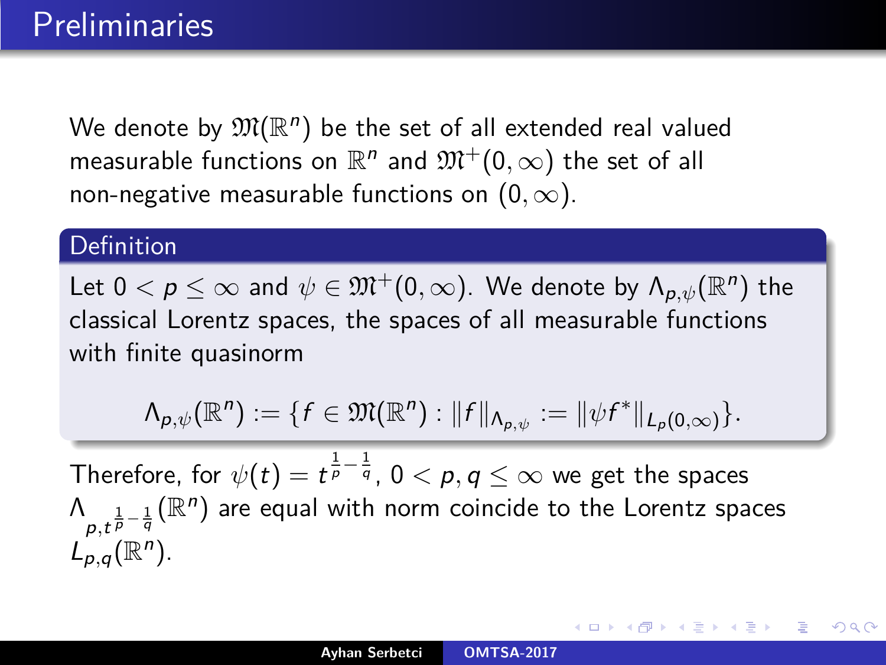# Preliminaries

We denote by $\mathfrak{M}(\mathbb{R}^n)$ be the set of all extended real valued measurable functions on $\mathbb{R}^n$ and $\mathfrak{M}^+(0,\infty)$ the set of all non-negative measurable functions on $(0,\infty)$.

**Definition**

Let $0 < p \leq \infty$ and $\psi \in \mathfrak{M}^+(0,\infty)$. We denote by $\Lambda_{p,\psi}(\mathbb{R}^n)$ the classical Lorentz spaces, the spaces of all measurable functions with finite quasinorm

$$\Lambda_{p,\psi}(\mathbb{R}^n) := \{f \in \mathfrak{M}(\mathbb{R}^n) : \|f\|_{\Lambda_{p,\psi}} := \|\psi f^*\|_{L_p(0,\infty)}\}.$$

Therefore, for $\psi(t) = t^{\frac{1}{p}-\frac{1}{q}}$, $0 < p, q \leq \infty$ we get the spaces $\Lambda_{p,t^{\frac{1}{p}-\frac{1}{q}}}(\mathbb{R}^n)$ are equal with norm coincide to the Lorentz spaces $L_{p,q}(\mathbb{R}^n)$.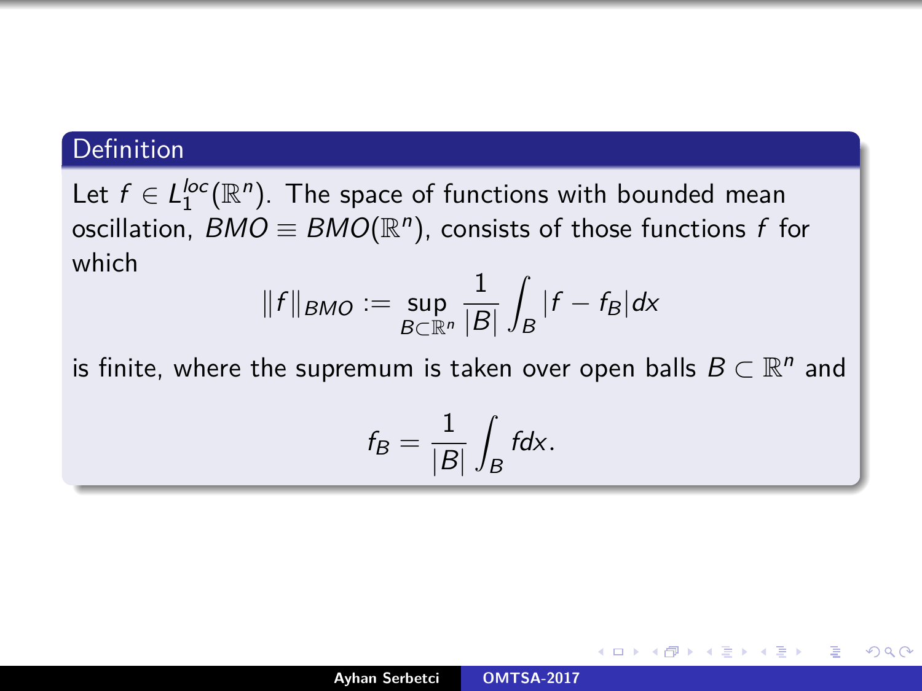**Definition**

Let $f \in L_1^{loc}(\mathbb{R}^n)$. The space of functions with bounded mean oscillation, $BMO \equiv BMO(\mathbb{R}^n)$, consists of those functions $f$ for which

$$\|f\|_{BMO} := \sup_{B \subset \mathbb{R}^n} \frac{1}{|B|} \int_B |f - f_B| dx$$

is finite, where the supremum is taken over open balls $B \subset \mathbb{R}^n$ and

$$f_B = \frac{1}{|B|} \int_B f dx.$$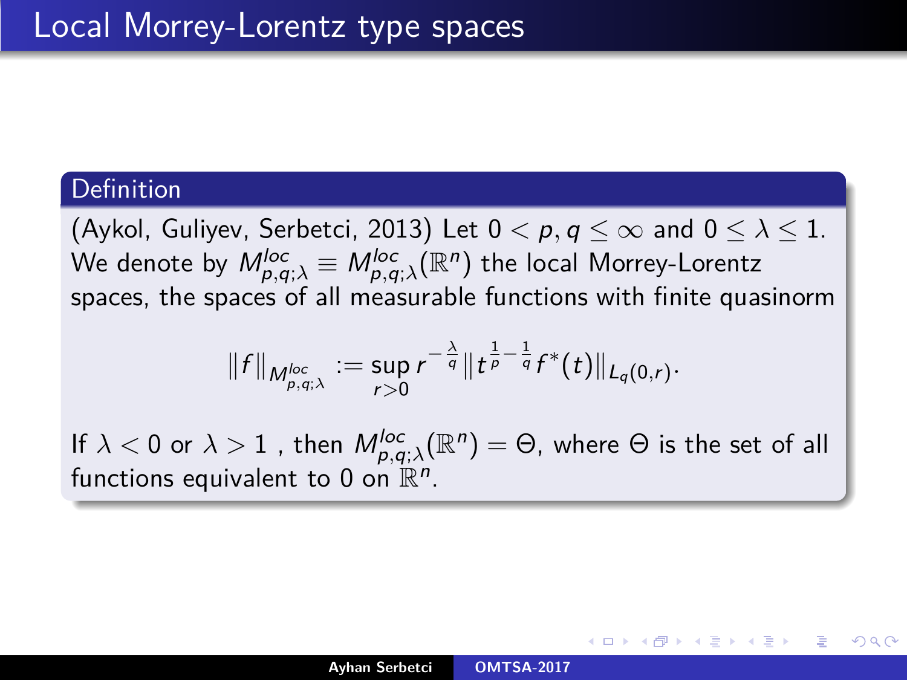# Local Morrey-Lorentz type spaces

**Definition**

(Aykol, Guliyev, Serbetci, 2013) Let $0 < p, q \leq \infty$ and $0 \leq \lambda \leq 1$. We denote by $M^{loc}_{p,q;\lambda} \equiv M^{loc}_{p,q;\lambda}(\mathbb{R}^n)$ the local Morrey-Lorentz spaces, the spaces of all measurable functions with finite quasinorm

$$\|f\|_{M^{loc}_{p,q;\lambda}} := \sup_{r>0} r^{-\frac{\lambda}{q}} \|t^{\frac{1}{p}-\frac{1}{q}} f^*(t)\|_{L_q(0,r)}.$$

If $\lambda < 0$ or $\lambda > 1$ , then $M^{loc}_{p,q;\lambda}(\mathbb{R}^n) = \Theta$, where $\Theta$ is the set of all functions equivalent to 0 on $\mathbb{R}^n$.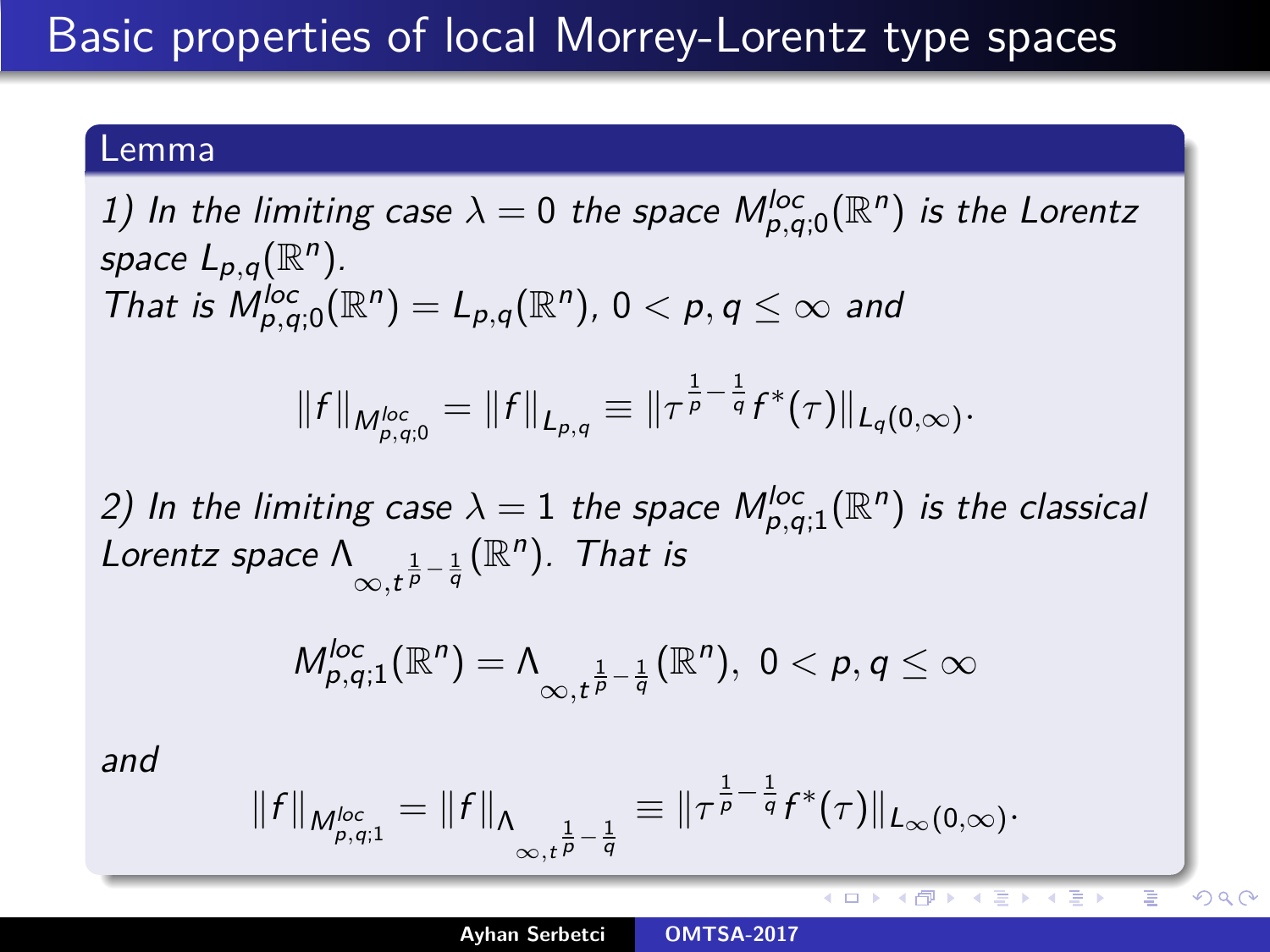# Basic properties of local Morrey-Lorentz type spaces

**Lemma**

*1) In the limiting case $\lambda = 0$ the space $M^{loc}_{p,q;0}(\mathbb{R}^n)$ is the Lorentz space $L_{p,q}(\mathbb{R}^n)$.*
*That is $M^{loc}_{p,q;0}(\mathbb{R}^n) = L_{p,q}(\mathbb{R}^n)$, $0 < p, q \leq \infty$ and*

$$\|f\|_{M^{loc}_{p,q;0}} = \|f\|_{L_{p,q}} \equiv \|\tau^{\frac{1}{p}-\frac{1}{q}} f^*(\tau)\|_{L_q(0,\infty)}.$$

*2) In the limiting case $\lambda = 1$ the space $M^{loc}_{p,q;1}(\mathbb{R}^n)$ is the classical Lorentz space $\Lambda_{\infty, t^{\frac{1}{p}-\frac{1}{q}}}(\mathbb{R}^n)$. That is*

$$M^{loc}_{p,q;1}(\mathbb{R}^n) = \Lambda_{\infty, t^{\frac{1}{p}-\frac{1}{q}}}(\mathbb{R}^n), \; 0 < p, q \leq \infty$$

*and*

$$\|f\|_{M^{loc}_{p,q;1}} = \|f\|_{\Lambda_{\infty, t^{\frac{1}{p}-\frac{1}{q}}}} \equiv \|\tau^{\frac{1}{p}-\frac{1}{q}} f^*(\tau)\|_{L_\infty(0,\infty)}.$$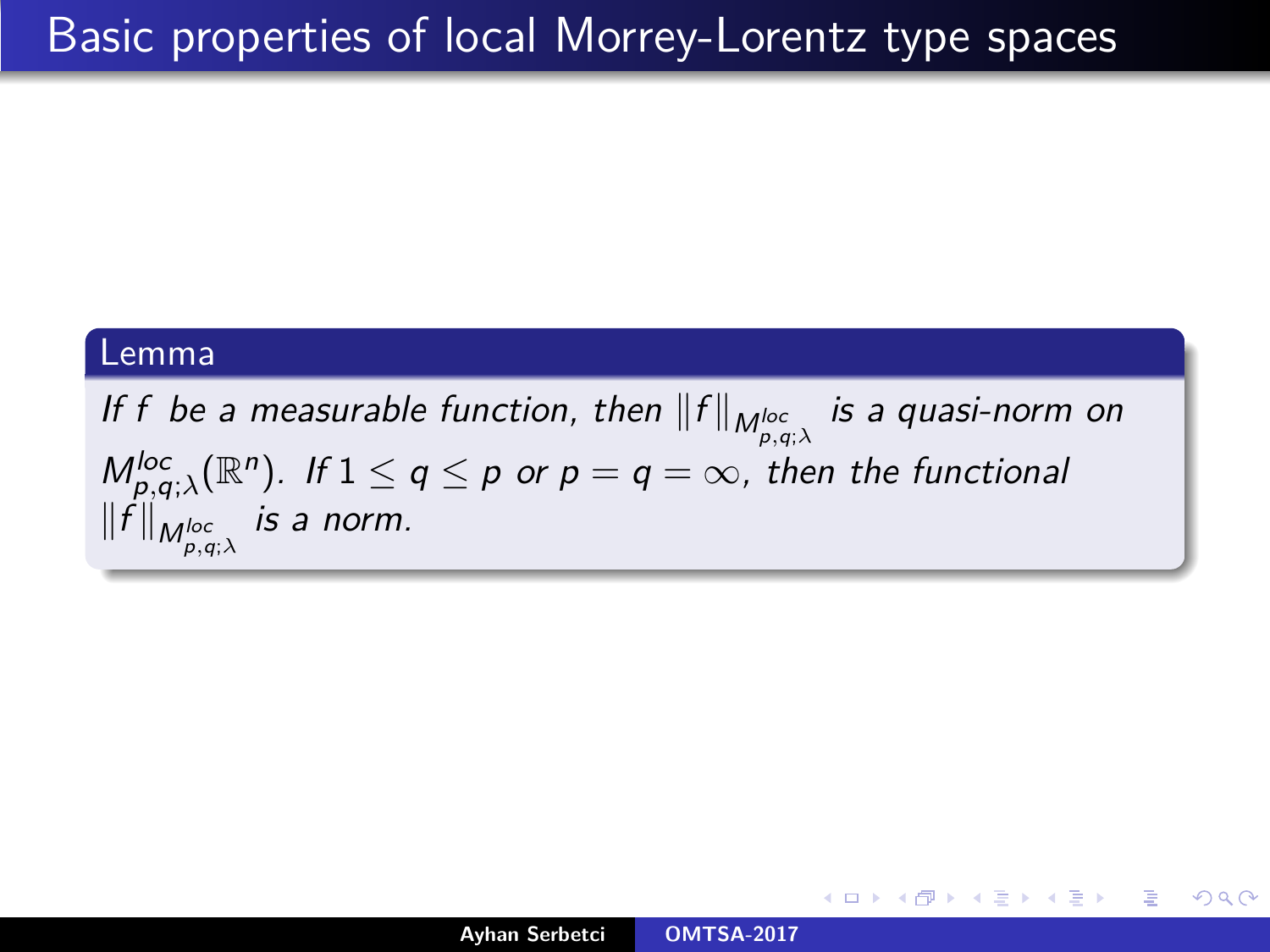# Basic properties of local Morrey-Lorentz type spaces

**Lemma**

*If $f$ be a measurable function, then $\|f\|_{M^{loc}_{p,q;\lambda}}$ is a quasi-norm on $M^{loc}_{p,q;\lambda}(\mathbb{R}^n)$. If $1 \leq q \leq p$ or $p = q = \infty$, then the functional $\|f\|_{M^{loc}_{p,q;\lambda}}$ is a norm.*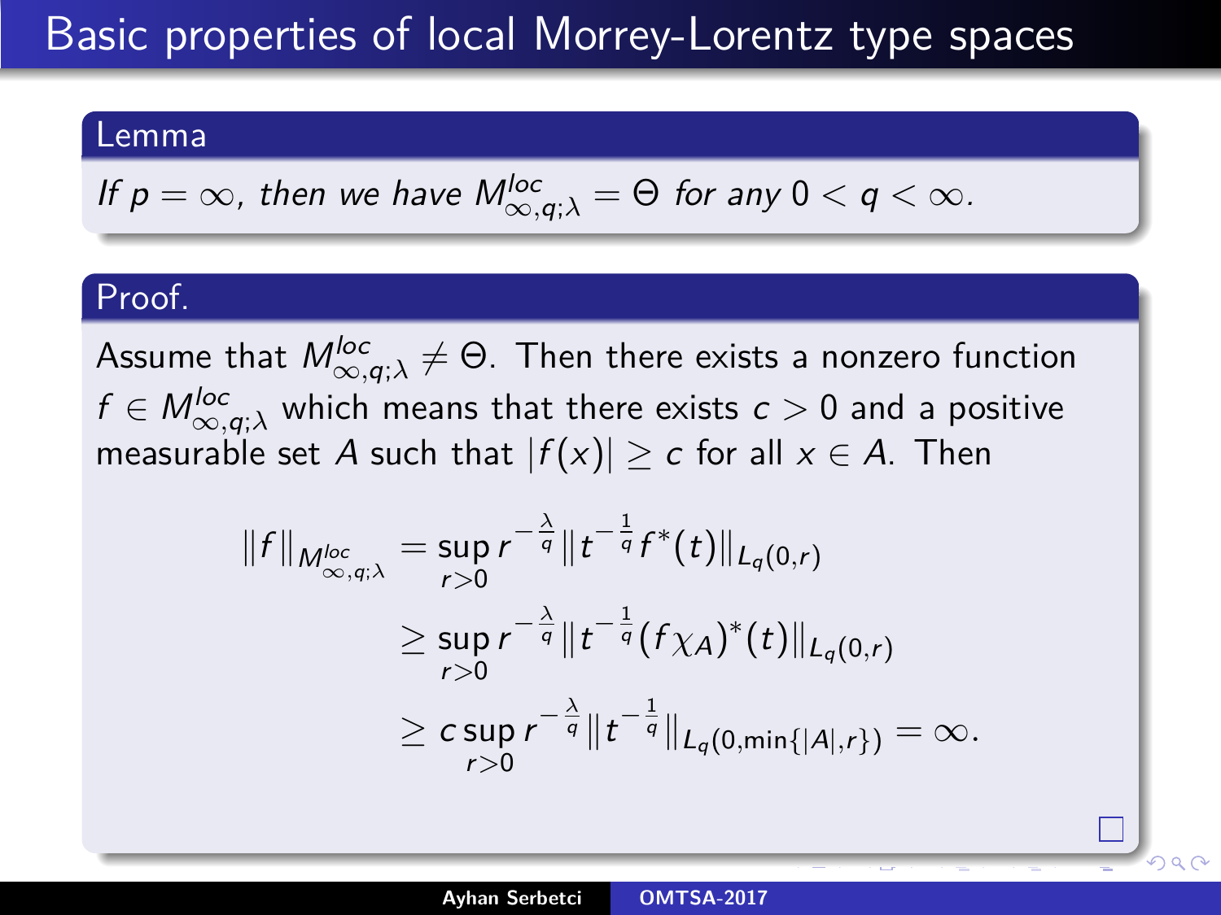# Basic properties of local Morrey-Lorentz type spaces

**Lemma**

*If $p = \infty$, then we have $M^{loc}_{\infty,q;\lambda} = \Theta$ for any $0 < q < \infty$.*

**Proof.**

Assume that $M^{loc}_{\infty,q;\lambda} \neq \Theta$. Then there exists a nonzero function $f \in M^{loc}_{\infty,q;\lambda}$ which means that there exists $c > 0$ and a positive measurable set $A$ such that $|f(x)| \geq c$ for all $x \in A$. Then

$$
\begin{aligned}
\|f\|_{M^{loc}_{\infty,q;\lambda}} &= \sup_{r>0} r^{-\frac{\lambda}{q}} \|t^{-\frac{1}{q}} f^*(t)\|_{L_q(0,r)} \\
&\geq \sup_{r>0} r^{-\frac{\lambda}{q}} \|t^{-\frac{1}{q}} (f\chi_A)^*(t)\|_{L_q(0,r)} \\
&\geq c \sup_{r>0} r^{-\frac{\lambda}{q}} \|t^{-\frac{1}{q}}\|_{L_q(0,\min\{|A|,r\})} = \infty.
\end{aligned}
$$

□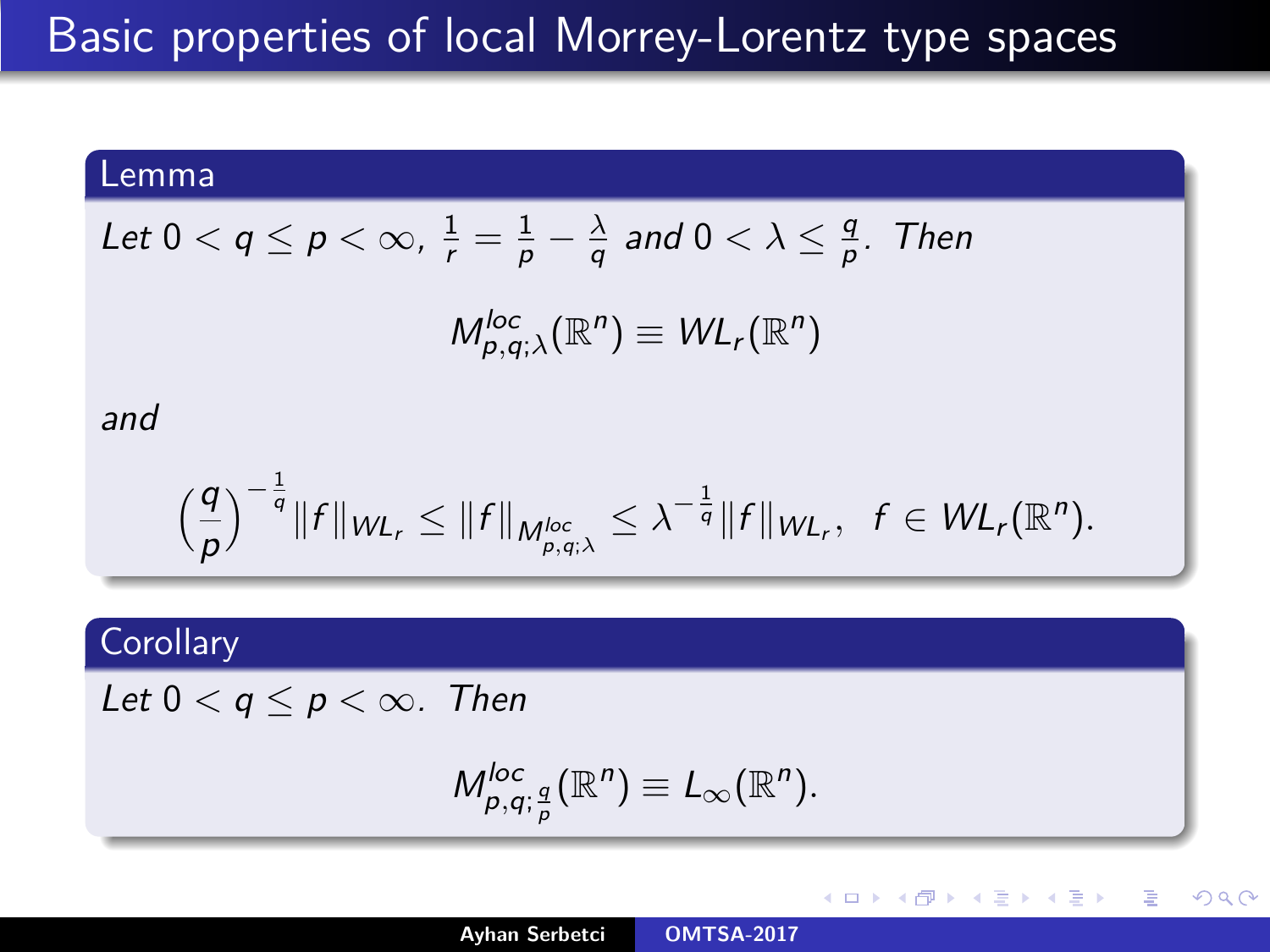# Basic properties of local Morrey-Lorentz type spaces

**Lemma**

*Let* $0 < q \le p < \infty$, $\frac{1}{r} = \frac{1}{p} - \frac{\lambda}{q}$ *and* $0 < \lambda \le \frac{q}{p}$. *Then*

$$M^{loc}_{p,q;\lambda}(\mathbb{R}^n) \equiv WL_r(\mathbb{R}^n)$$

*and*

$$\left(\frac{q}{p}\right)^{-\frac{1}{q}} \|f\|_{WL_r} \le \|f\|_{M^{loc}_{p,q;\lambda}} \le \lambda^{-\frac{1}{q}} \|f\|_{WL_r}, \quad f \in WL_r(\mathbb{R}^n).$$

**Corollary**

*Let* $0 < q \le p < \infty$. *Then*

$$M^{loc}_{p,q;\frac{q}{p}}(\mathbb{R}^n) \equiv L_\infty(\mathbb{R}^n).$$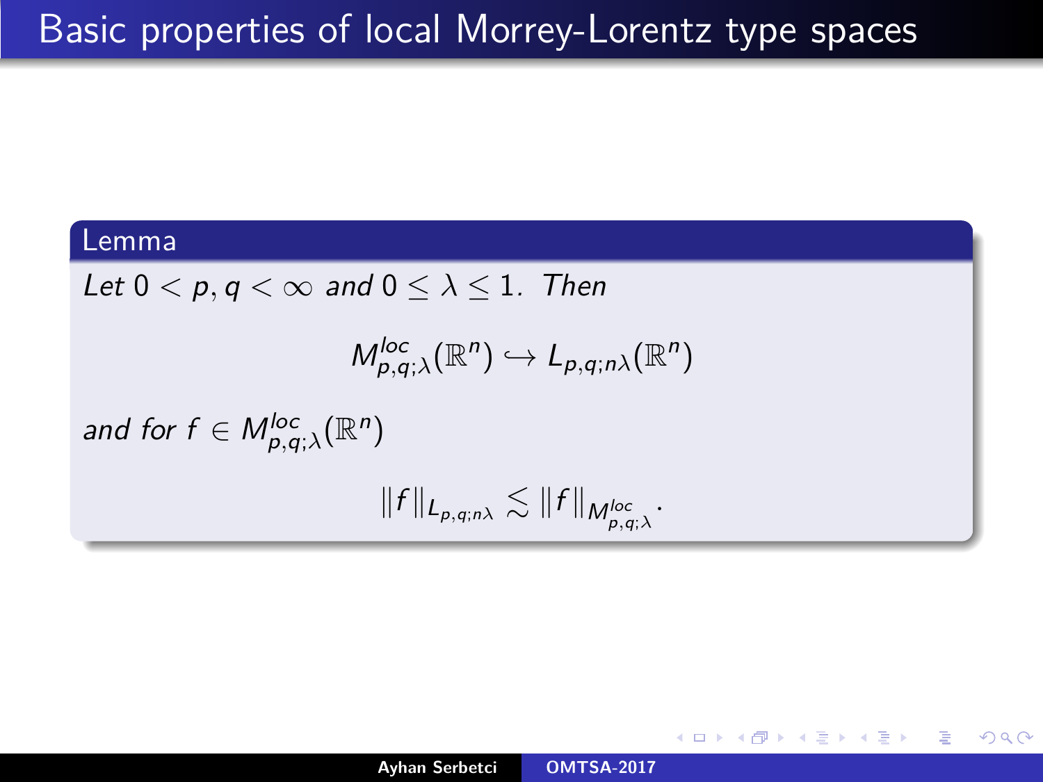# Basic properties of local Morrey-Lorentz type spaces

**Lemma**

*Let* $0 < p, q < \infty$ *and* $0 \leq \lambda \leq 1$. *Then*

$$M^{loc}_{p,q;\lambda}(\mathbb{R}^n) \hookrightarrow L_{p,q;n\lambda}(\mathbb{R}^n)$$

*and for* $f \in M^{loc}_{p,q;\lambda}(\mathbb{R}^n)$

$$\|f\|_{L_{p,q;n\lambda}} \lesssim \|f\|_{M^{loc}_{p,q;\lambda}}.$$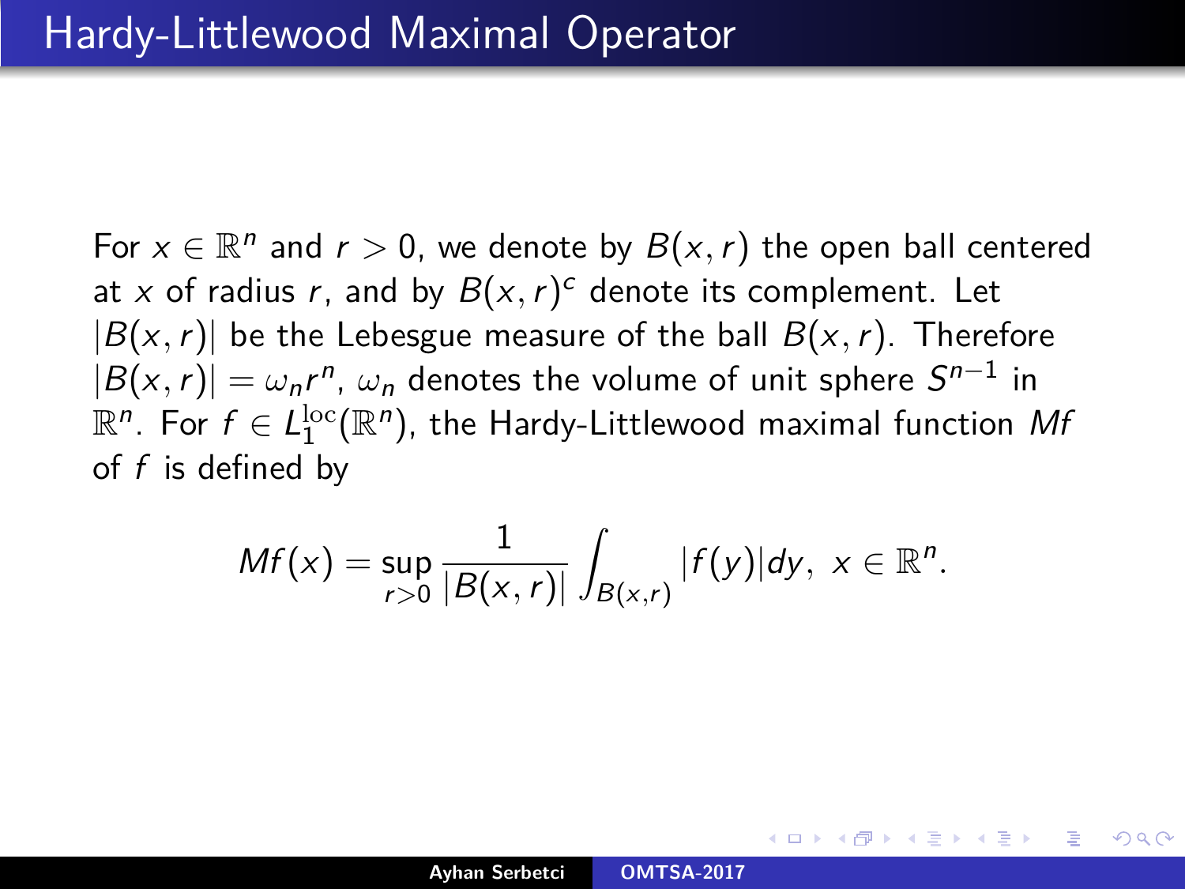# Hardy-Littlewood Maximal Operator

For $x \in \mathbb{R}^n$ and $r > 0$, we denote by $B(x, r)$ the open ball centered at $x$ of radius $r$, and by $B(x, r)^c$ denote its complement. Let $|B(x, r)|$ be the Lebesgue measure of the ball $B(x, r)$. Therefore $|B(x, r)| = \omega_n r^n$, $\omega_n$ denotes the volume of unit sphere $S^{n-1}$ in $\mathbb{R}^n$. For $f \in L_1^{\mathrm{loc}}(\mathbb{R}^n)$, the Hardy-Littlewood maximal function $Mf$ of $f$ is defined by

$$Mf(x) = \sup_{r>0} \frac{1}{|B(x, r)|} \int_{B(x,r)} |f(y)| dy, \ x \in \mathbb{R}^n.$$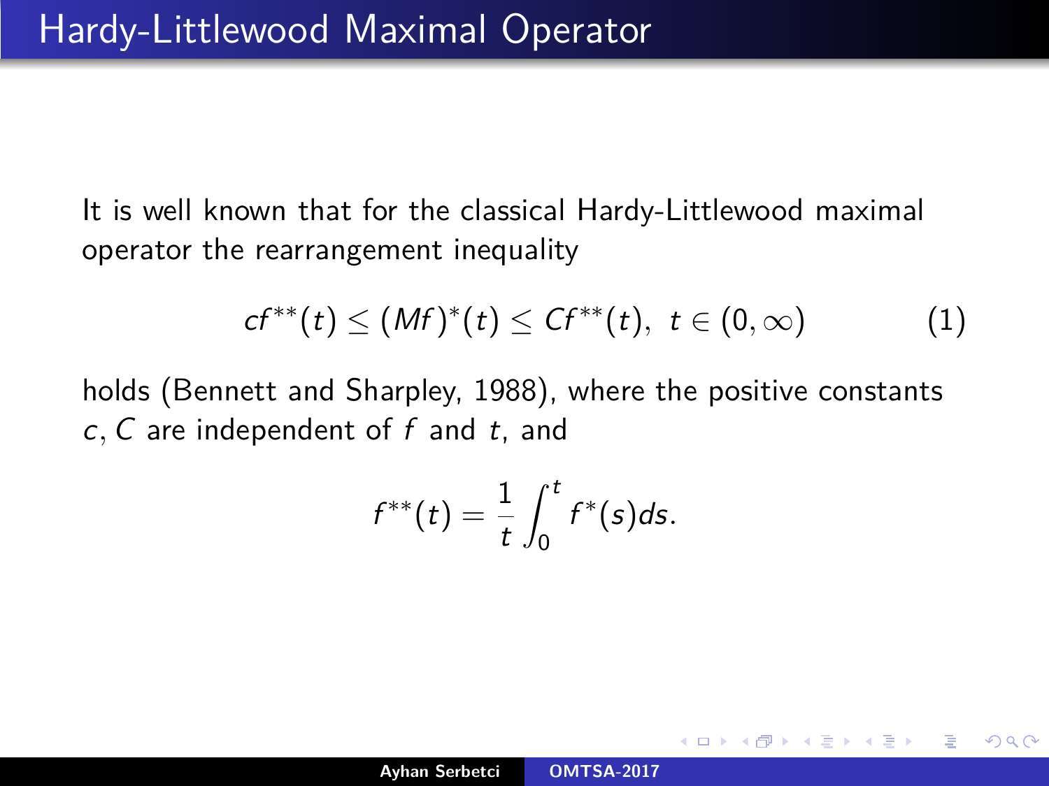# Hardy-Littlewood Maximal Operator

It is well known that for the classical Hardy-Littlewood maximal operator the rearrangement inequality

$$cf^{**}(t) \leq (Mf)^{*}(t) \leq Cf^{**}(t), \;\; t \in (0, \infty) \tag{1}$$

holds (Bennett and Sharpley, 1988), where the positive constants $c, C$ are independent of $f$ and $t$, and

$$f^{**}(t) = \frac{1}{t} \int_0^t f^{*}(s) ds.$$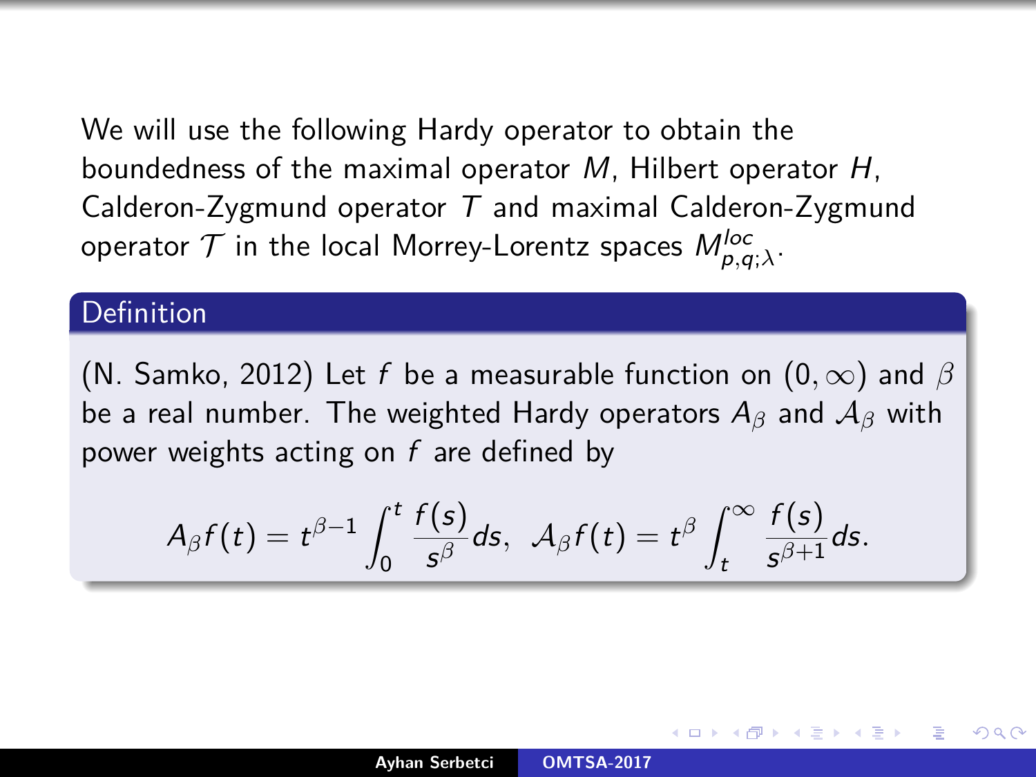We will use the following Hardy operator to obtain the boundedness of the maximal operator $M$, Hilbert operator $H$, Calderon-Zygmund operator $T$ and maximal Calderon-Zygmund operator $\mathcal{T}$ in the local Morrey-Lorentz spaces $M^{loc}_{p,q;\lambda}$.

**Definition**

(N. Samko, 2012) Let $f$ be a measurable function on $(0, \infty)$ and $\beta$ be a real number. The weighted Hardy operators $A_\beta$ and $\mathcal{A}_\beta$ with power weights acting on $f$ are defined by

$$A_\beta f(t) = t^{\beta-1} \int_0^t \frac{f(s)}{s^\beta} ds, \;\; \mathcal{A}_\beta f(t) = t^\beta \int_t^\infty \frac{f(s)}{s^{\beta+1}} ds.$$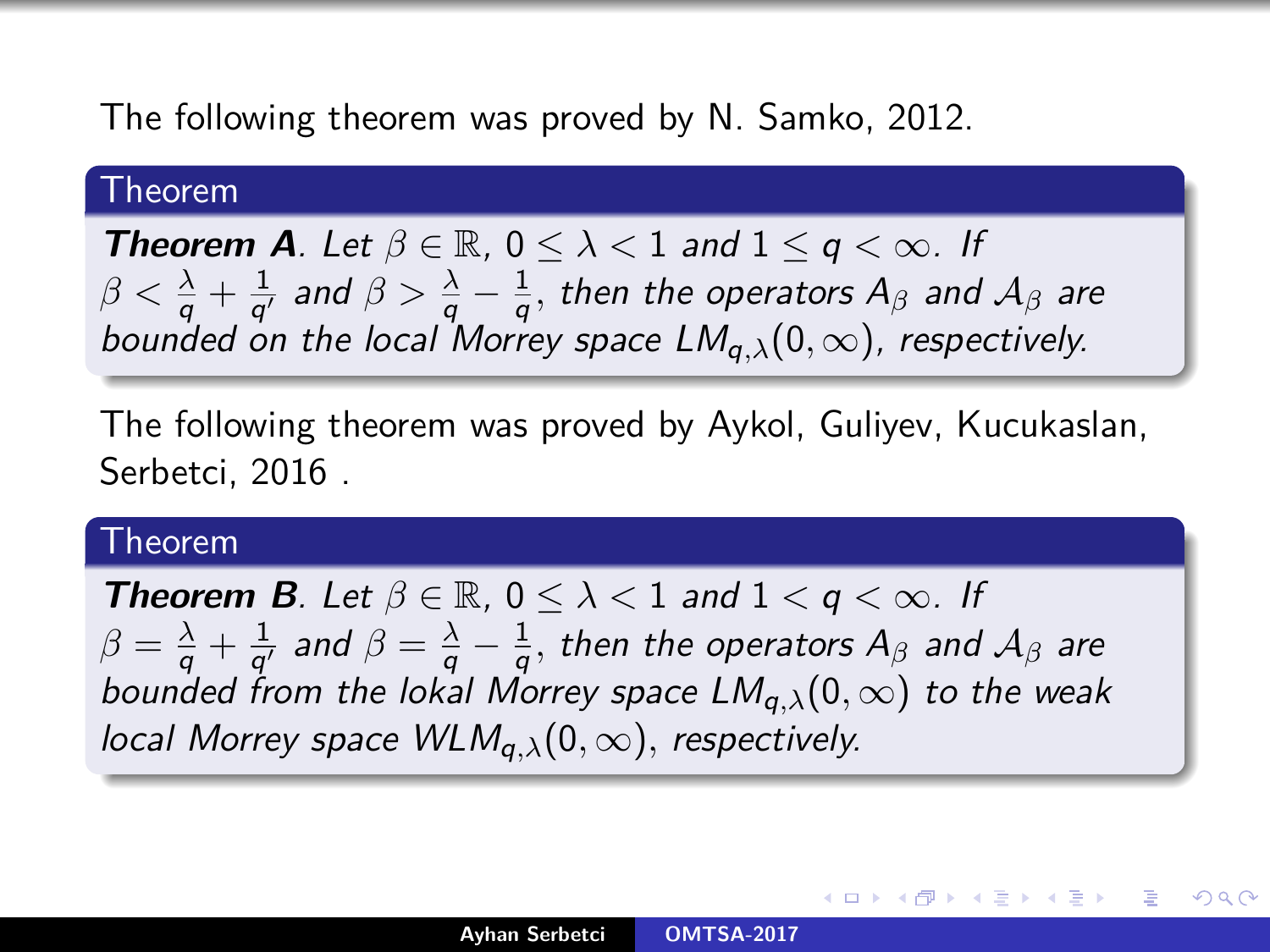The following theorem was proved by N. Samko, 2012.

**Theorem**

***Theorem A***. *Let $\beta \in \mathbb{R}$, $0 \leq \lambda < 1$ and $1 \leq q < \infty$. If $\beta < \frac{\lambda}{q} + \frac{1}{q'}$ and $\beta > \frac{\lambda}{q} - \frac{1}{q}$, then the operators $A_\beta$ and $\mathcal{A}_\beta$ are bounded on the local Morrey space $LM_{q,\lambda}(0,\infty)$, respectively.*

The following theorem was proved by Aykol, Guliyev, Kucukaslan, Serbetci, 2016 .

**Theorem**

***Theorem B***. *Let $\beta \in \mathbb{R}$, $0 \leq \lambda < 1$ and $1 < q < \infty$. If $\beta = \frac{\lambda}{q} + \frac{1}{q'}$ and $\beta = \frac{\lambda}{q} - \frac{1}{q}$, then the operators $A_\beta$ and $\mathcal{A}_\beta$ are bounded from the lokal Morrey space $LM_{q,\lambda}(0,\infty)$ to the weak local Morrey space $WLM_{q,\lambda}(0,\infty)$, respectively.*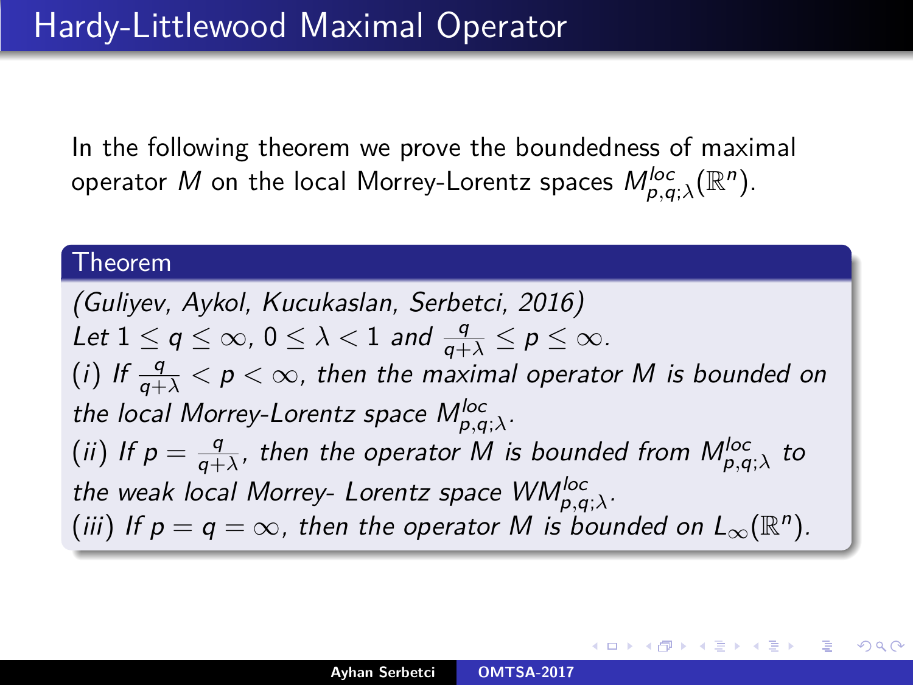# Hardy-Littlewood Maximal Operator

In the following theorem we prove the boundedness of maximal operator $M$ on the local Morrey-Lorentz spaces $M^{loc}_{p,q;\lambda}(\mathbb{R}^n)$.

**Theorem**

*(Guliyev, Aykol, Kucukaslan, Serbetci, 2016)*
*Let $1 \le q \le \infty$, $0 \le \lambda < 1$ and $\frac{q}{q+\lambda} \le p \le \infty$.*
*(i) If $\frac{q}{q+\lambda} < p < \infty$, then the maximal operator $M$ is bounded on the local Morrey-Lorentz space $M^{loc}_{p,q;\lambda}$.*
*(ii) If $p = \frac{q}{q+\lambda}$, then the operator $M$ is bounded from $M^{loc}_{p,q;\lambda}$ to the weak local Morrey- Lorentz space $WM^{loc}_{p,q;\lambda}$.*
*(iii) If $p = q = \infty$, then the operator $M$ is bounded on $L_\infty(\mathbb{R}^n)$.*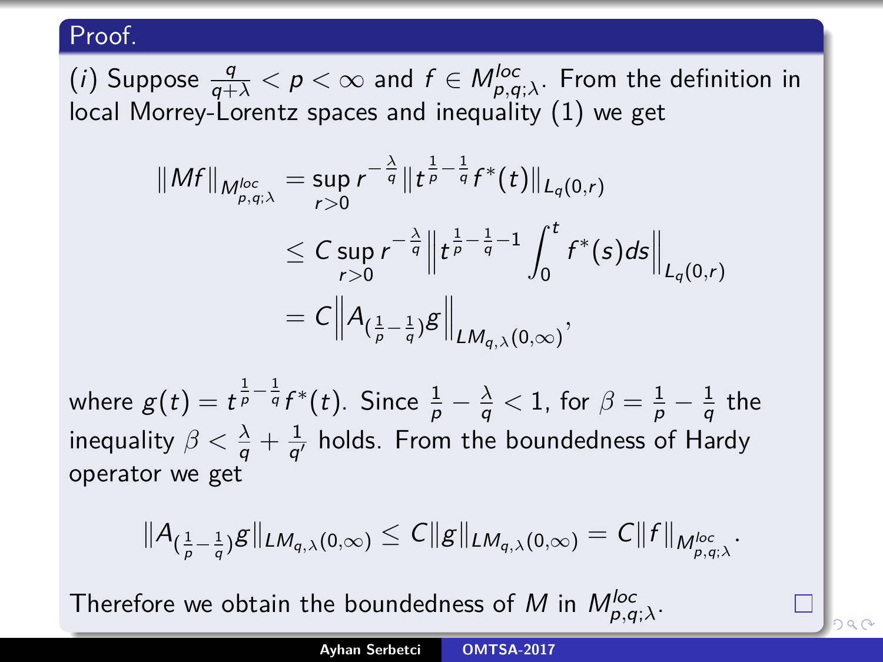**Proof.**

$(i)$ Suppose $\frac{q}{q+\lambda} < p < \infty$ and $f \in M^{loc}_{p,q;\lambda}$. From the definition in local Morrey-Lorentz spaces and inequality (1) we get

$$
\begin{aligned}
\|Mf\|_{M^{loc}_{p,q;\lambda}} &= \sup_{r>0} r^{-\frac{\lambda}{q}} \|t^{\frac{1}{p}-\frac{1}{q}} f^*(t)\|_{L_q(0,r)} \\
&\leq C \sup_{r>0} r^{-\frac{\lambda}{q}} \left\| t^{\frac{1}{p}-\frac{1}{q}-1} \int_0^t f^*(s)ds \right\|_{L_q(0,r)} \\
&= C \left\| A_{(\frac{1}{p}-\frac{1}{q})} g \right\|_{LM_{q,\lambda}(0,\infty)},
\end{aligned}
$$

where $g(t) = t^{\frac{1}{p}-\frac{1}{q}} f^*(t)$. Since $\frac{1}{p} - \frac{\lambda}{q} < 1$, for $\beta = \frac{1}{p} - \frac{1}{q}$ the inequality $\beta < \frac{\lambda}{q} + \frac{1}{q'}$ holds. From the boundedness of Hardy operator we get

$$
\|A_{(\frac{1}{p}-\frac{1}{q})} g\|_{LM_{q,\lambda}(0,\infty)} \leq C\|g\|_{LM_{q,\lambda}(0,\infty)} = C\|f\|_{M^{loc}_{p,q;\lambda}}.
$$

Therefore we obtain the boundedness of $M$ in $M^{loc}_{p,q;\lambda}$. □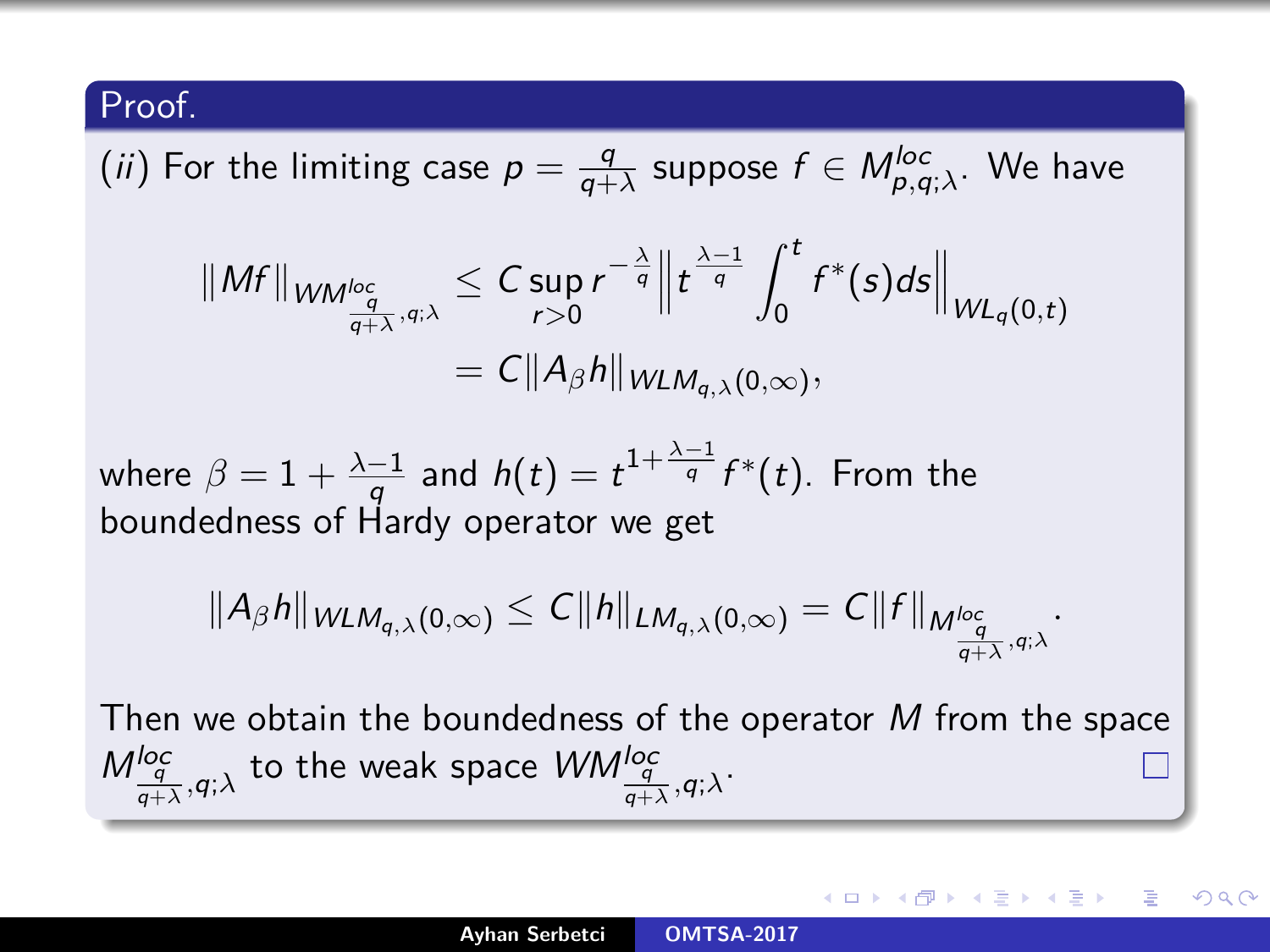**Proof.**

$(ii)$ For the limiting case $p = \frac{q}{q+\lambda}$ suppose $f \in M^{loc}_{p,q;\lambda}$. We have

$$\|Mf\|_{WM^{loc}_{\frac{q}{q+\lambda},q;\lambda}} \leq C \sup_{r>0} r^{-\frac{\lambda}{q}} \left\| t^{\frac{\lambda-1}{q}} \int_0^t f^*(s)ds \right\|_{WL_q(0,t)}$$
$$= C\|A_\beta h\|_{WLM_{q,\lambda}(0,\infty)},$$

where $\beta = 1 + \frac{\lambda-1}{q}$ and $h(t) = t^{1+\frac{\lambda-1}{q}} f^*(t)$. From the boundedness of Hardy operator we get

$$\|A_\beta h\|_{WLM_{q,\lambda}(0,\infty)} \leq C\|h\|_{LM_{q,\lambda}(0,\infty)} = C\|f\|_{M^{loc}_{\frac{q}{q+\lambda},q;\lambda}}.$$

Then we obtain the boundedness of the operator $M$ from the space $M^{loc}_{\frac{q}{q+\lambda},q;\lambda}$ to the weak space $WM^{loc}_{\frac{q}{q+\lambda},q;\lambda}$. □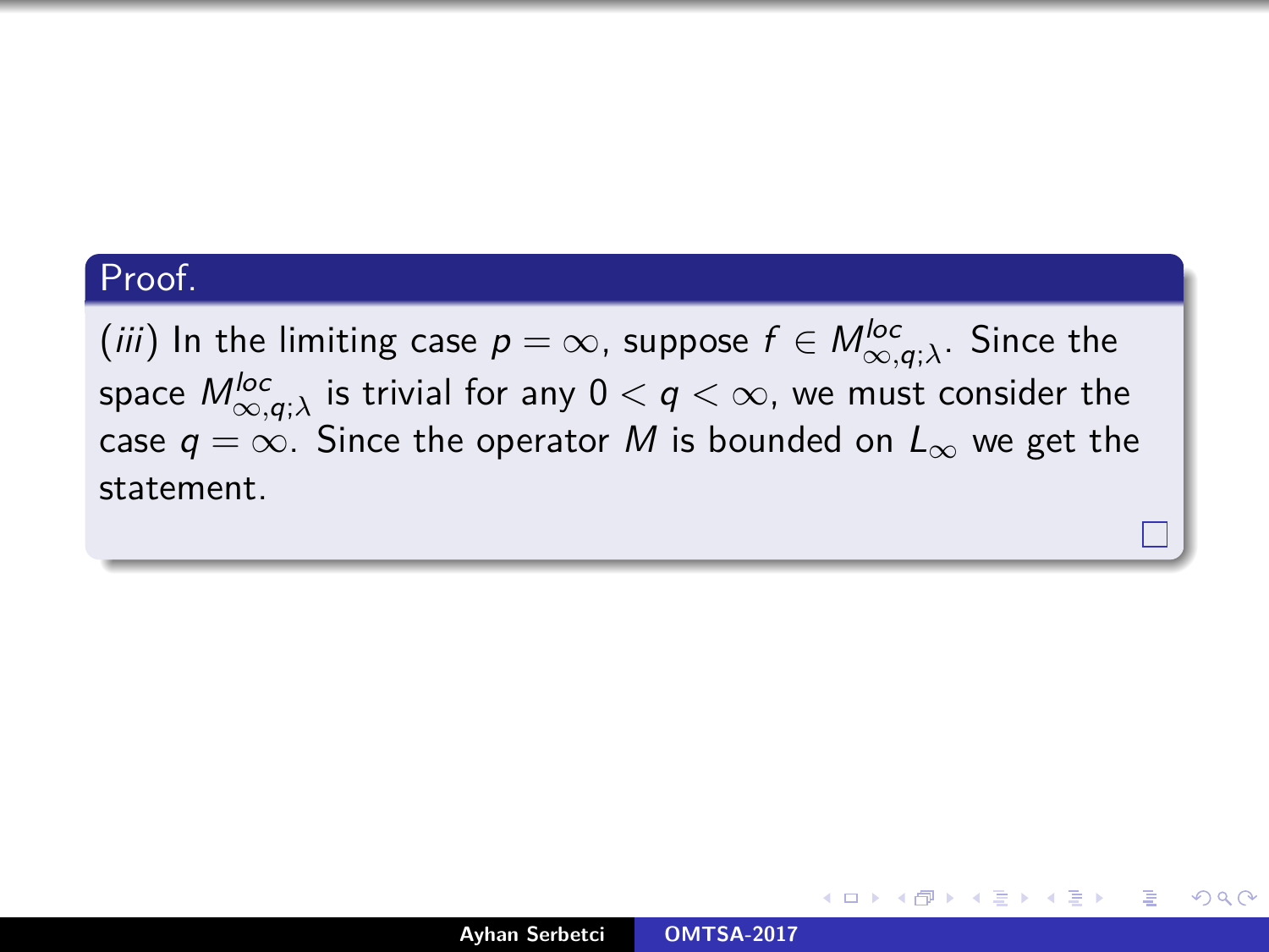**Proof.**

(*iii*) In the limiting case $p = \infty$, suppose $f \in M^{loc}_{\infty,q;\lambda}$. Since the space $M^{loc}_{\infty,q;\lambda}$ is trivial for any $0 < q < \infty$, we must consider the case $q = \infty$. Since the operator $M$ is bounded on $L_\infty$ we get the statement.

□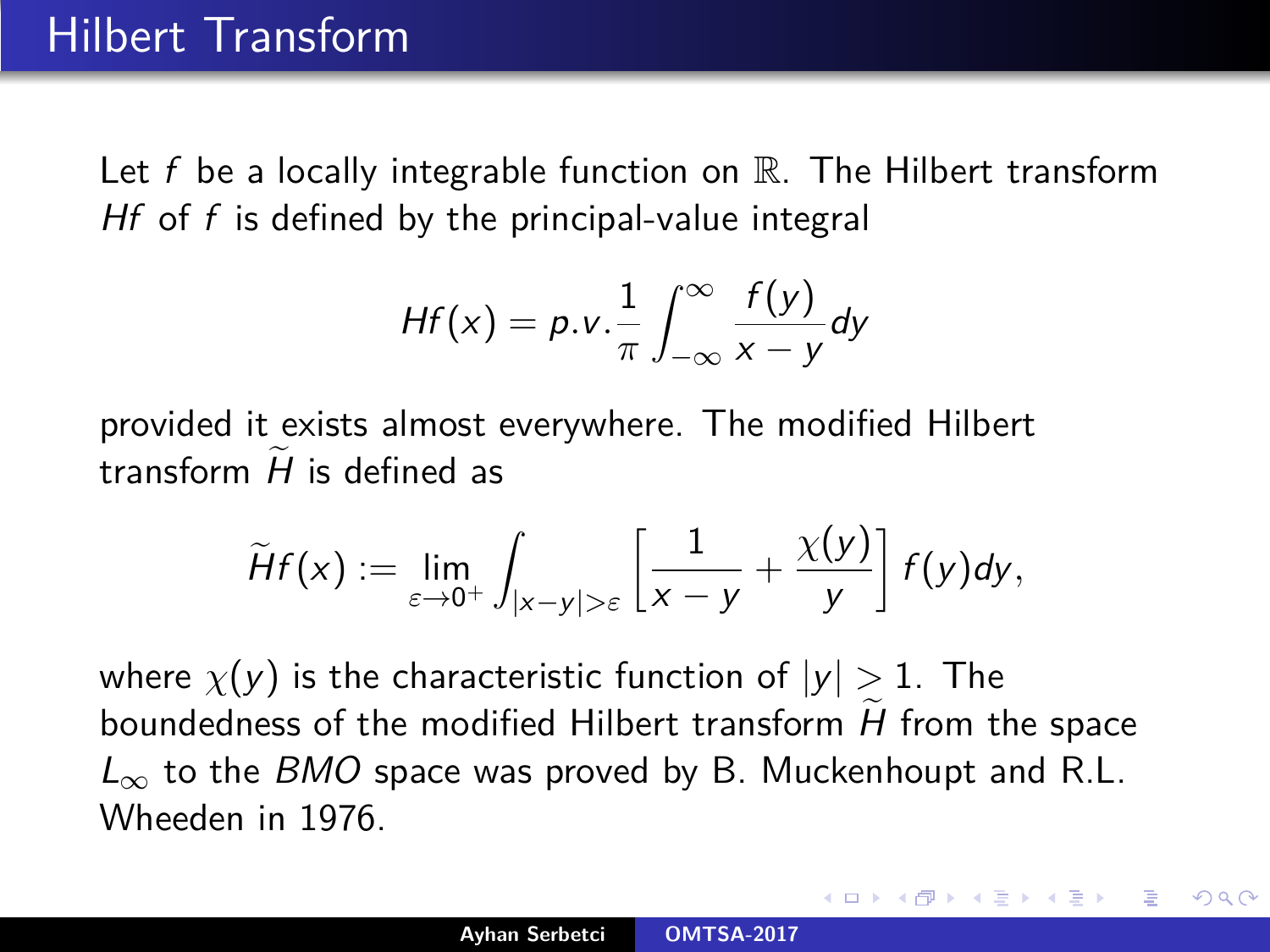# Hilbert Transform

Let $f$ be a locally integrable function on $\mathbb{R}$. The Hilbert transform $Hf$ of $f$ is defined by the principal-value integral

$$Hf(x) = p.v.\frac{1}{\pi}\int_{-\infty}^{\infty}\frac{f(y)}{x-y}dy$$

provided it exists almost everywhere. The modified Hilbert transform $\widetilde{H}$ is defined as

$$\widetilde{H}f(x) := \lim_{\varepsilon\to 0^+}\int_{|x-y|>\varepsilon}\left[\frac{1}{x-y}+\frac{\chi(y)}{y}\right]f(y)dy,$$

where $\chi(y)$ is the characteristic function of $|y| > 1$. The boundedness of the modified Hilbert transform $\widetilde{H}$ from the space $L_\infty$ to the $BMO$ space was proved by B. Muckenhoupt and R.L. Wheeden in 1976.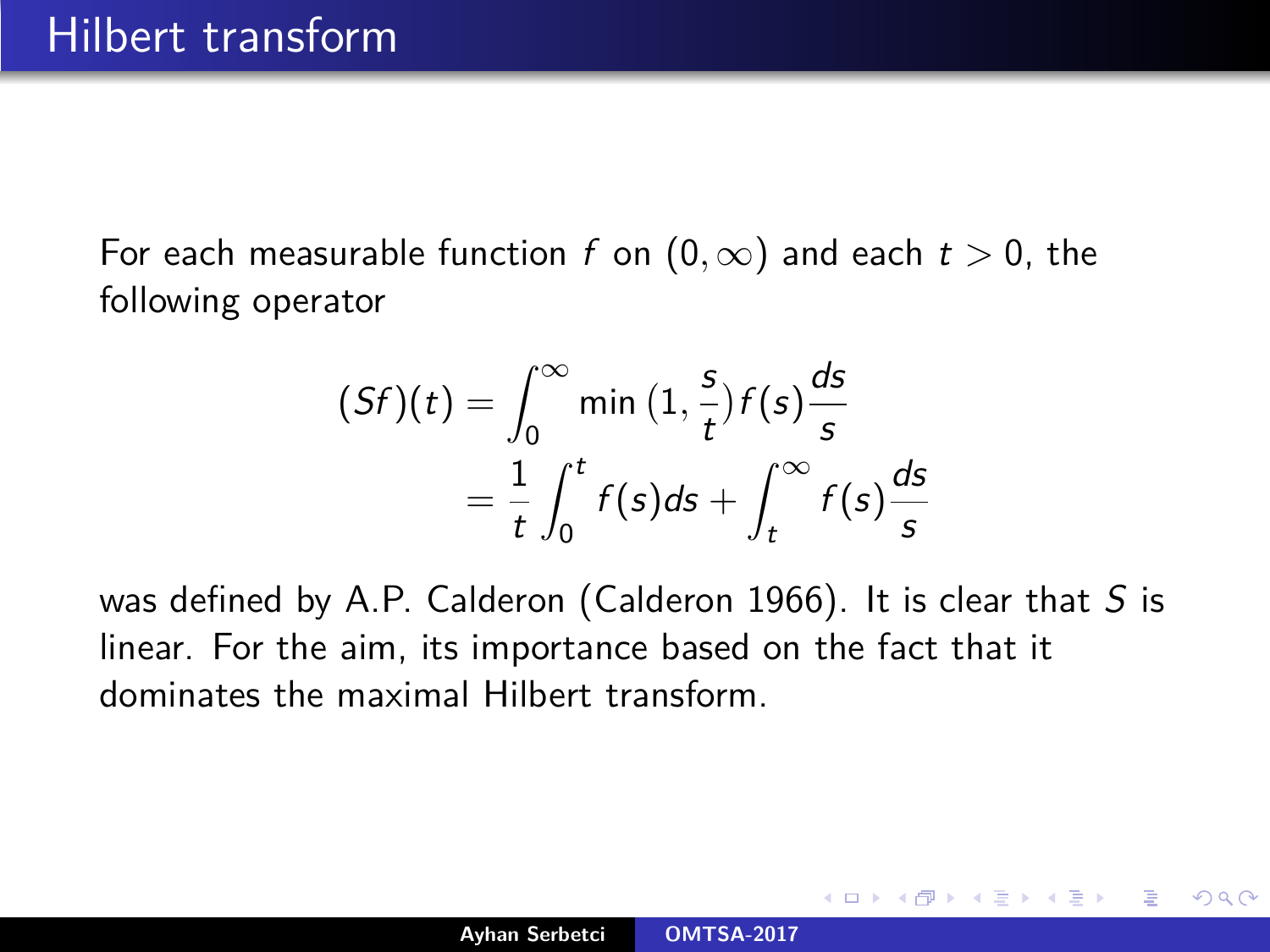# Hilbert transform

For each measurable function $f$ on $(0, \infty)$ and each $t > 0$, the following operator

$$
\begin{aligned}
(Sf)(t) &= \int_0^\infty \min\left(1, \frac{s}{t}\right) f(s) \frac{ds}{s} \\
&= \frac{1}{t} \int_0^t f(s) ds + \int_t^\infty f(s) \frac{ds}{s}
\end{aligned}
$$

was defined by A.P. Calderon (Calderon 1966). It is clear that $S$ is linear. For the aim, its importance based on the fact that it dominates the maximal Hilbert transform.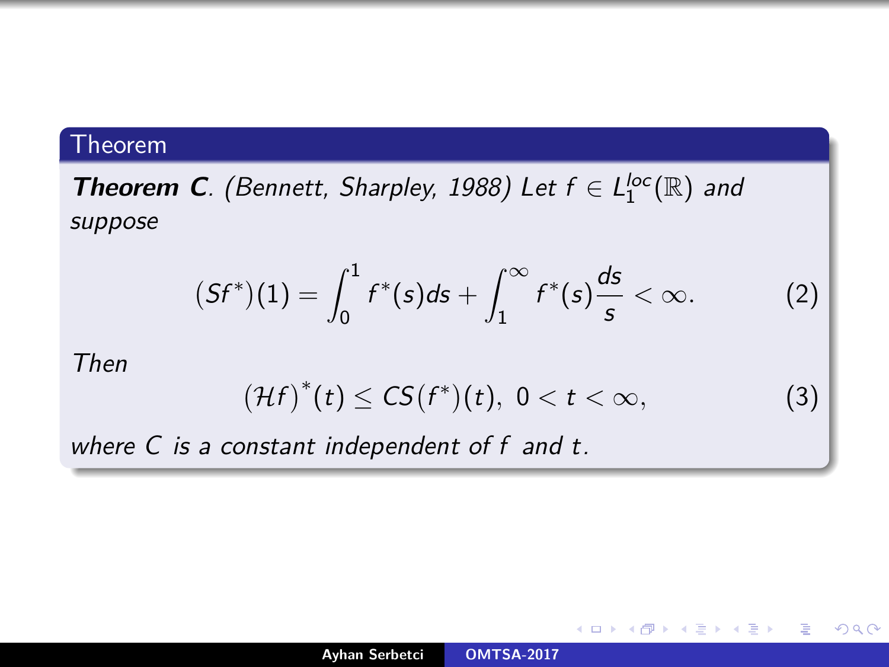### Theorem

***Theorem C**. (Bennett, Sharpley, 1988) Let $f \in L_1^{loc}(\mathbb{R})$ and suppose*

$$(Sf^*)(1) = \int_0^1 f^*(s)ds + \int_1^\infty f^*(s)\frac{ds}{s} < \infty. \tag{2}$$

*Then*

$$(\mathcal{H}f)^*(t) \leq CS(f^*)(t), \; 0 < t < \infty, \tag{3}$$

*where $C$ is a constant independent of $f$ and $t$.*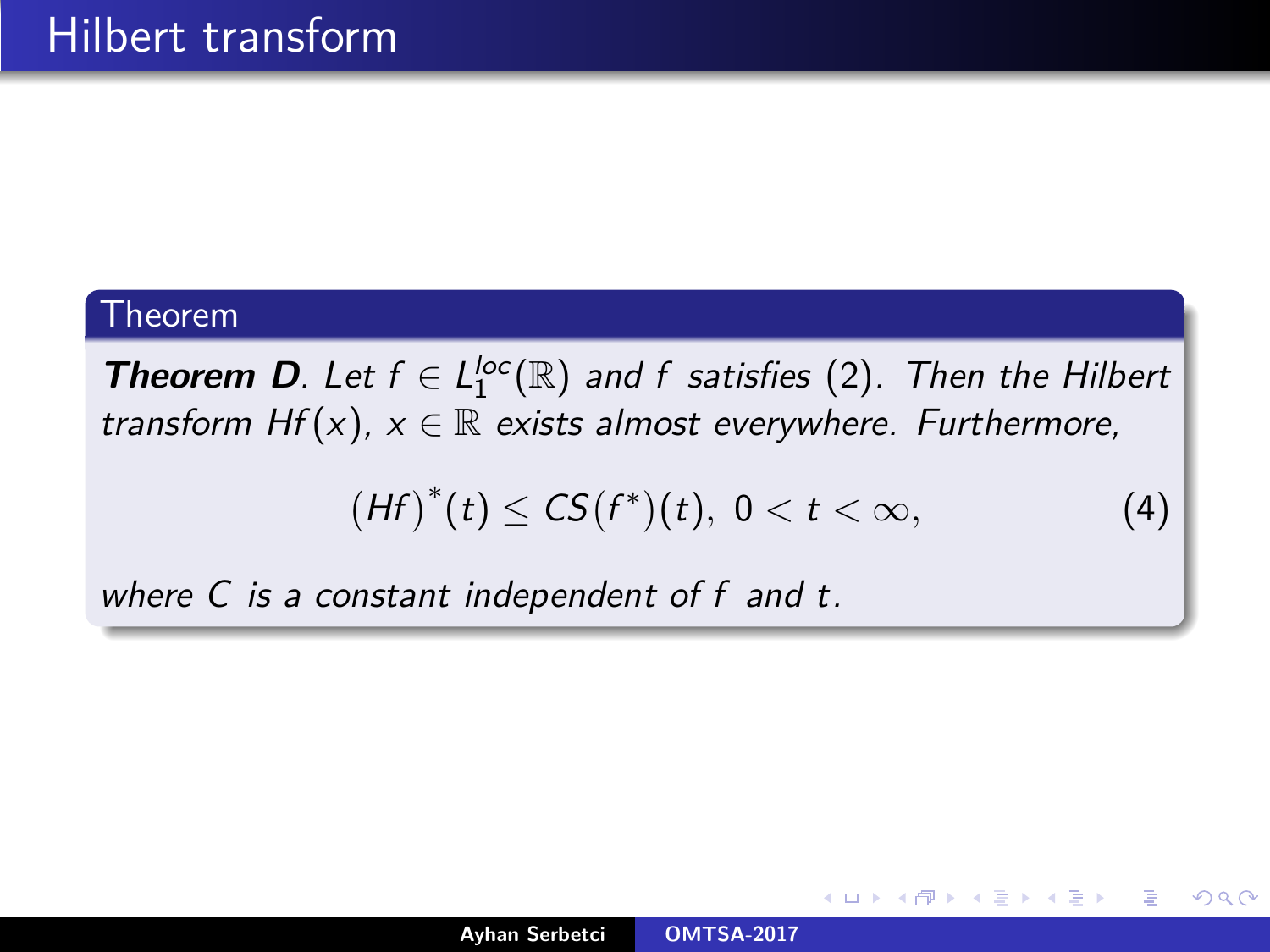# Hilbert transform

**Theorem**

***Theorem D***. *Let $f \in L_1^{loc}(\mathbb{R})$ and $f$ satisfies (2). Then the Hilbert transform $Hf(x)$, $x \in \mathbb{R}$ exists almost everywhere. Furthermore,*

$$(Hf)^*(t) \leq CS(f^*)(t), \; 0 < t < \infty, \tag{4}$$

*where $C$ is a constant independent of $f$ and $t$.*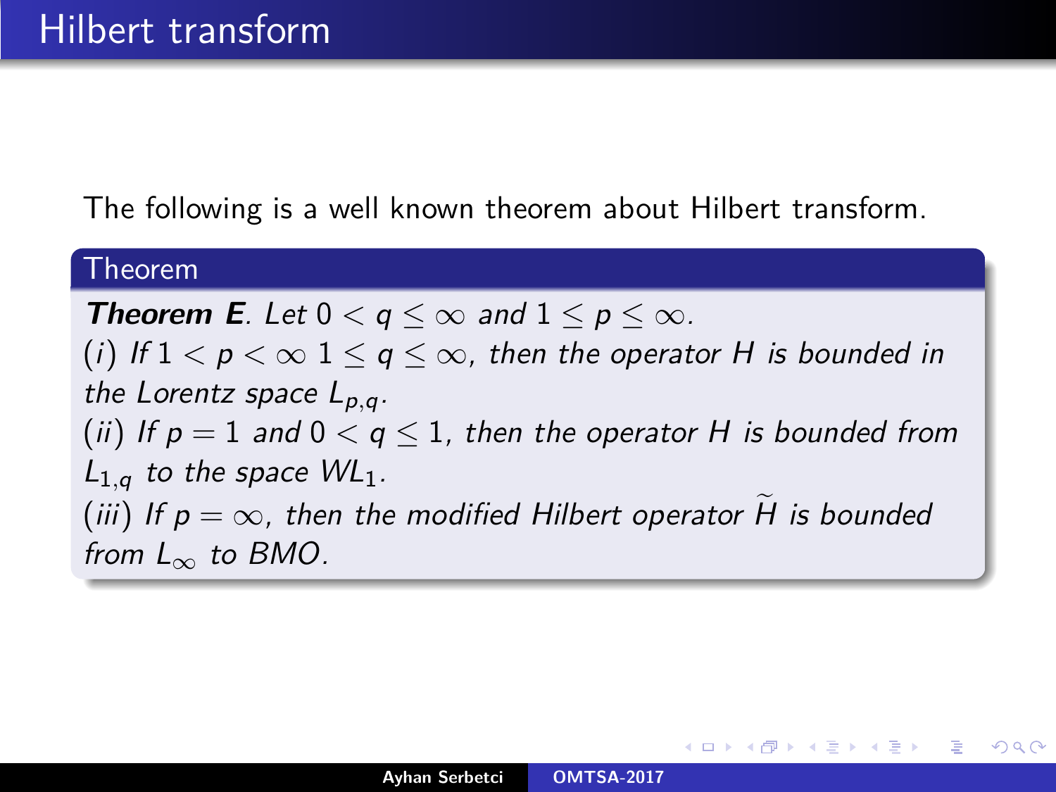# Hilbert transform

The following is a well known theorem about Hilbert transform.

**Theorem**

***Theorem E***. *Let $0 < q \leq \infty$ and $1 \leq p \leq \infty$.*

*(i) If $1 < p < \infty$ $1 \leq q \leq \infty$, then the operator $H$ is bounded in the Lorentz space $L_{p,q}$.*

*(ii) If $p = 1$ and $0 < q \leq 1$, then the operator $H$ is bounded from $L_{1,q}$ to the space $WL_1$.*

*(iii) If $p = \infty$, then the modified Hilbert operator $\widetilde{H}$ is bounded from $L_\infty$ to $BMO$.*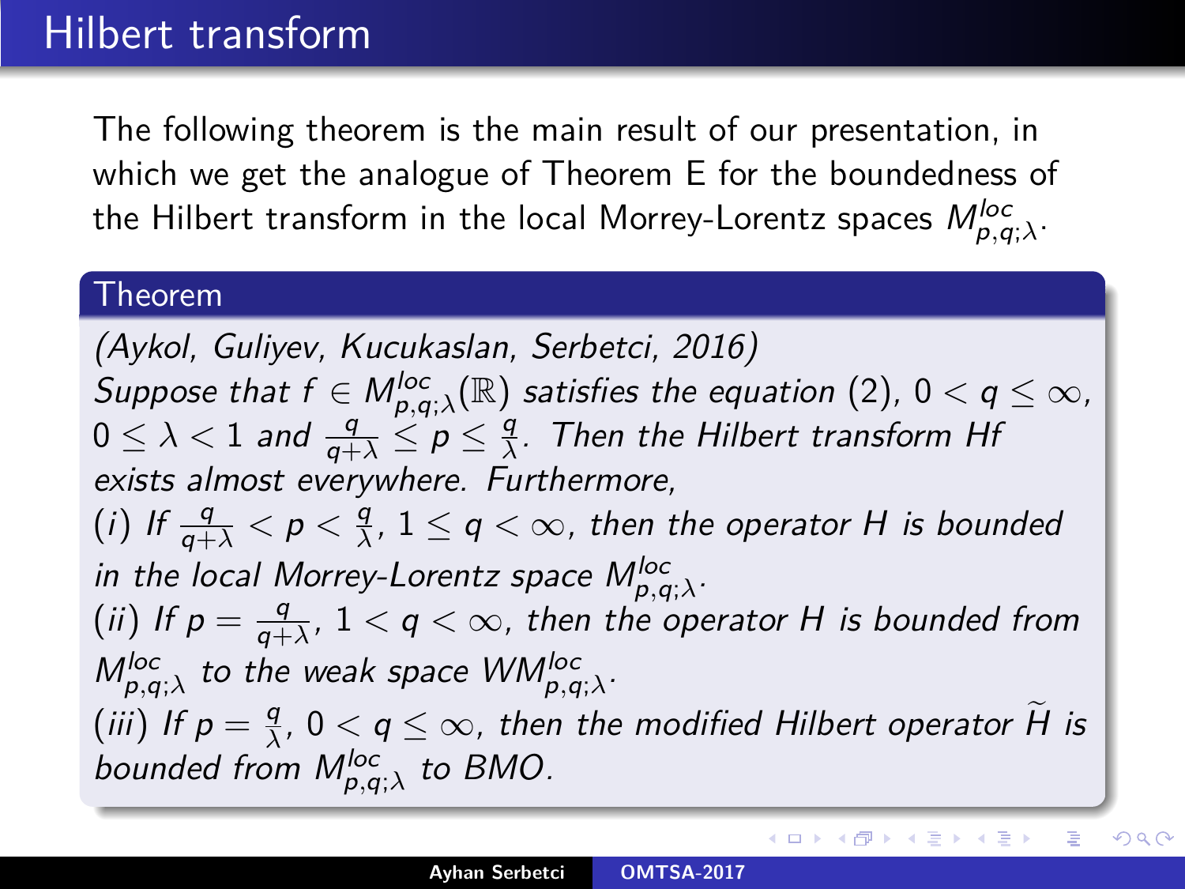# Hilbert transform

The following theorem is the main result of our presentation, in which we get the analogue of Theorem E for the boundedness of the Hilbert transform in the local Morrey-Lorentz spaces $M^{loc}_{p,q;\lambda}$.

**Theorem**

*(Aykol, Guliyev, Kucukaslan, Serbetci, 2016)*
*Suppose that* $f \in M^{loc}_{p,q;\lambda}(\mathbb{R})$ *satisfies the equation (2),* $0 < q \leq \infty$, $0 \leq \lambda < 1$ *and* $\frac{q}{q+\lambda} \leq p \leq \frac{q}{\lambda}$. *Then the Hilbert transform* $Hf$ *exists almost everywhere. Furthermore,*

*(i) If* $\frac{q}{q+\lambda} < p < \frac{q}{\lambda}$, $1 \leq q < \infty$, *then the operator* $H$ *is bounded in the local Morrey-Lorentz space* $M^{loc}_{p,q;\lambda}$.

*(ii) If* $p = \frac{q}{q+\lambda}$, $1 < q < \infty$, *then the operator* $H$ *is bounded from* $M^{loc}_{p,q;\lambda}$ *to the weak space* $WM^{loc}_{p,q;\lambda}$.

*(iii) If* $p = \frac{q}{\lambda}$, $0 < q \leq \infty$, *then the modified Hilbert operator* $\widetilde{H}$ *is bounded from* $M^{loc}_{p,q;\lambda}$ *to BMO.*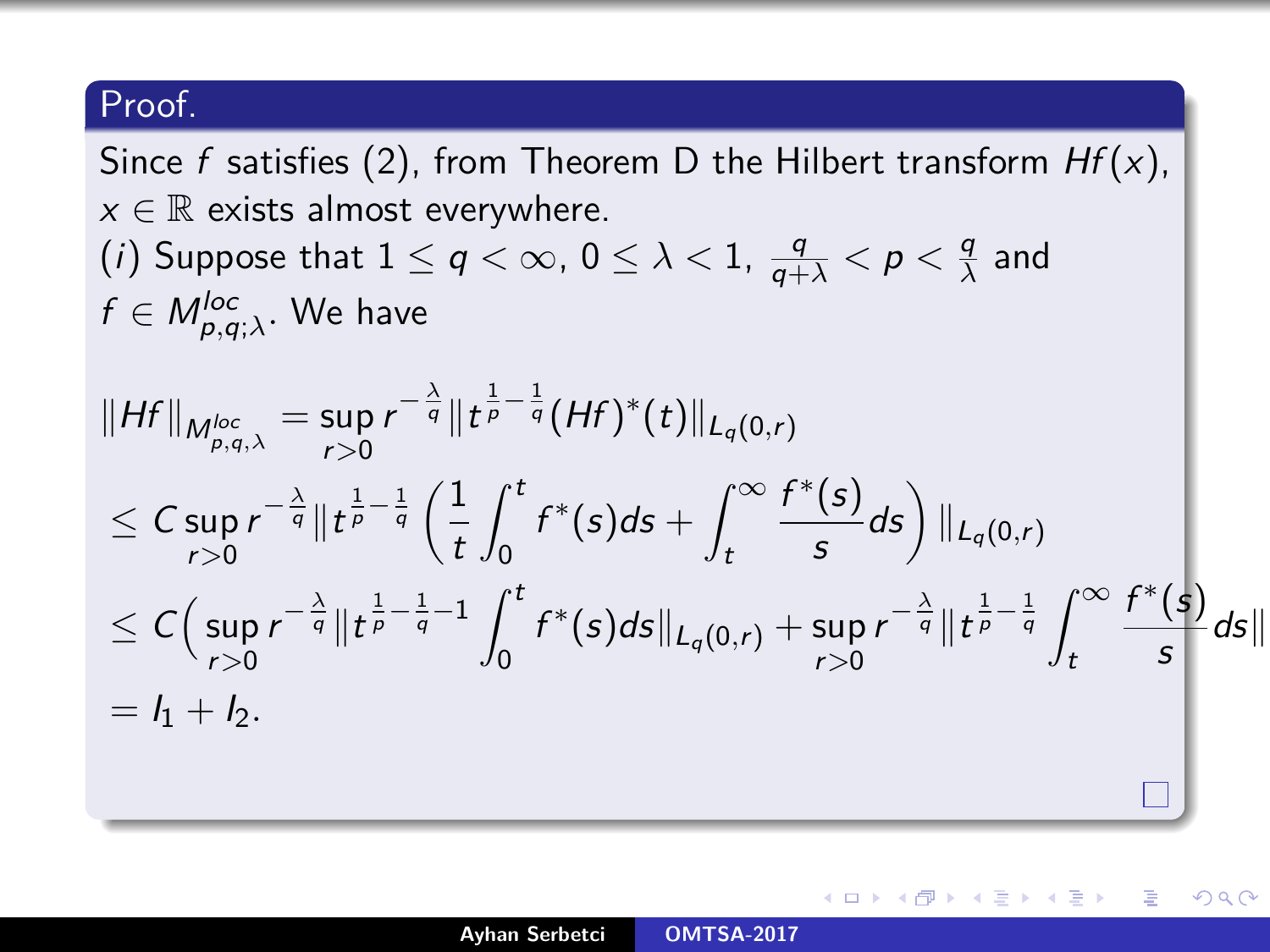**Proof.**

Since $f$ satisfies (2), from Theorem D the Hilbert transform $Hf(x)$, $x \in \mathbb{R}$ exists almost everywhere.

$(i)$ Suppose that $1 \leq q < \infty$, $0 \leq \lambda < 1$, $\frac{q}{q+\lambda} < p < \frac{q}{\lambda}$ and $f \in M^{loc}_{p,q;\lambda}$. We have

$$\|Hf\|_{M^{loc}_{p,q,\lambda}} = \sup_{r>0} r^{-\frac{\lambda}{q}} \|t^{\frac{1}{p}-\frac{1}{q}} (Hf)^*(t)\|_{L_q(0,r)}$$

$$\leq C \sup_{r>0} r^{-\frac{\lambda}{q}} \|t^{\frac{1}{p}-\frac{1}{q}} \left( \frac{1}{t} \int_0^t f^*(s) ds + \int_t^\infty \frac{f^*(s)}{s} ds \right) \|_{L_q(0,r)}$$

$$\leq C \Big( \sup_{r>0} r^{-\frac{\lambda}{q}} \|t^{\frac{1}{p}-\frac{1}{q}-1} \int_0^t f^*(s) ds\|_{L_q(0,r)} + \sup_{r>0} r^{-\frac{\lambda}{q}} \|t^{\frac{1}{p}-\frac{1}{q}} \int_t^\infty \frac{f^*(s)}{s} ds\|$$

$$= I_1 + I_2.$$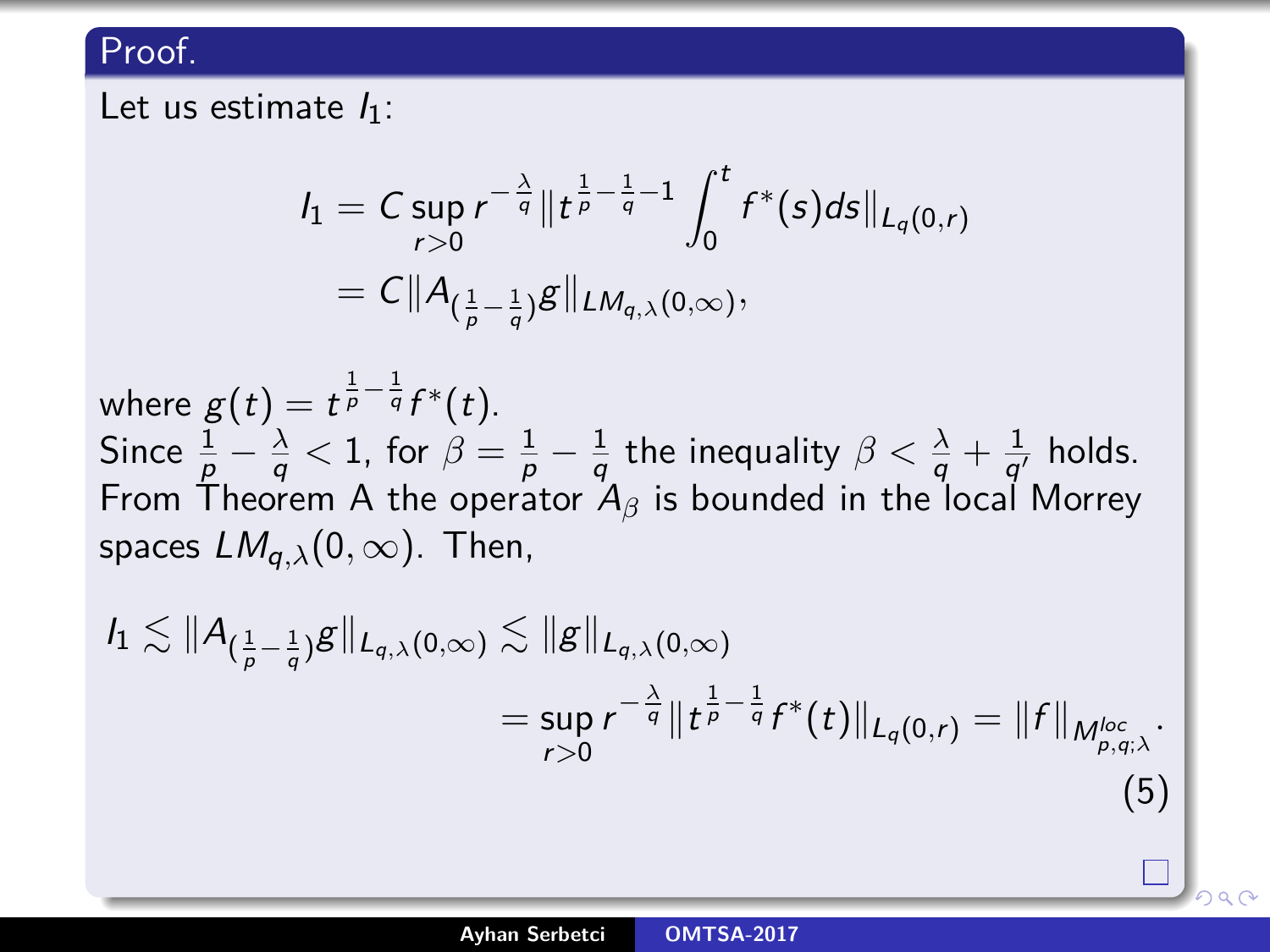**Proof.**

Let us estimate $I_1$:

$$
\begin{aligned}
I_1 &= C \sup_{r>0} r^{-\frac{\lambda}{q}} \|t^{\frac{1}{p}-\frac{1}{q}-1} \int_0^t f^*(s)ds\|_{L_q(0,r)} \\
&= C\|A_{(\frac{1}{p}-\frac{1}{q})}g\|_{LM_{q,\lambda}(0,\infty)},
\end{aligned}
$$

where $g(t) = t^{\frac{1}{p}-\frac{1}{q}} f^*(t)$.
Since $\frac{1}{p} - \frac{\lambda}{q} < 1$, for $\beta = \frac{1}{p} - \frac{1}{q}$ the inequality $\beta < \frac{\lambda}{q} + \frac{1}{q'}$ holds. From Theorem A the operator $A_\beta$ is bounded in the local Morrey spaces $LM_{q,\lambda}(0,\infty)$. Then,

$$
\begin{aligned}
I_1 &\lesssim \|A_{(\frac{1}{p}-\frac{1}{q})}g\|_{L_{q,\lambda}(0,\infty)} \lesssim \|g\|_{L_{q,\lambda}(0,\infty)} \\
&= \sup_{r>0} r^{-\frac{\lambda}{q}} \|t^{\frac{1}{p}-\frac{1}{q}} f^*(t)\|_{L_q(0,r)} = \|f\|_{M^{loc}_{p,q;\lambda}}.
\end{aligned}
\tag{5}
$$

□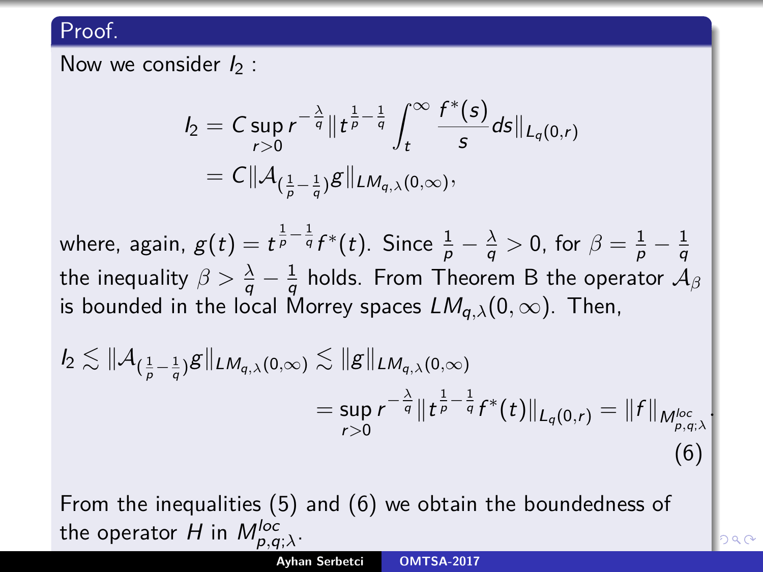**Proof.**

Now we consider $I_2$ :

$$
\begin{aligned}
I_2 &= C \sup_{r>0} r^{-\frac{\lambda}{q}} \| t^{\frac{1}{p}-\frac{1}{q}} \int_t^\infty \frac{f^*(s)}{s} ds \|_{L_q(0,r)} \\
&= C \| \mathcal{A}_{(\frac{1}{p}-\frac{1}{q})} g \|_{LM_{q,\lambda}(0,\infty)},
\end{aligned}
$$

where, again, $g(t) = t^{\frac{1}{p}-\frac{1}{q}} f^*(t)$. Since $\frac{1}{p} - \frac{\lambda}{q} > 0$, for $\beta = \frac{1}{p} - \frac{1}{q}$ the inequality $\beta > \frac{\lambda}{q} - \frac{1}{q}$ holds. From Theorem B the operator $\mathcal{A}_\beta$ is bounded in the local Morrey spaces $LM_{q,\lambda}(0,\infty)$. Then,

$$
\begin{aligned}
I_2 \lesssim \| \mathcal{A}_{(\frac{1}{p}-\frac{1}{q})} g \|_{LM_{q,\lambda}(0,\infty)} &\lesssim \| g \|_{LM_{q,\lambda}(0,\infty)} \\
&= \sup_{r>0} r^{-\frac{\lambda}{q}} \| t^{\frac{1}{p}-\frac{1}{q}} f^*(t) \|_{L_q(0,r)} = \| f \|_{M^{loc}_{p,q;\lambda}}. \qquad (6)
\end{aligned}
$$

From the inequalities (5) and (6) we obtain the boundedness of the operator $H$ in $M^{loc}_{p,q;\lambda}$.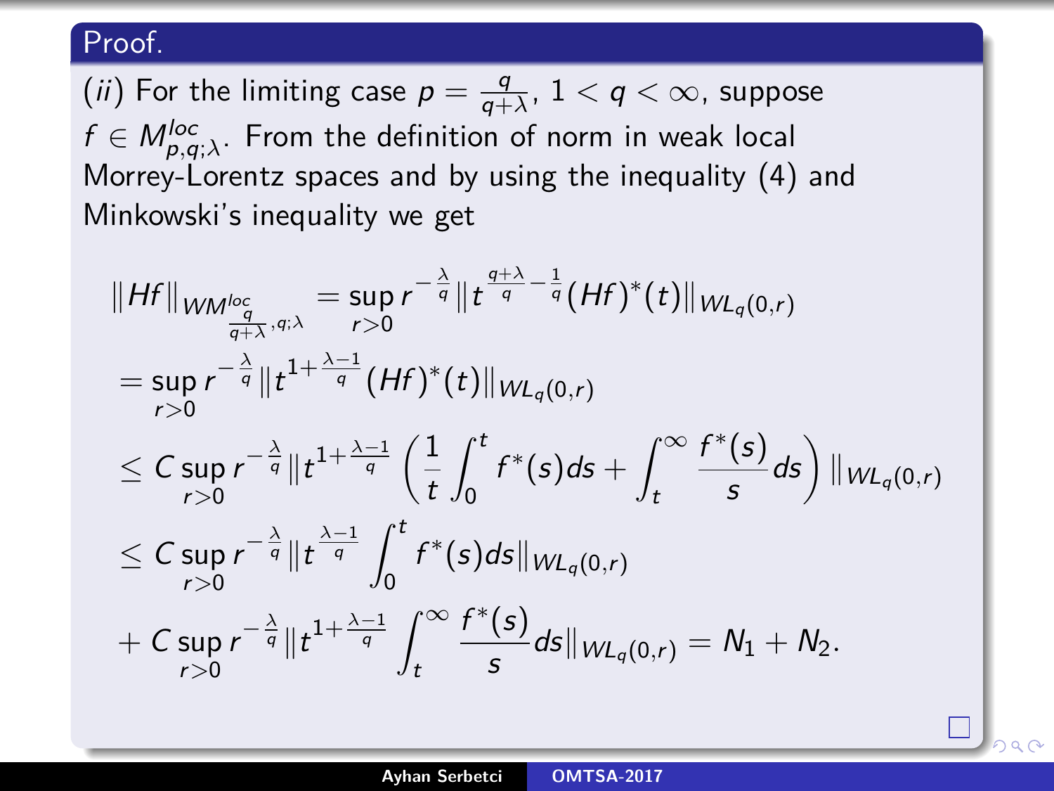**Proof.**

(*ii*) For the limiting case $p = \frac{q}{q+\lambda}$, $1 < q < \infty$, suppose $f \in M^{loc}_{p,q;\lambda}$. From the definition of norm in weak local Morrey-Lorentz spaces and by using the inequality (4) and Minkowski's inequality we get

$$
\begin{aligned}
&\|Hf\|_{WM^{loc}_{\frac{q}{q+\lambda},q;\lambda}} = \sup_{r>0} r^{-\frac{\lambda}{q}} \|t^{\frac{q+\lambda}{q}-\frac{1}{q}}(Hf)^*(t)\|_{WL_q(0,r)} \\
&= \sup_{r>0} r^{-\frac{\lambda}{q}} \|t^{1+\frac{\lambda-1}{q}}(Hf)^*(t)\|_{WL_q(0,r)} \\
&\le C \sup_{r>0} r^{-\frac{\lambda}{q}} \|t^{1+\frac{\lambda-1}{q}} \left( \frac{1}{t}\int_0^t f^*(s)ds + \int_t^\infty \frac{f^*(s)}{s}ds \right) \|_{WL_q(0,r)} \\
&\le C \sup_{r>0} r^{-\frac{\lambda}{q}} \|t^{\frac{\lambda-1}{q}} \int_0^t f^*(s)ds\|_{WL_q(0,r)} \\
&+ C \sup_{r>0} r^{-\frac{\lambda}{q}} \|t^{1+\frac{\lambda-1}{q}} \int_t^\infty \frac{f^*(s)}{s}ds\|_{WL_q(0,r)} = N_1 + N_2.
\end{aligned}
$$

□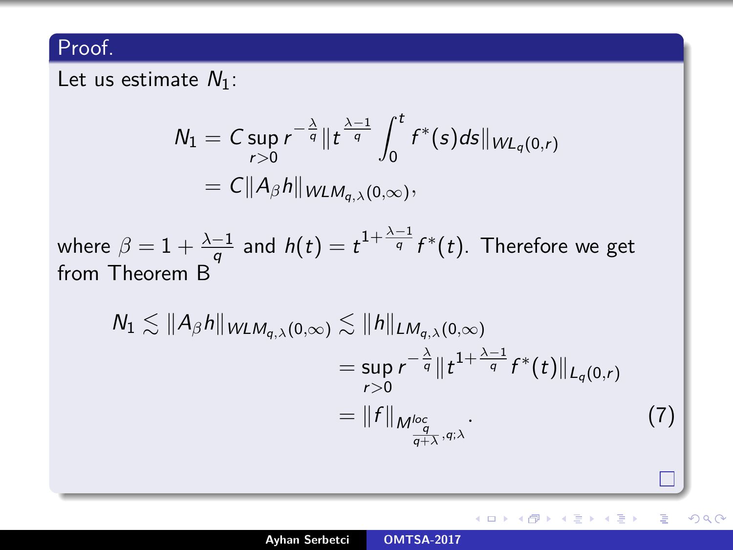**Proof.**

Let us estimate $N_1$:

$$
\begin{aligned}
N_1 &= C \sup_{r>0} r^{-\frac{\lambda}{q}} \| t^{\frac{\lambda-1}{q}} \int_0^t f^*(s) ds \|_{WL_q(0,r)} \\
&= C \| A_\beta h \|_{WLM_{q,\lambda}(0,\infty)},
\end{aligned}
$$

where $\beta = 1 + \frac{\lambda-1}{q}$ and $h(t) = t^{1+\frac{\lambda-1}{q}} f^*(t)$. Therefore we get from Theorem B

$$
\begin{aligned}
N_1 \lesssim \| A_\beta h \|_{WLM_{q,\lambda}(0,\infty)} &\lesssim \| h \|_{LM_{q,\lambda}(0,\infty)} \\
&= \sup_{r>0} r^{-\frac{\lambda}{q}} \| t^{1+\frac{\lambda-1}{q}} f^*(t) \|_{L_q(0,r)} \\
&= \| f \|_{M^{loc}_{\frac{q}{q+\lambda},q;\lambda}}.
\end{aligned}
\tag{7}
$$

□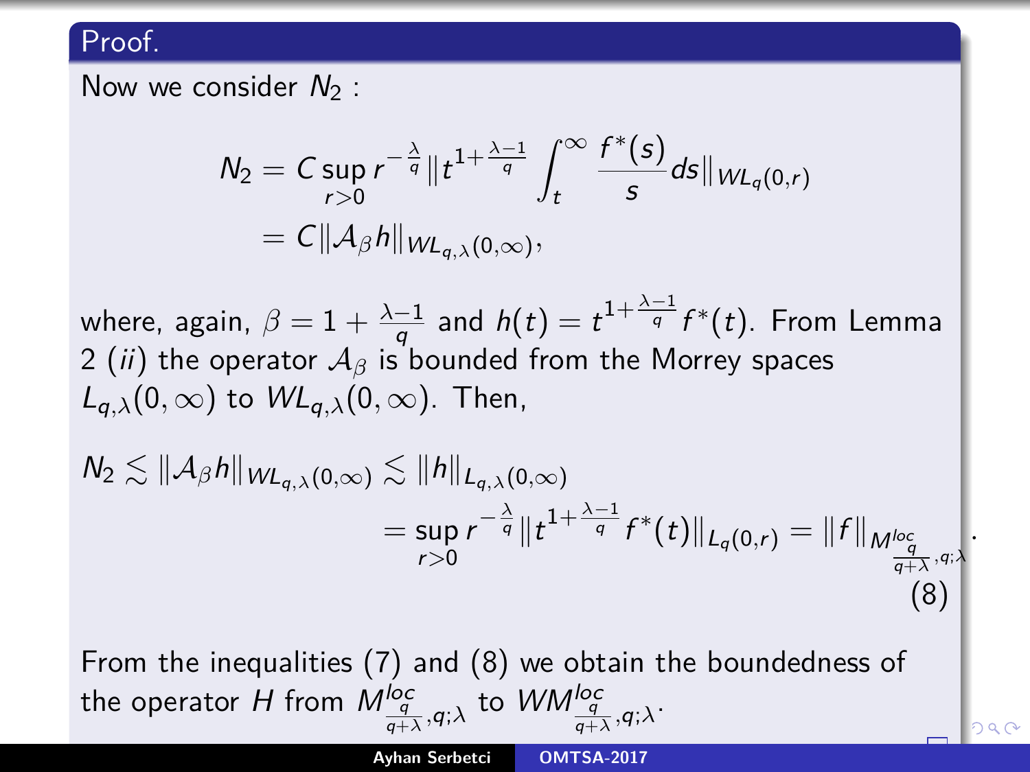**Proof.**

Now we consider $N_2$ :

$$N_2 = C \sup_{r>0} r^{-\frac{\lambda}{q}} \| t^{1+\frac{\lambda-1}{q}} \int_t^\infty \frac{f^*(s)}{s} ds \|_{WL_q(0,r)}$$
$$= C \|\mathcal{A}_\beta h\|_{WL_{q,\lambda}(0,\infty)},$$

where, again, $\beta = 1 + \frac{\lambda-1}{q}$ and $h(t) = t^{1+\frac{\lambda-1}{q}} f^*(t)$. From Lemma 2 $(ii)$ the operator $\mathcal{A}_\beta$ is bounded from the Morrey spaces $L_{q,\lambda}(0,\infty)$ to $WL_{q,\lambda}(0,\infty)$. Then,

$$N_2 \lesssim \|\mathcal{A}_\beta h\|_{WL_{q,\lambda}(0,\infty)} \lesssim \|h\|_{L_{q,\lambda}(0,\infty)}$$
$$= \sup_{r>0} r^{-\frac{\lambda}{q}} \| t^{1+\frac{\lambda-1}{q}} f^*(t) \|_{L_q(0,r)} = \|f\|_{M^{loc}_{\frac{q}{q+\lambda},q;\lambda}}. \tag{8}$$

From the inequalities (7) and (8) we obtain the boundedness of the operator $H$ from $M^{loc}_{\frac{q}{q+\lambda},q;\lambda}$ to $WM^{loc}_{\frac{q}{q+\lambda},q;\lambda}$.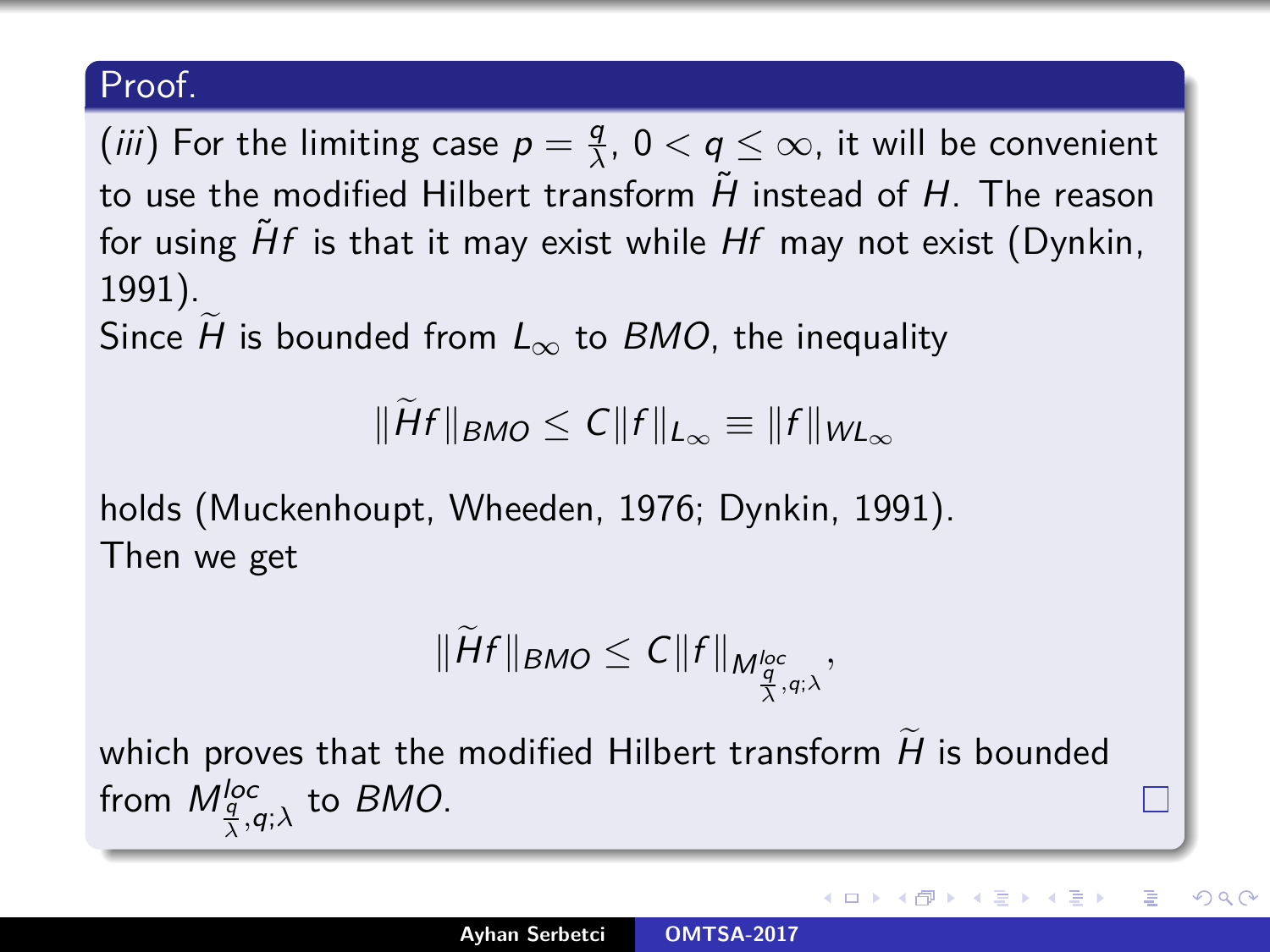**Proof.**

(*iii*) For the limiting case $p = \frac{q}{\lambda}$, $0 < q \leq \infty$, it will be convenient to use the modified Hilbert transform $\tilde{H}$ instead of $H$. The reason for using $\tilde{H}f$ is that it may exist while $Hf$ may not exist (Dynkin, 1991).

Since $\widetilde{H}$ is bounded from $L_\infty$ to $BMO$, the inequality

$$\|\widetilde{H}f\|_{BMO} \leq C\|f\|_{L_\infty} \equiv \|f\|_{WL_\infty}$$

holds (Muckenhoupt, Wheeden, 1976; Dynkin, 1991).

Then we get

$$\|\widetilde{H}f\|_{BMO} \leq C\|f\|_{M^{loc}_{\frac{q}{\lambda},q;\lambda}},$$

which proves that the modified Hilbert transform $\widetilde{H}$ is bounded from $M^{loc}_{\frac{q}{\lambda},q;\lambda}$ to $BMO$. □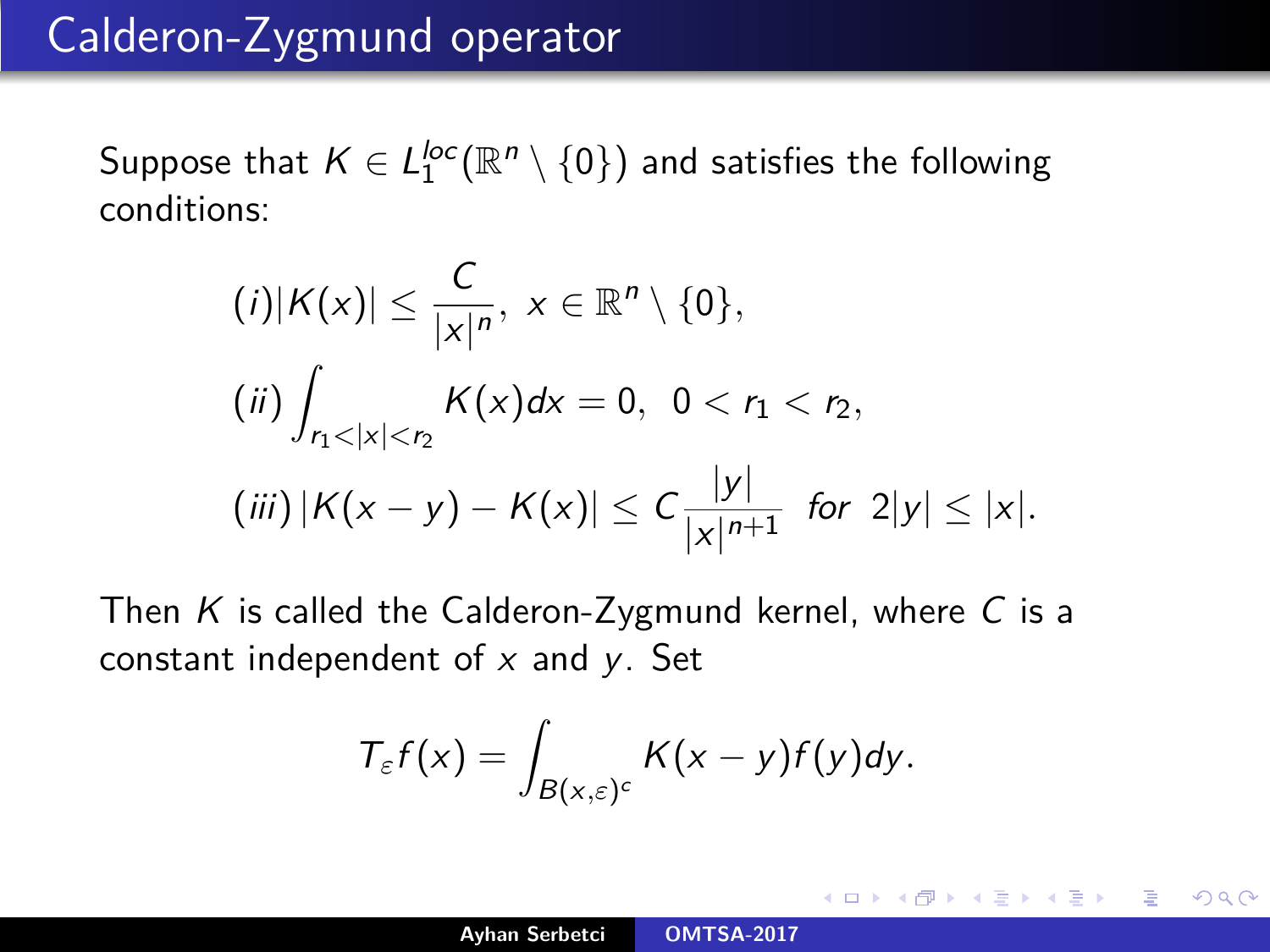# Calderon-Zygmund operator

Suppose that $K \in L_1^{loc}(\mathbb{R}^n \setminus \{0\})$ and satisfies the following conditions:

$$
\begin{aligned}
&(i)|K(x)| \leq \frac{C}{|x|^n}, \ x \in \mathbb{R}^n \setminus \{0\}, \\
&(ii) \int_{r_1<|x|<r_2} K(x)dx = 0, \ \ 0 < r_1 < r_2, \\
&(iii) \, |K(x-y) - K(x)| \leq C\frac{|y|}{|x|^{n+1}} \ \ \textit{for} \ \ 2|y| \leq |x|.
\end{aligned}
$$

Then $K$ is called the Calderon-Zygmund kernel, where $C$ is a constant independent of $x$ and $y$. Set

$$
T_\varepsilon f(x) = \int_{B(x,\varepsilon)^c} K(x-y)f(y)dy.
$$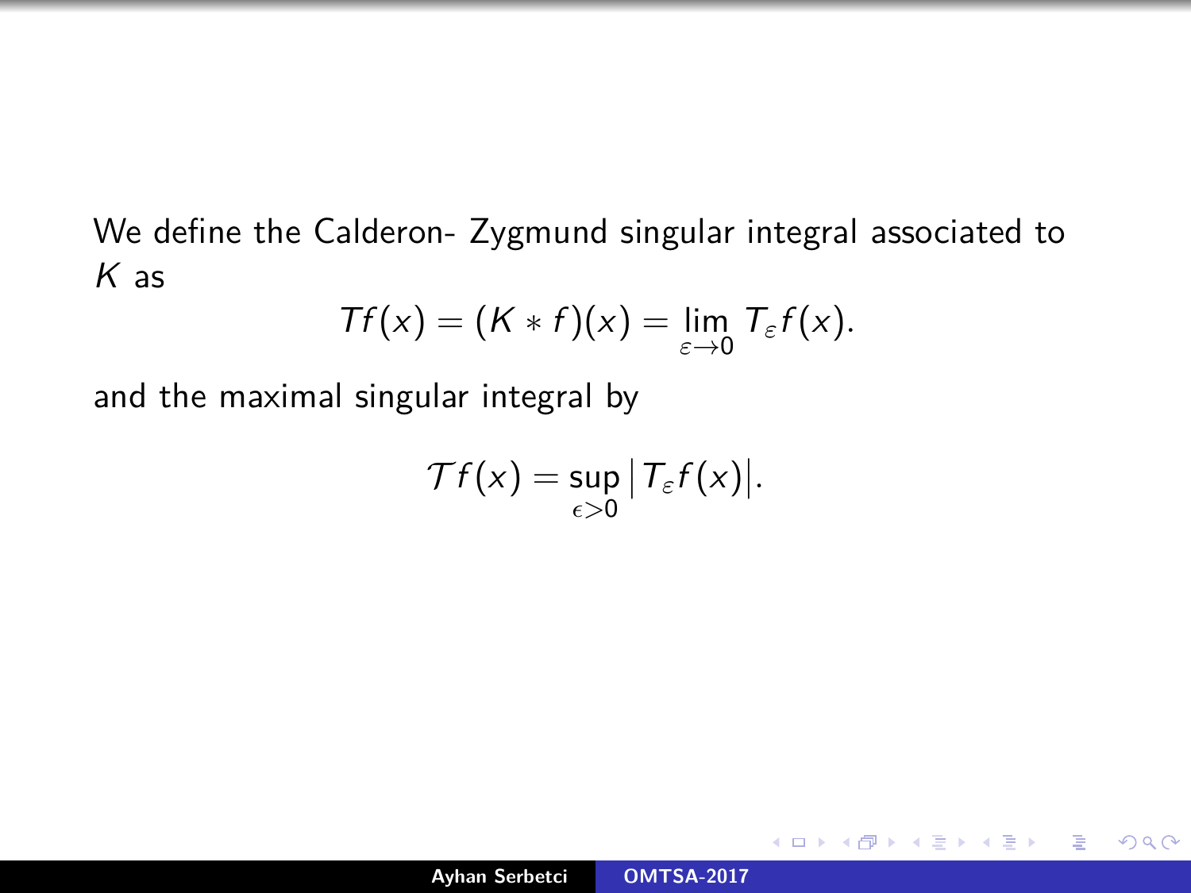We define the Calderon- Zygmund singular integral associated to $K$ as

$$Tf(x) = (K * f)(x) = \lim_{\varepsilon \to 0} T_{\varepsilon} f(x).$$

and the maximal singular integral by

$$\mathcal{T} f(x) = \sup_{\epsilon > 0} \big| T_{\varepsilon} f(x) \big|.$$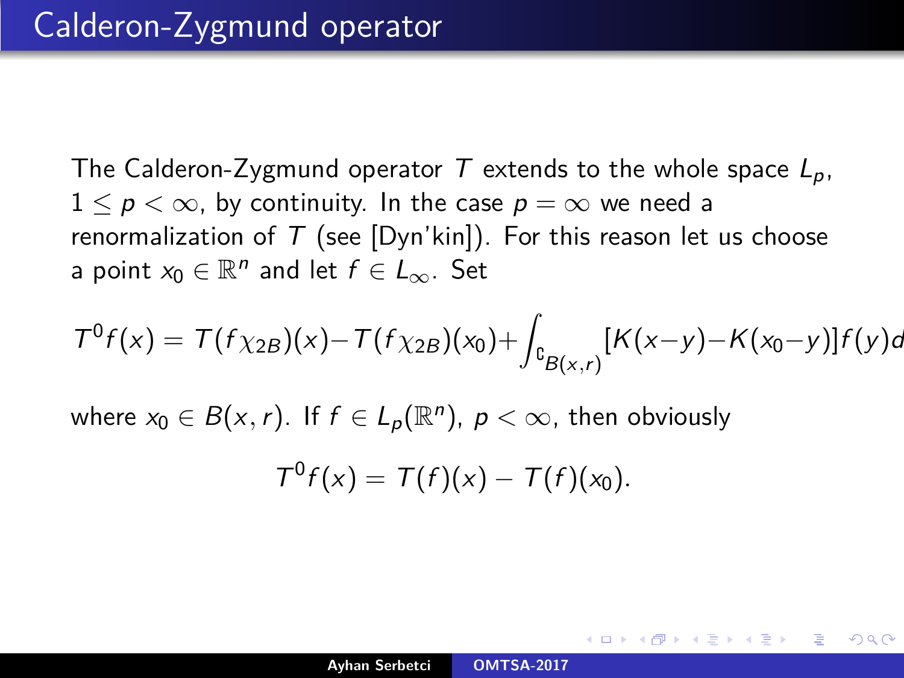# Calderon-Zygmund operator

The Calderon-Zygmund operator $T$ extends to the whole space $L_p$, $1 \leq p < \infty$, by continuity. In the case $p = \infty$ we need a renormalization of $T$ (see [Dyn'kin]). For this reason let us choose a point $x_0 \in \mathbb{R}^n$ and let $f \in L_\infty$. Set

$$T^0 f(x) = T(f\chi_{2B})(x) - T(f\chi_{2B})(x_0) + \int_{\complement_{B(x,r)}} [K(x-y) - K(x_0-y)]f(y)d$$

where $x_0 \in B(x,r)$. If $f \in L_p(\mathbb{R}^n)$, $p < \infty$, then obviously

$$T^0 f(x) = T(f)(x) - T(f)(x_0).$$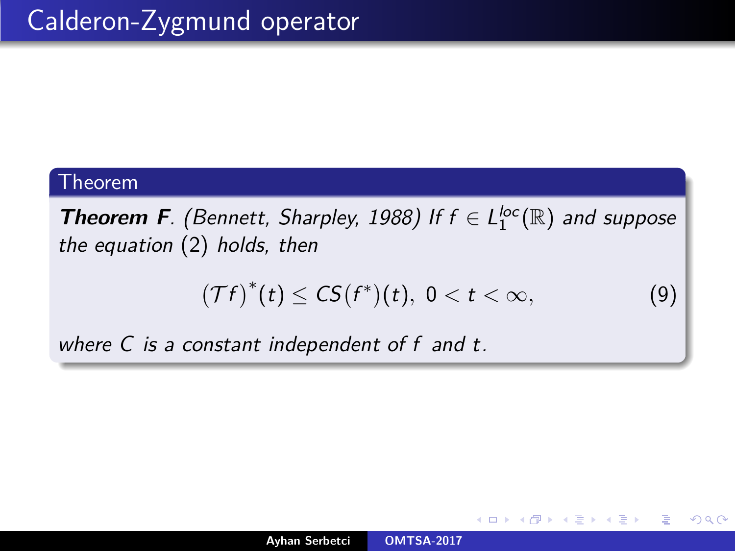# Calderon-Zygmund operator

**Theorem**

***Theorem F***. *(Bennett, Sharpley, 1988) If $f \in L_1^{loc}(\mathbb{R})$ and suppose the equation (2) holds, then*

$$(\mathcal{T}f)^*(t) \leq CS(f^*)(t), \ 0 < t < \infty, \tag{9}$$

*where $C$ is a constant independent of $f$ and $t$.*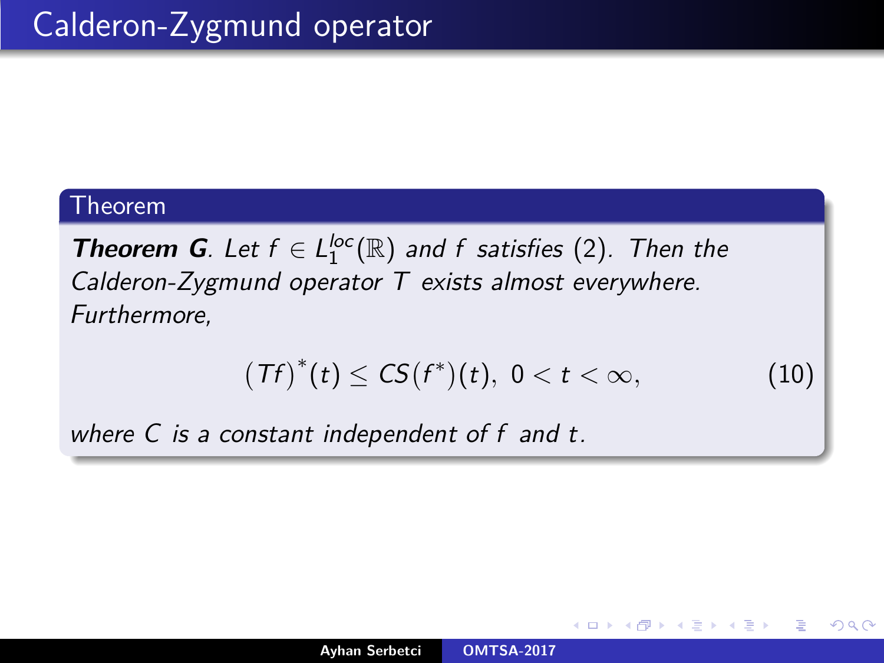# Calderon-Zygmund operator

**Theorem**

***Theorem G***. *Let $f \in L_1^{loc}(\mathbb{R})$ and $f$ satisfies (2). Then the Calderon-Zygmund operator $T$ exists almost everywhere. Furthermore,*

$$(Tf)^*(t) \leq CS(f^*)(t), \; 0 < t < \infty, \tag{10}$$

*where $C$ is a constant independent of $f$ and $t$.*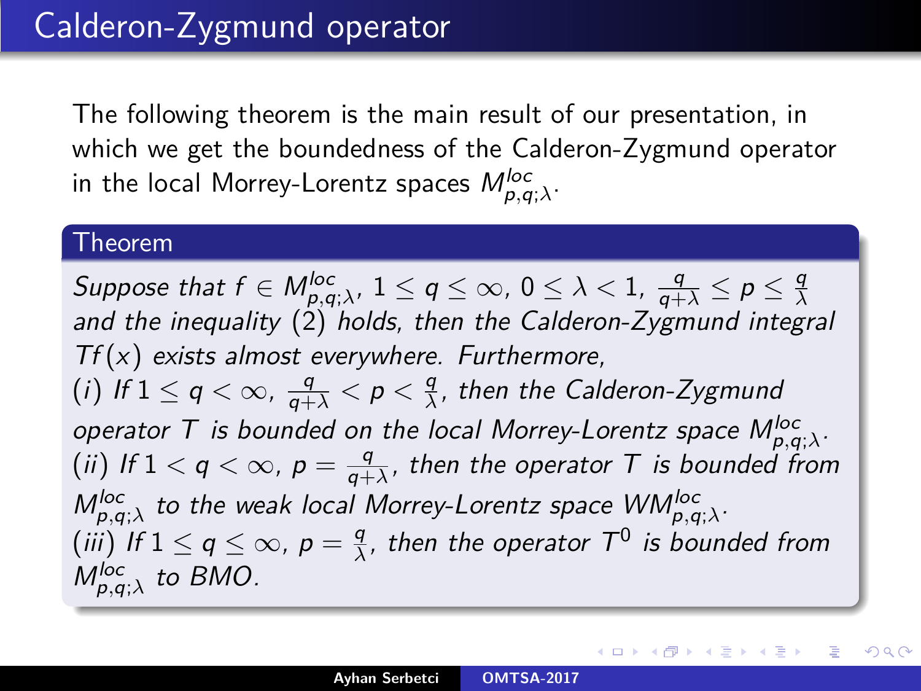# Calderon-Zygmund operator

The following theorem is the main result of our presentation, in which we get the boundedness of the Calderon-Zygmund operator in the local Morrey-Lorentz spaces $M^{loc}_{p,q;\lambda}$.

## Theorem

*Suppose that $f \in M^{loc}_{p,q;\lambda}$, $1 \leq q \leq \infty$, $0 \leq \lambda < 1$, $\frac{q}{q+\lambda} \leq p \leq \frac{q}{\lambda}$ and the inequality (2) holds, then the Calderon-Zygmund integral $Tf(x)$ exists almost everywhere. Furthermore,*

*$(i)$ If $1 \leq q < \infty$, $\frac{q}{q+\lambda} < p < \frac{q}{\lambda}$, then the Calderon-Zygmund operator $T$ is bounded on the local Morrey-Lorentz space $M^{loc}_{p,q;\lambda}$.*

*$(ii)$ If $1 < q < \infty$, $p = \frac{q}{q+\lambda}$, then the operator $T$ is bounded from $M^{loc}_{p,q;\lambda}$ to the weak local Morrey-Lorentz space $WM^{loc}_{p,q;\lambda}$.*

*$(iii)$ If $1 \leq q \leq \infty$, $p = \frac{q}{\lambda}$, then the operator $T^0$ is bounded from $M^{loc}_{p,q;\lambda}$ to BMO.*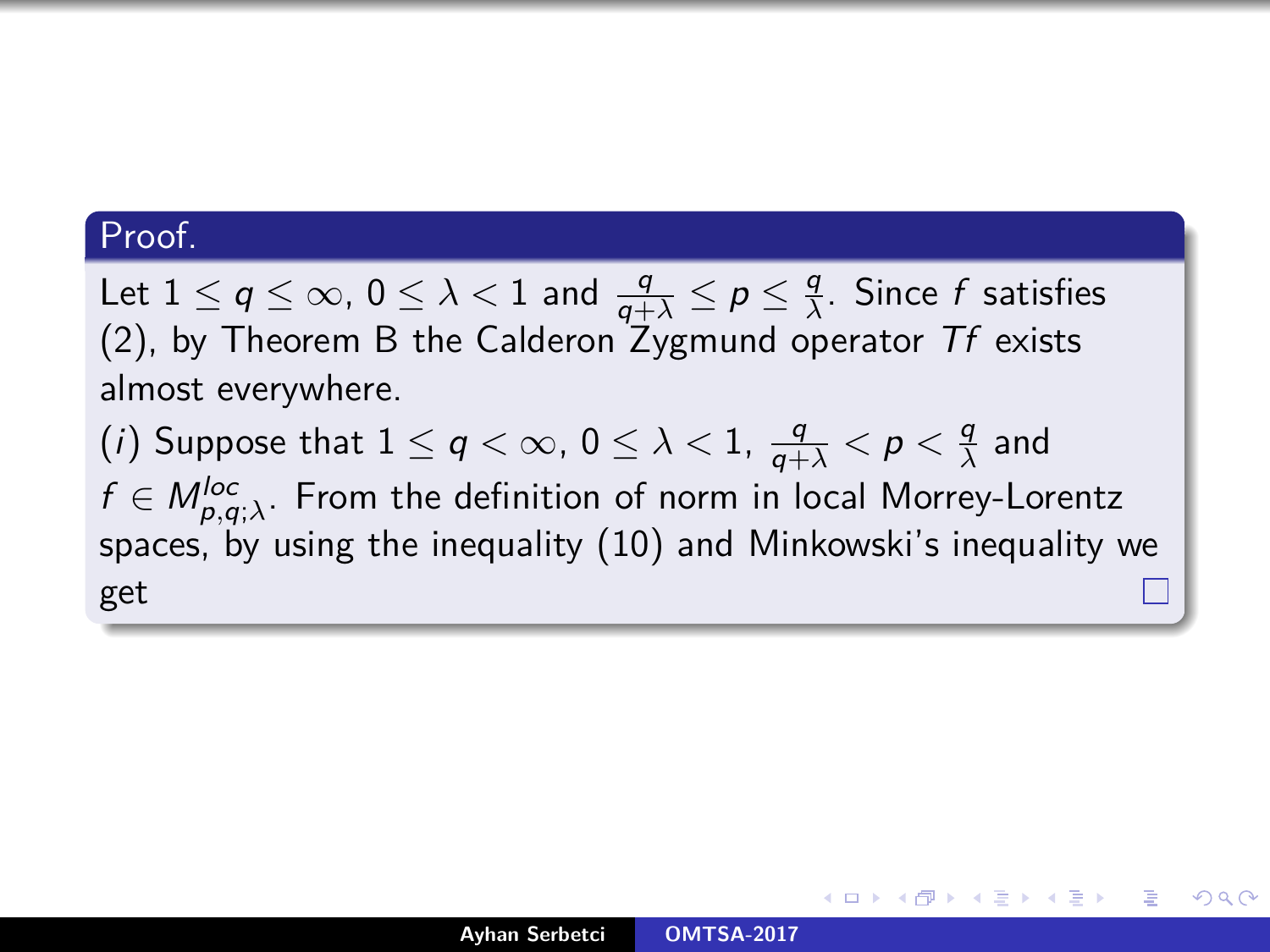**Proof.**

Let $1 \leq q \leq \infty$, $0 \leq \lambda < 1$ and $\frac{q}{q+\lambda} \leq p \leq \frac{q}{\lambda}$. Since $f$ satisfies (2), by Theorem B the Calderon Zygmund operator $Tf$ exists almost everywhere.

($i$) Suppose that $1 \leq q < \infty$, $0 \leq \lambda < 1$, $\frac{q}{q+\lambda} < p < \frac{q}{\lambda}$ and $f \in M^{loc}_{p,q;\lambda}$. From the definition of norm in local Morrey-Lorentz spaces, by using the inequality (10) and Minkowski's inequality we get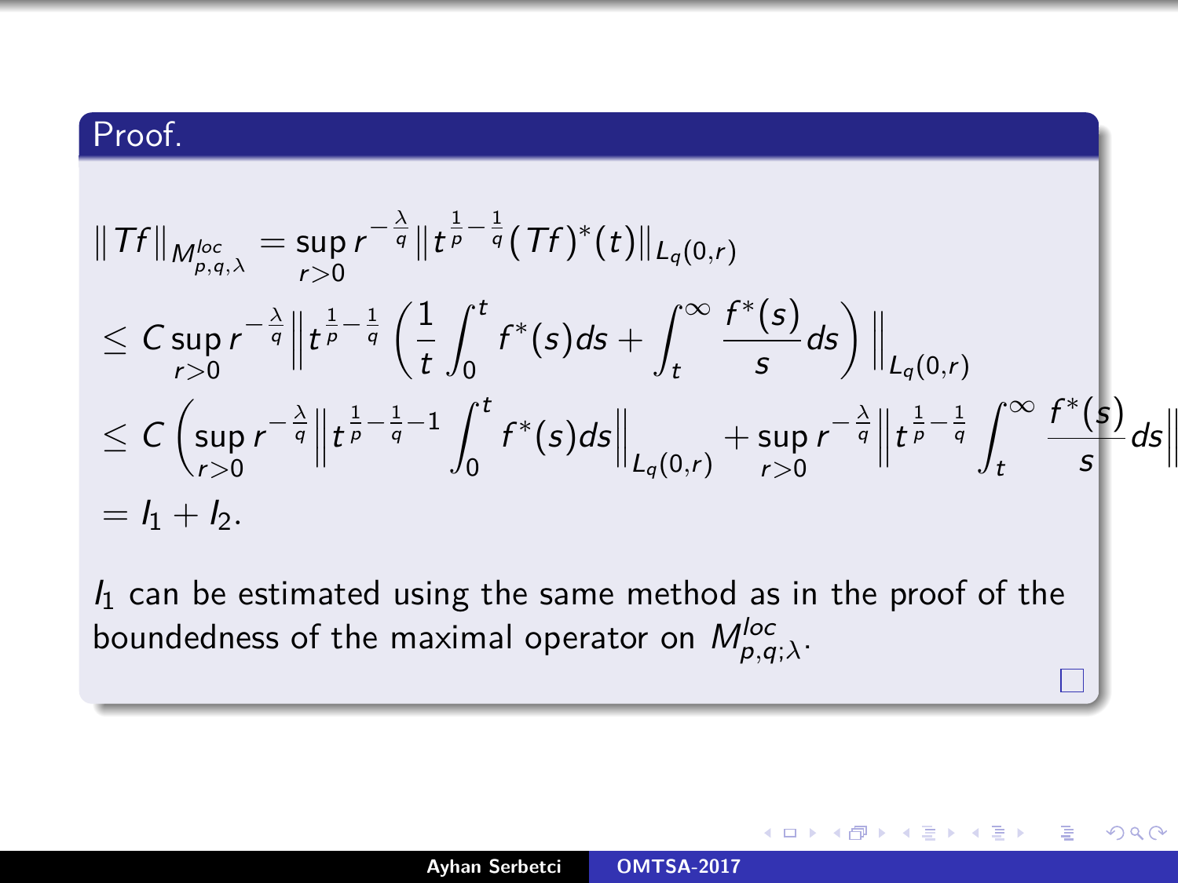**Proof.**

$$
\begin{aligned}
\|Tf\|_{M^{loc}_{p,q,\lambda}} &= \sup_{r>0} r^{-\frac{\lambda}{q}} \|t^{\frac{1}{p}-\frac{1}{q}} (Tf)^*(t)\|_{L_q(0,r)} \\
&\leq C \sup_{r>0} r^{-\frac{\lambda}{q}} \left\| t^{\frac{1}{p}-\frac{1}{q}} \left( \frac{1}{t} \int_0^t f^*(s) ds + \int_t^\infty \frac{f^*(s)}{s} ds \right) \right\|_{L_q(0,r)} \\
&\leq C \left( \sup_{r>0} r^{-\frac{\lambda}{q}} \left\| t^{\frac{1}{p}-\frac{1}{q}-1} \int_0^t f^*(s) ds \right\|_{L_q(0,r)} + \sup_{r>0} r^{-\frac{\lambda}{q}} \left\| t^{\frac{1}{p}-\frac{1}{q}} \int_t^\infty \frac{f^*(s)}{s} ds \right\| \right. \\
&= I_1 + I_2.
\end{aligned}
$$

$I_1$ can be estimated using the same method as in the proof of the boundedness of the maximal operator on $M^{loc}_{p,q;\lambda}$.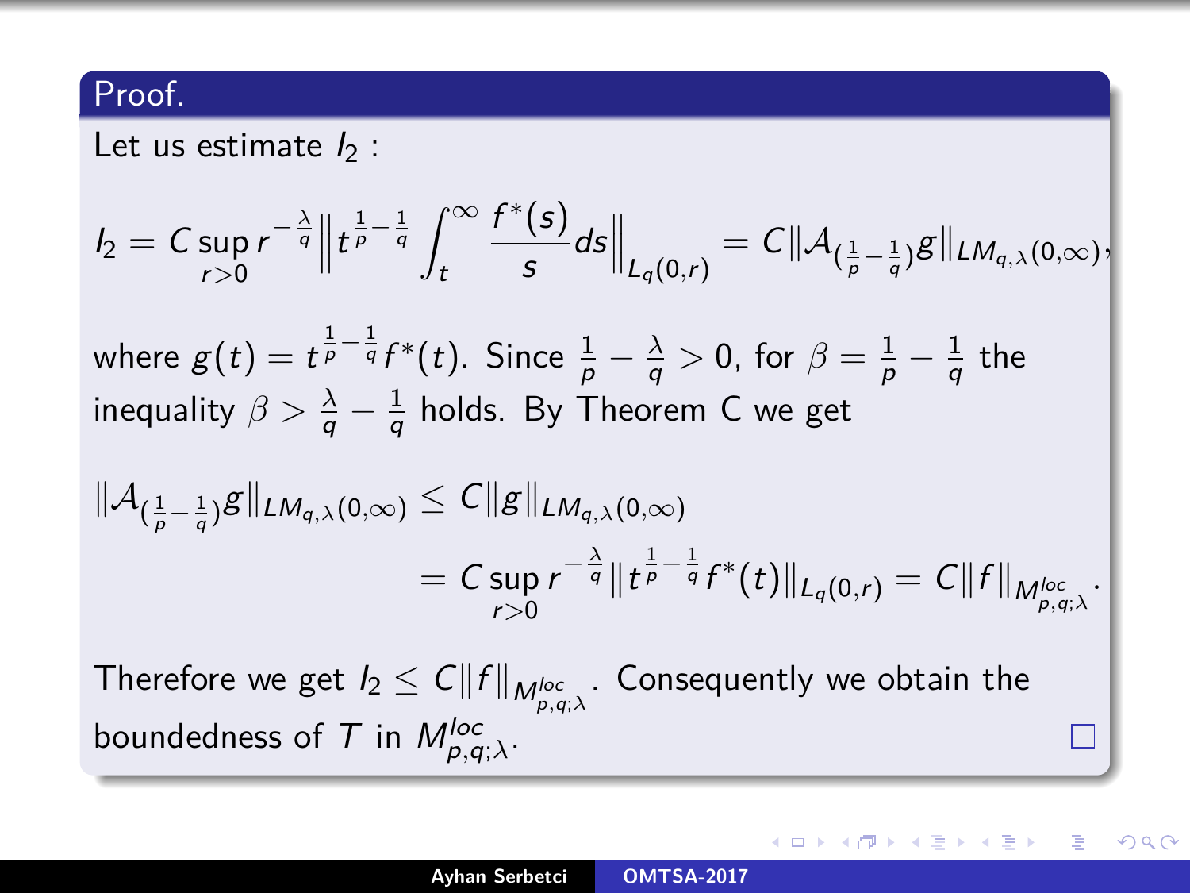**Proof.**

Let us estimate $I_2$ :

$$I_2 = C \sup_{r>0} r^{-\frac{\lambda}{q}} \left\| t^{\frac{1}{p}-\frac{1}{q}} \int_t^{\infty} \frac{f^*(s)}{s} ds \right\|_{L_q(0,r)} = C \|\mathcal{A}_{(\frac{1}{p}-\frac{1}{q})} g\|_{LM_{q,\lambda}(0,\infty)},$$

where $g(t) = t^{\frac{1}{p}-\frac{1}{q}} f^*(t)$. Since $\frac{1}{p} - \frac{\lambda}{q} > 0$, for $\beta = \frac{1}{p} - \frac{1}{q}$ the inequality $\beta > \frac{\lambda}{q} - \frac{1}{q}$ holds. By Theorem C we get

$$\begin{aligned}
\|\mathcal{A}_{(\frac{1}{p}-\frac{1}{q})} g\|_{LM_{q,\lambda}(0,\infty)} &\leq C \|g\|_{LM_{q,\lambda}(0,\infty)} \\
&= C \sup_{r>0} r^{-\frac{\lambda}{q}} \|t^{\frac{1}{p}-\frac{1}{q}} f^*(t)\|_{L_q(0,r)} = C \|f\|_{M^{loc}_{p,q;\lambda}}.
\end{aligned}$$

Therefore we get $I_2 \leq C \|f\|_{M^{loc}_{p,q;\lambda}}$. Consequently we obtain the boundedness of $T$ in $M^{loc}_{p,q;\lambda}$. □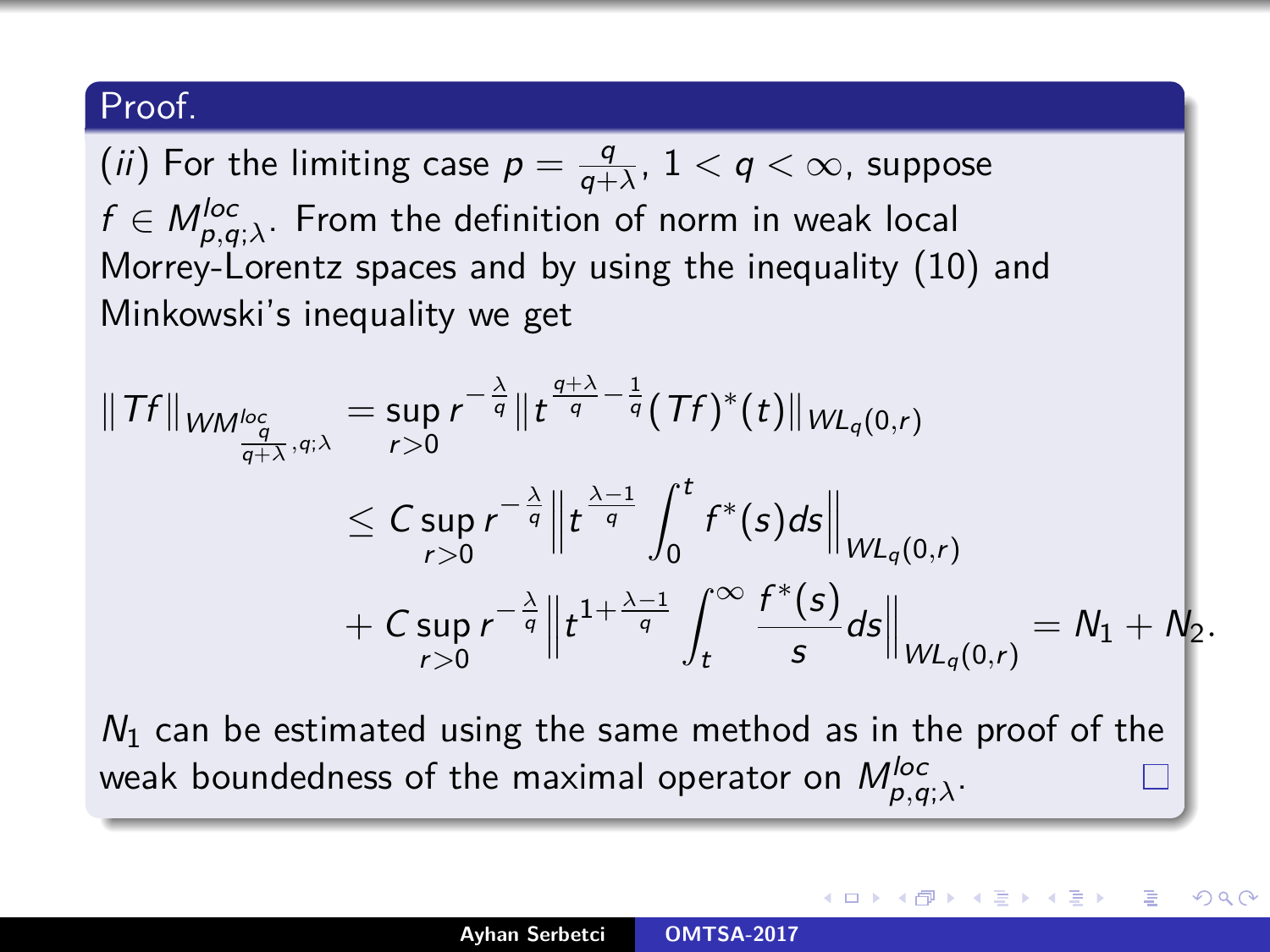**Proof.**

$(ii)$ For the limiting case $p = \frac{q}{q+\lambda}$, $1 < q < \infty$, suppose $f \in M^{loc}_{p,q;\lambda}$. From the definition of norm in weak local Morrey-Lorentz spaces and by using the inequality (10) and Minkowski's inequality we get

$$
\begin{aligned}
\|Tf\|_{WM^{loc}_{\frac{q}{q+\lambda},q;\lambda}} &= \sup_{r>0} r^{-\frac{\lambda}{q}} \|t^{\frac{q+\lambda}{q}-\frac{1}{q}} (Tf)^*(t)\|_{WL_q(0,r)} \\
&\leq C \sup_{r>0} r^{-\frac{\lambda}{q}} \left\| t^{\frac{\lambda-1}{q}} \int_0^t f^*(s) ds \right\|_{WL_q(0,r)} \\
&+ C \sup_{r>0} r^{-\frac{\lambda}{q}} \left\| t^{1+\frac{\lambda-1}{q}} \int_t^\infty \frac{f^*(s)}{s} ds \right\|_{WL_q(0,r)} = N_1 + N_2.
\end{aligned}
$$

$N_1$ can be estimated using the same method as in the proof of the weak boundedness of the maximal operator on $M^{loc}_{p,q;\lambda}$. □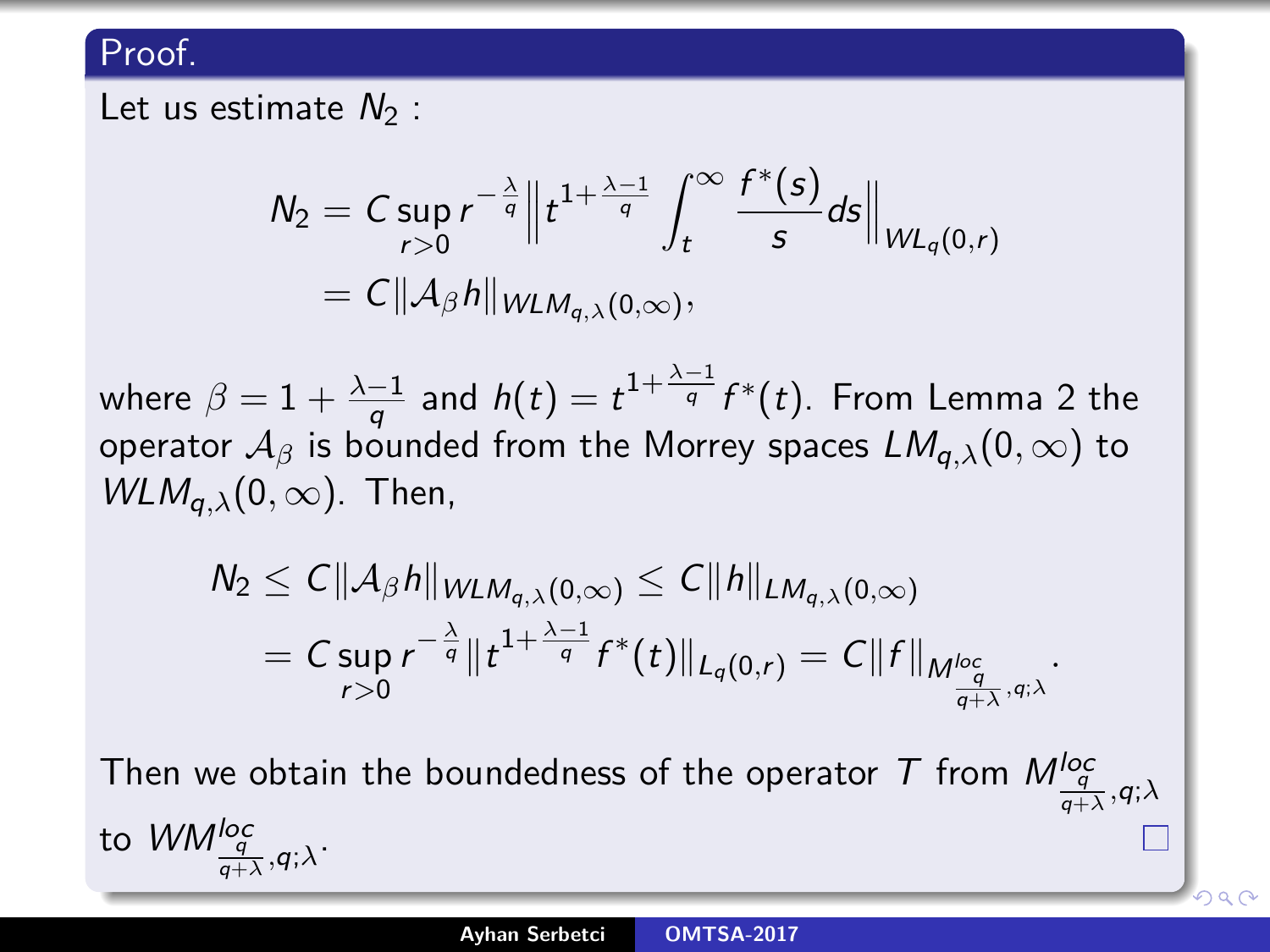**Proof.**

Let us estimate $N_2$ :

$$N_2 = C \sup_{r>0} r^{-\frac{\lambda}{q}} \left\| t^{1+\frac{\lambda-1}{q}} \int_t^\infty \frac{f^*(s)}{s} ds \right\|_{WL_q(0,r)}$$
$$= C \|\mathcal{A}_\beta h\|_{WLM_{q,\lambda}(0,\infty)},$$

where $\beta = 1 + \frac{\lambda-1}{q}$ and $h(t) = t^{1+\frac{\lambda-1}{q}} f^*(t)$. From Lemma 2 the operator $\mathcal{A}_\beta$ is bounded from the Morrey spaces $LM_{q,\lambda}(0,\infty)$ to $WLM_{q,\lambda}(0,\infty)$. Then,

$$N_2 \le C \|\mathcal{A}_\beta h\|_{WLM_{q,\lambda}(0,\infty)} \le C \|h\|_{LM_{q,\lambda}(0,\infty)}$$
$$= C \sup_{r>0} r^{-\frac{\lambda}{q}} \|t^{1+\frac{\lambda-1}{q}} f^*(t)\|_{L_q(0,r)} = C \|f\|_{M^{loc}_{\frac{q}{q+\lambda},q;\lambda}}.$$

Then we obtain the boundedness of the operator $T$ from $M^{loc}_{\frac{q}{q+\lambda},q;\lambda}$ to $WM^{loc}_{\frac{q}{q+\lambda},q;\lambda}$. □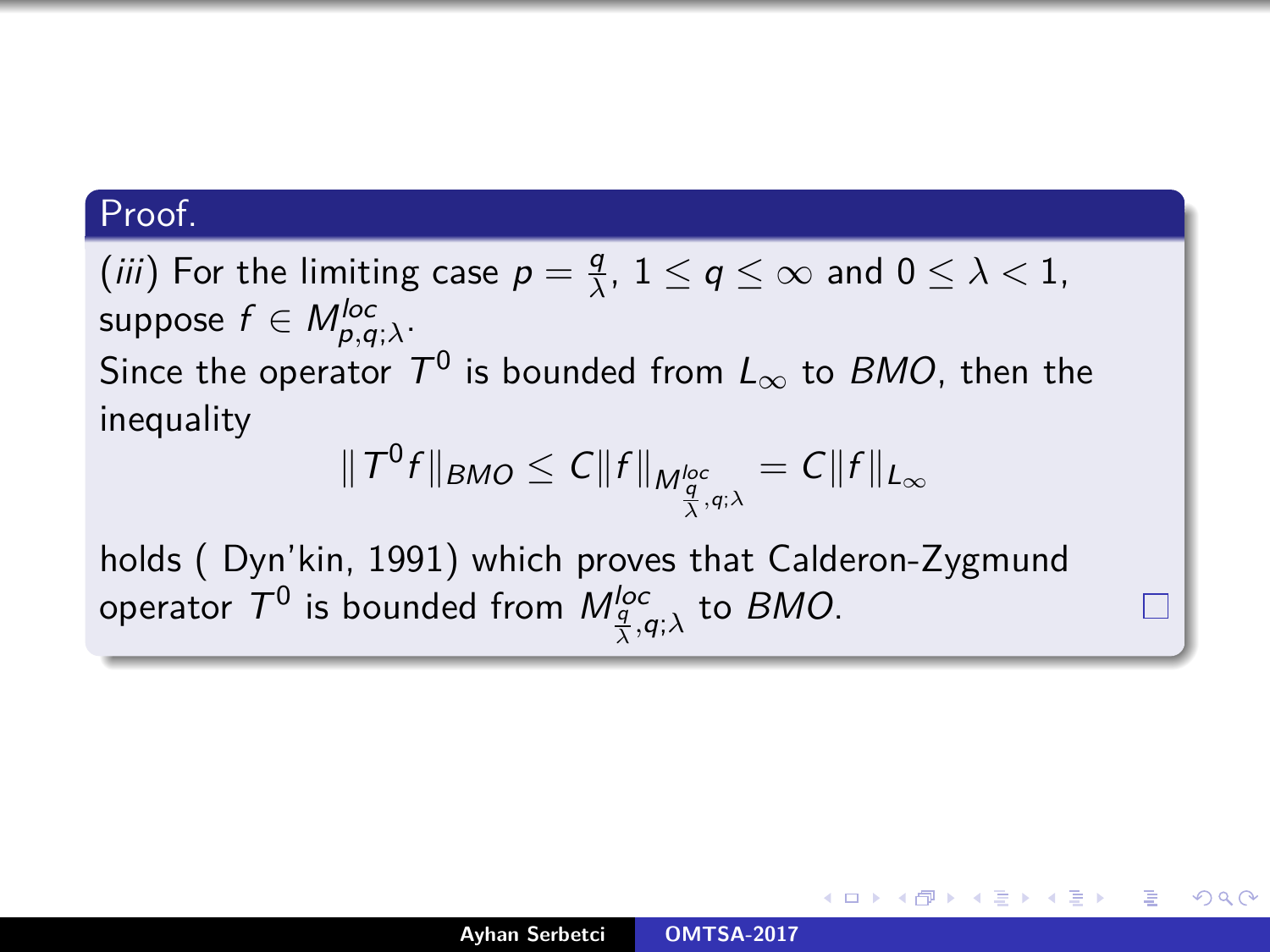**Proof.**

(*iii*) For the limiting case $p = \frac{q}{\lambda}$, $1 \leq q \leq \infty$ and $0 \leq \lambda < 1$, suppose $f \in M^{loc}_{p,q;\lambda}$.

Since the operator $T^0$ is bounded from $L_\infty$ to $BMO$, then the inequality

$$\|T^0 f\|_{BMO} \leq C\|f\|_{M^{loc}_{\frac{q}{\lambda},q;\lambda}} = C\|f\|_{L_\infty}$$

holds ( Dyn'kin, 1991) which proves that Calderon-Zygmund operator $T^0$ is bounded from $M^{loc}_{\frac{q}{\lambda},q;\lambda}$ to $BMO$. □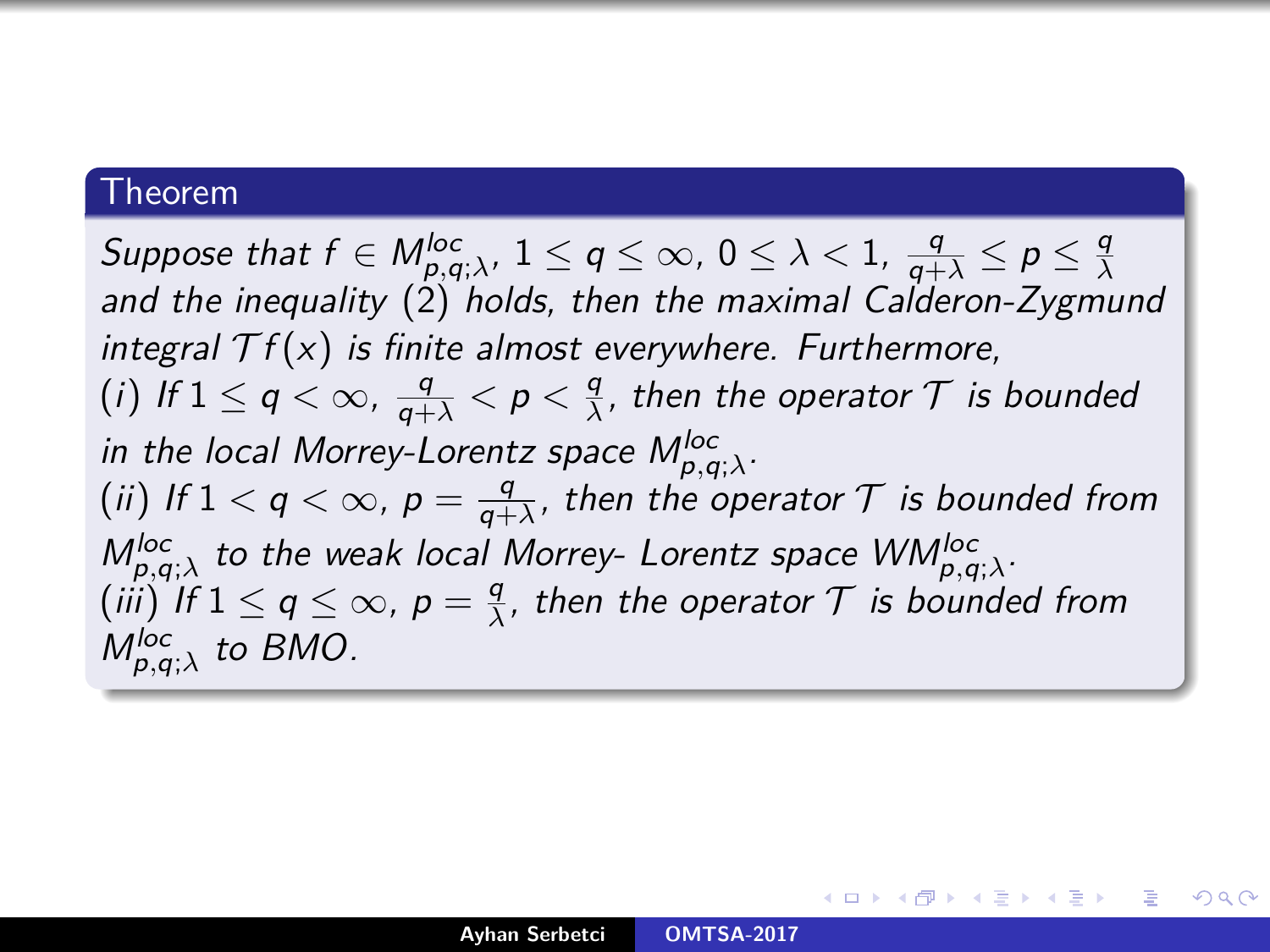**Theorem**

*Suppose that $f \in M^{loc}_{p,q;\lambda}$, $1 \le q \le \infty$, $0 \le \lambda < 1$, $\frac{q}{q+\lambda} \le p \le \frac{q}{\lambda}$ and the inequality (2) holds, then the maximal Calderon-Zygmund integral $\mathcal{T}f(x)$ is finite almost everywhere. Furthermore,*

*(i) If $1 \le q < \infty$, $\frac{q}{q+\lambda} < p < \frac{q}{\lambda}$, then the operator $\mathcal{T}$ is bounded in the local Morrey-Lorentz space $M^{loc}_{p,q;\lambda}$.*

*(ii) If $1 < q < \infty$, $p = \frac{q}{q+\lambda}$, then the operator $\mathcal{T}$ is bounded from $M^{loc}_{p,q;\lambda}$ to the weak local Morrey- Lorentz space $WM^{loc}_{p,q;\lambda}$.*

*(iii) If $1 \le q \le \infty$, $p = \frac{q}{\lambda}$, then the operator $\mathcal{T}$ is bounded from $M^{loc}_{p,q;\lambda}$ to BMO.*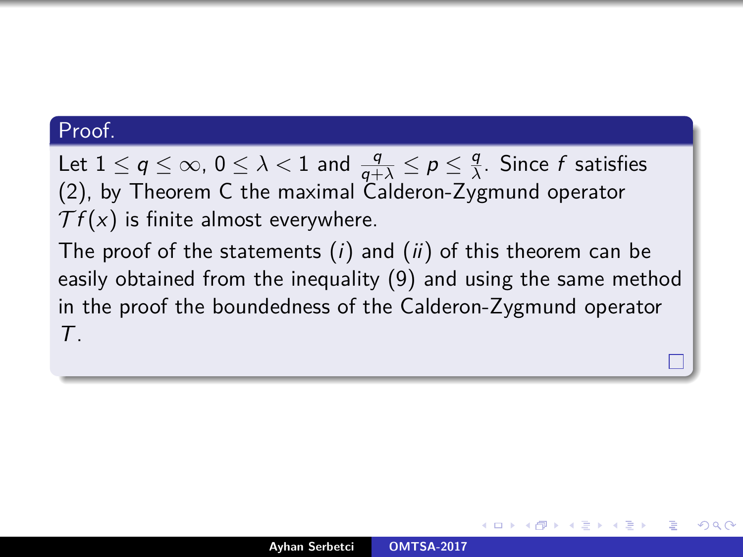**Proof.**

Let $1 \leq q \leq \infty$, $0 \leq \lambda < 1$ and $\frac{q}{q+\lambda} \leq p \leq \frac{q}{\lambda}$. Since $f$ satisfies (2), by Theorem C the maximal Calderon-Zygmund operator $\mathcal{T}f(x)$ is finite almost everywhere.

The proof of the statements $(i)$ and $(ii)$ of this theorem can be easily obtained from the inequality (9) and using the same method in the proof the boundedness of the Calderon-Zygmund operator $T$.

□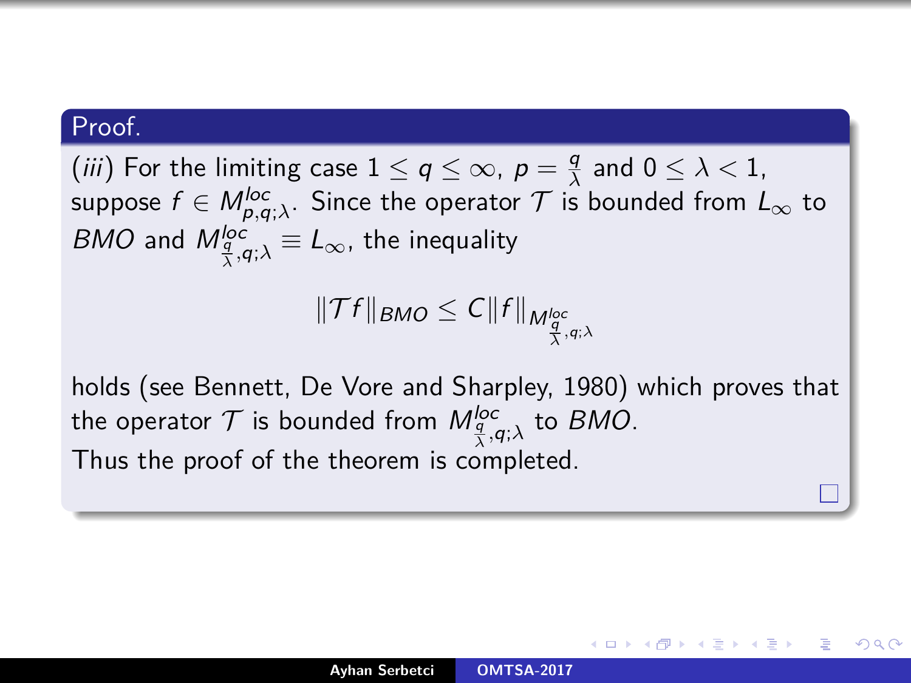**Proof.**

(*iii*) For the limiting case $1 \le q \le \infty$, $p = \frac{q}{\lambda}$ and $0 \le \lambda < 1$, suppose $f \in M^{loc}_{p,q;\lambda}$. Since the operator $\mathcal{T}$ is bounded from $L_\infty$ to $BMO$ and $M^{loc}_{\frac{q}{\lambda},q;\lambda} \equiv L_\infty$, the inequality

$$\|\mathcal{T} f\|_{BMO} \le C\|f\|_{M^{loc}_{\frac{q}{\lambda},q;\lambda}}$$

holds (see Bennett, De Vore and Sharpley, 1980) which proves that the operator $\mathcal{T}$ is bounded from $M^{loc}_{\frac{q}{\lambda},q;\lambda}$ to $BMO$.
Thus the proof of the theorem is completed.

□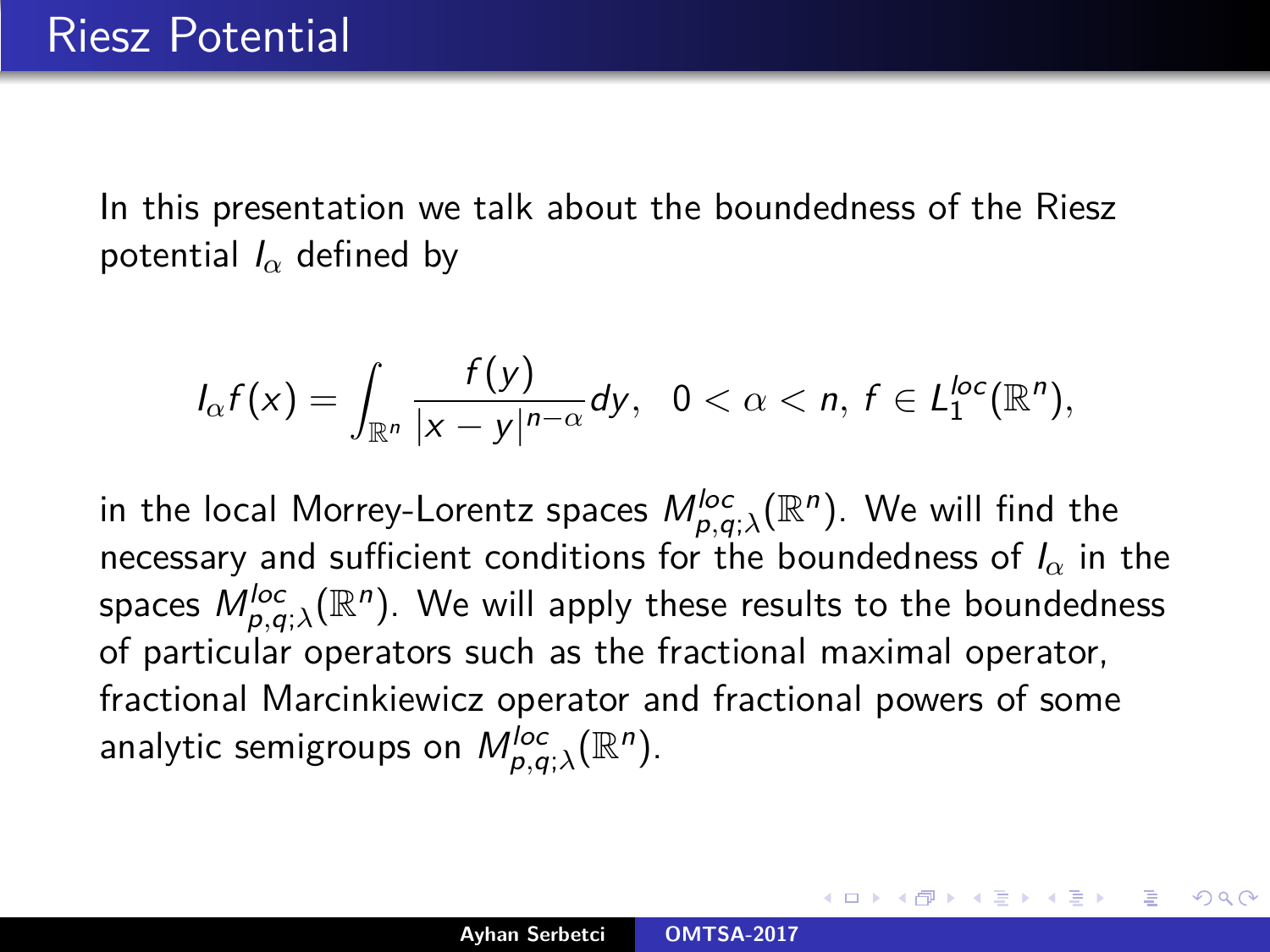# Riesz Potential

In this presentation we talk about the boundedness of the Riesz potential $I_\alpha$ defined by

$$I_\alpha f(x) = \int_{\mathbb{R}^n} \frac{f(y)}{|x-y|^{n-\alpha}} dy, \quad 0 < \alpha < n, \, f \in L_1^{loc}(\mathbb{R}^n),$$

in the local Morrey-Lorentz spaces $M_{p,q;\lambda}^{loc}(\mathbb{R}^n)$. We will find the necessary and sufficient conditions for the boundedness of $I_\alpha$ in the spaces $M_{p,q;\lambda}^{loc}(\mathbb{R}^n)$. We will apply these results to the boundedness of particular operators such as the fractional maximal operator, fractional Marcinkiewicz operator and fractional powers of some analytic semigroups on $M_{p,q;\lambda}^{loc}(\mathbb{R}^n)$.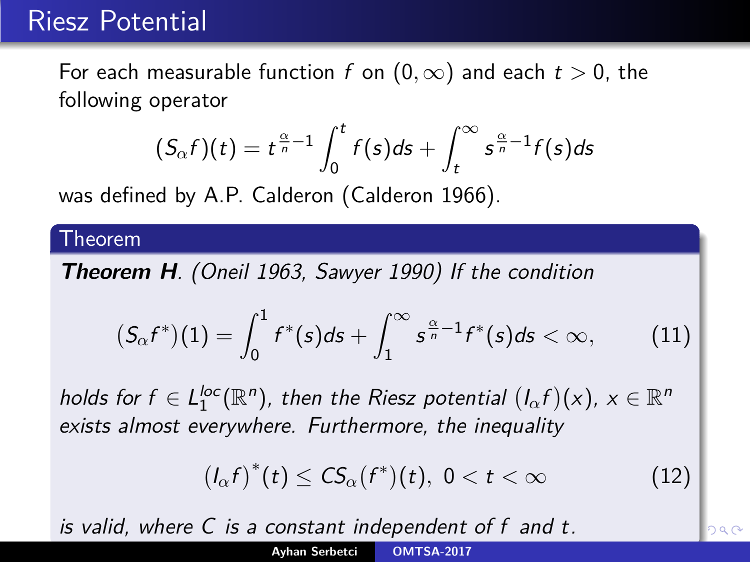# Riesz Potential

For each measurable function $f$ on $(0, \infty)$ and each $t > 0$, the following operator

$$(S_\alpha f)(t) = t^{\frac{\alpha}{n}-1} \int_0^t f(s)ds + \int_t^\infty s^{\frac{\alpha}{n}-1} f(s)ds$$

was defined by A.P. Calderon (Calderon 1966).

## Theorem

***Theorem H**. (Oneil 1963, Sawyer 1990) If the condition*

$$(S_\alpha f^*)(1) = \int_0^1 f^*(s)ds + \int_1^\infty s^{\frac{\alpha}{n}-1} f^*(s)ds < \infty, \tag{11}$$

*holds for $f \in L_1^{loc}(\mathbb{R}^n)$, then the Riesz potential $(I_\alpha f)(x)$, $x \in \mathbb{R}^n$ exists almost everywhere. Furthermore, the inequality*

$$(I_\alpha f)^*(t) \leq C S_\alpha (f^*)(t), \; 0 < t < \infty \tag{12}$$

*is valid, where $C$ is a constant independent of $f$ and $t$.*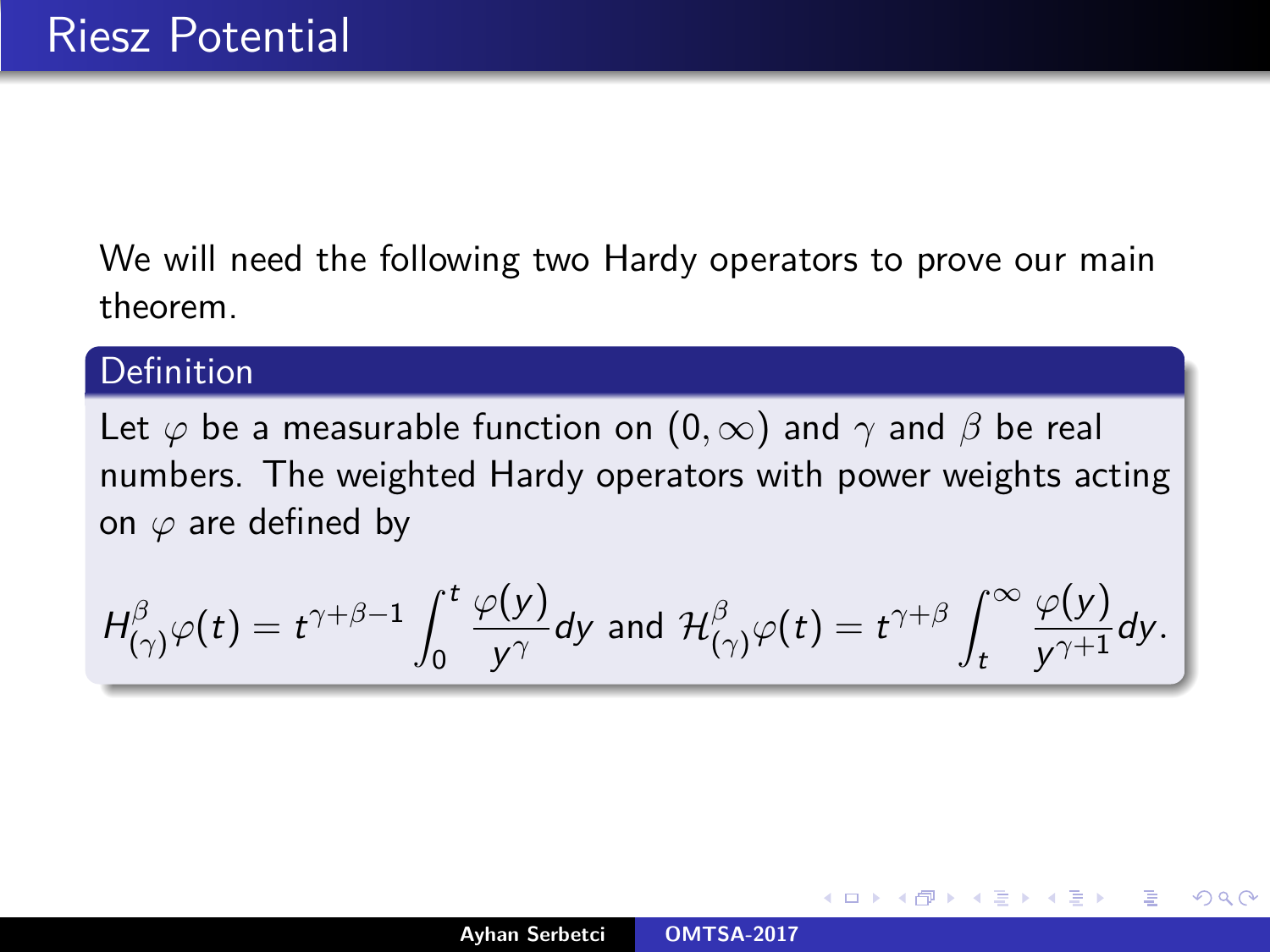# Riesz Potential

We will need the following two Hardy operators to prove our main theorem.

**Definition**

Let $\varphi$ be a measurable function on $(0, \infty)$ and $\gamma$ and $\beta$ be real numbers. The weighted Hardy operators with power weights acting on $\varphi$ are defined by

$$H^{\beta}_{(\gamma)}\varphi(t) = t^{\gamma+\beta-1} \int_0^t \frac{\varphi(y)}{y^{\gamma}} dy \text{ and } \mathcal{H}^{\beta}_{(\gamma)}\varphi(t) = t^{\gamma+\beta} \int_t^{\infty} \frac{\varphi(y)}{y^{\gamma+1}} dy.$$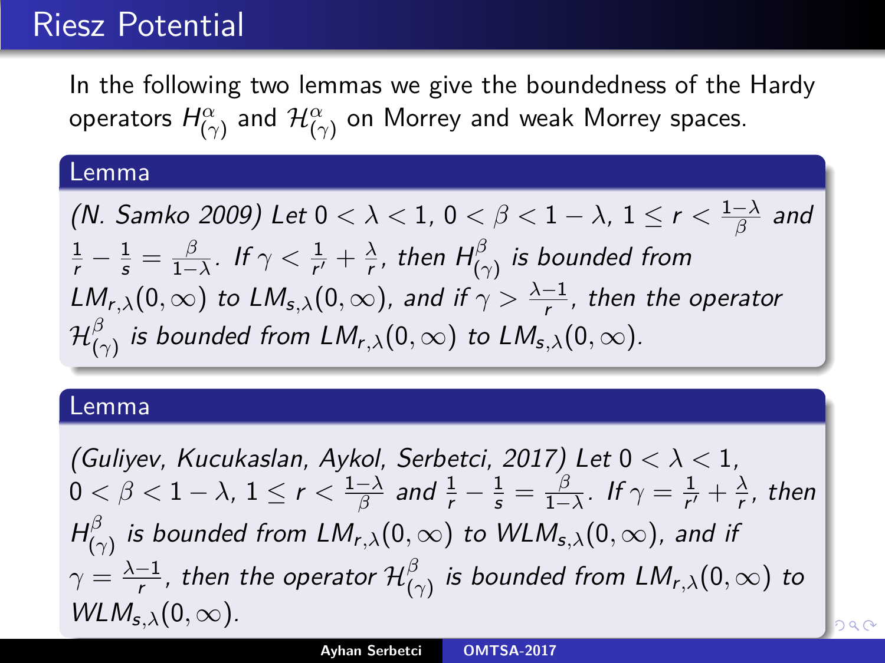# Riesz Potential

In the following two lemmas we give the boundedness of the Hardy operators $H^{\alpha}_{(\gamma)}$ and $\mathcal{H}^{\alpha}_{(\gamma)}$ on Morrey and weak Morrey spaces.

**Lemma**

*(N. Samko 2009) Let $0 < \lambda < 1$, $0 < \beta < 1 - \lambda$, $1 \leq r < \frac{1-\lambda}{\beta}$ and $\frac{1}{r} - \frac{1}{s} = \frac{\beta}{1-\lambda}$. If $\gamma < \frac{1}{r'} + \frac{\lambda}{r}$, then $H^{\beta}_{(\gamma)}$ is bounded from $LM_{r,\lambda}(0,\infty)$ to $LM_{s,\lambda}(0,\infty)$, and if $\gamma > \frac{\lambda-1}{r}$, then the operator $\mathcal{H}^{\beta}_{(\gamma)}$ is bounded from $LM_{r,\lambda}(0,\infty)$ to $LM_{s,\lambda}(0,\infty)$.*

**Lemma**

*(Guliyev, Kucukaslan, Aykol, Serbetci, 2017) Let $0 < \lambda < 1$, $0 < \beta < 1 - \lambda$, $1 \leq r < \frac{1-\lambda}{\beta}$ and $\frac{1}{r} - \frac{1}{s} = \frac{\beta}{1-\lambda}$. If $\gamma = \frac{1}{r'} + \frac{\lambda}{r}$, then $H^{\beta}_{(\gamma)}$ is bounded from $LM_{r,\lambda}(0,\infty)$ to $WLM_{s,\lambda}(0,\infty)$, and if $\gamma = \frac{\lambda-1}{r}$, then the operator $\mathcal{H}^{\beta}_{(\gamma)}$ is bounded from $LM_{r,\lambda}(0,\infty)$ to $WLM_{s,\lambda}(0,\infty)$.*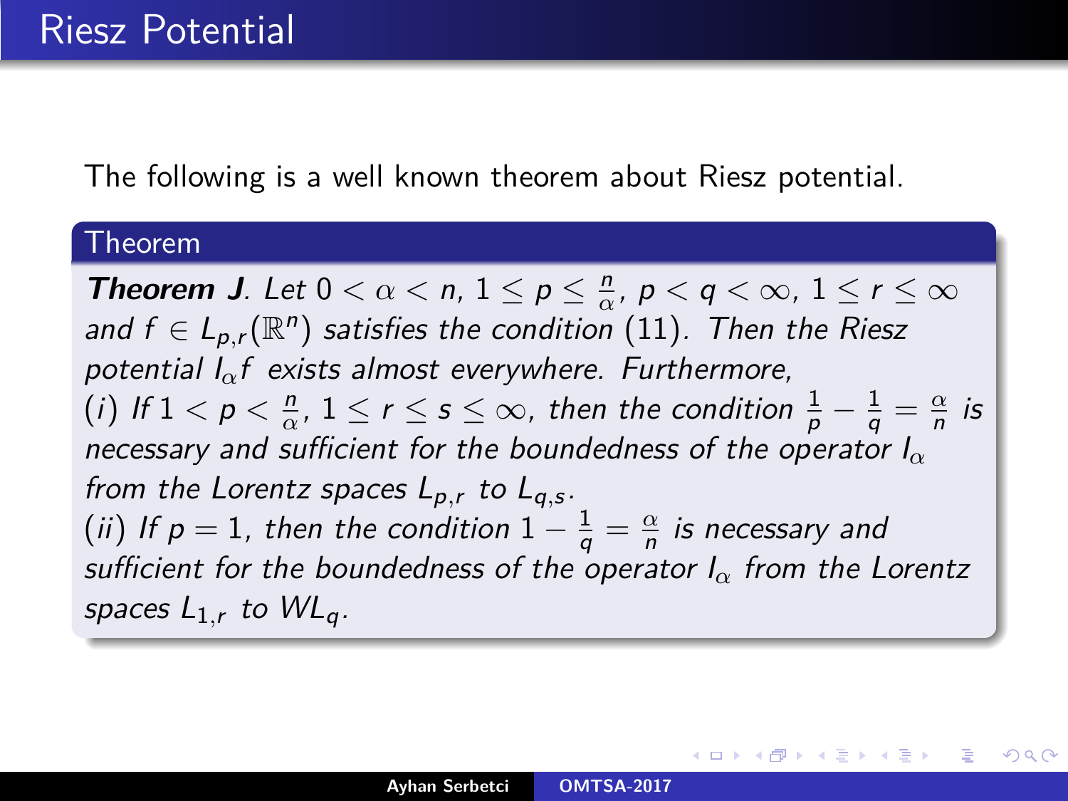# Riesz Potential

The following is a well known theorem about Riesz potential.

**Theorem**

***Theorem J***. *Let $0 < \alpha < n$, $1 \le p \le \frac{n}{\alpha}$, $p < q < \infty$, $1 \le r \le \infty$ and $f \in L_{p,r}(\mathbb{R}^n)$ satisfies the condition (11). Then the Riesz potential $I_\alpha f$ exists almost everywhere. Furthermore,*
*(i) If $1 < p < \frac{n}{\alpha}$, $1 \le r \le s \le \infty$, then the condition $\frac{1}{p} - \frac{1}{q} = \frac{\alpha}{n}$ is necessary and sufficient for the boundedness of the operator $I_\alpha$ from the Lorentz spaces $L_{p,r}$ to $L_{q,s}$.*
*(ii) If $p = 1$, then the condition $1 - \frac{1}{q} = \frac{\alpha}{n}$ is necessary and sufficient for the boundedness of the operator $I_\alpha$ from the Lorentz spaces $L_{1,r}$ to $WL_q$.*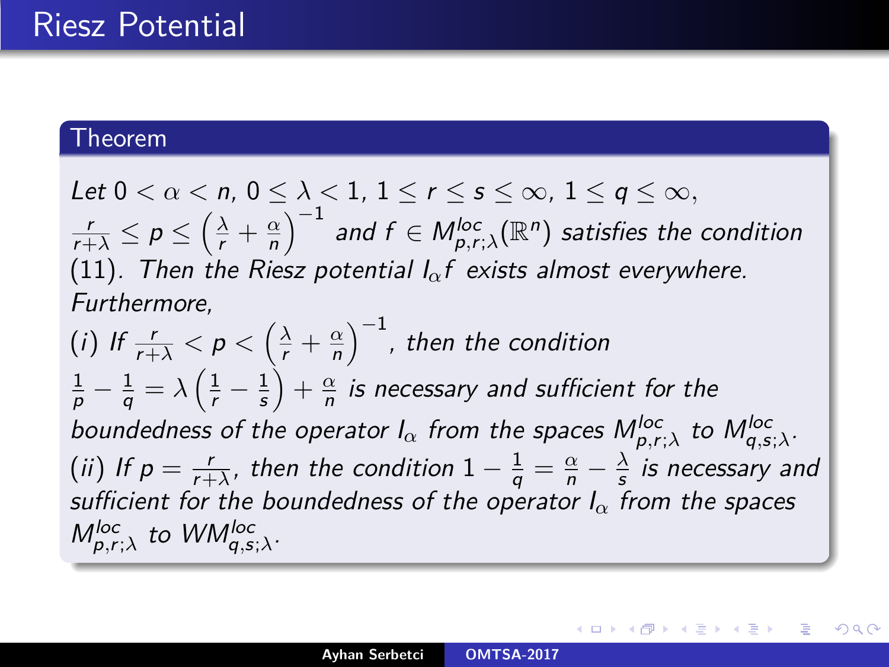# Riesz Potential

**Theorem**

*Let $0 < \alpha < n$, $0 \le \lambda < 1$, $1 \le r \le s \le \infty$, $1 \le q \le \infty$, $\frac{r}{r+\lambda} \le p \le \left(\frac{\lambda}{r} + \frac{\alpha}{n}\right)^{-1}$ and $f \in M^{loc}_{p,r;\lambda}(\mathbb{R}^n)$ satisfies the condition (11). Then the Riesz potential $I_\alpha f$ exists almost everywhere. Furthermore,*

*(i) If $\frac{r}{r+\lambda} < p < \left(\frac{\lambda}{r} + \frac{\alpha}{n}\right)^{-1}$, then the condition $\frac{1}{p} - \frac{1}{q} = \lambda\left(\frac{1}{r} - \frac{1}{s}\right) + \frac{\alpha}{n}$ is necessary and sufficient for the boundedness of the operator $I_\alpha$ from the spaces $M^{loc}_{p,r;\lambda}$ to $M^{loc}_{q,s;\lambda}$.*

*(ii) If $p = \frac{r}{r+\lambda}$, then the condition $1 - \frac{1}{q} = \frac{\alpha}{n} - \frac{\lambda}{s}$ is necessary and sufficient for the boundedness of the operator $I_\alpha$ from the spaces $M^{loc}_{p,r;\lambda}$ to $WM^{loc}_{q,s;\lambda}$.*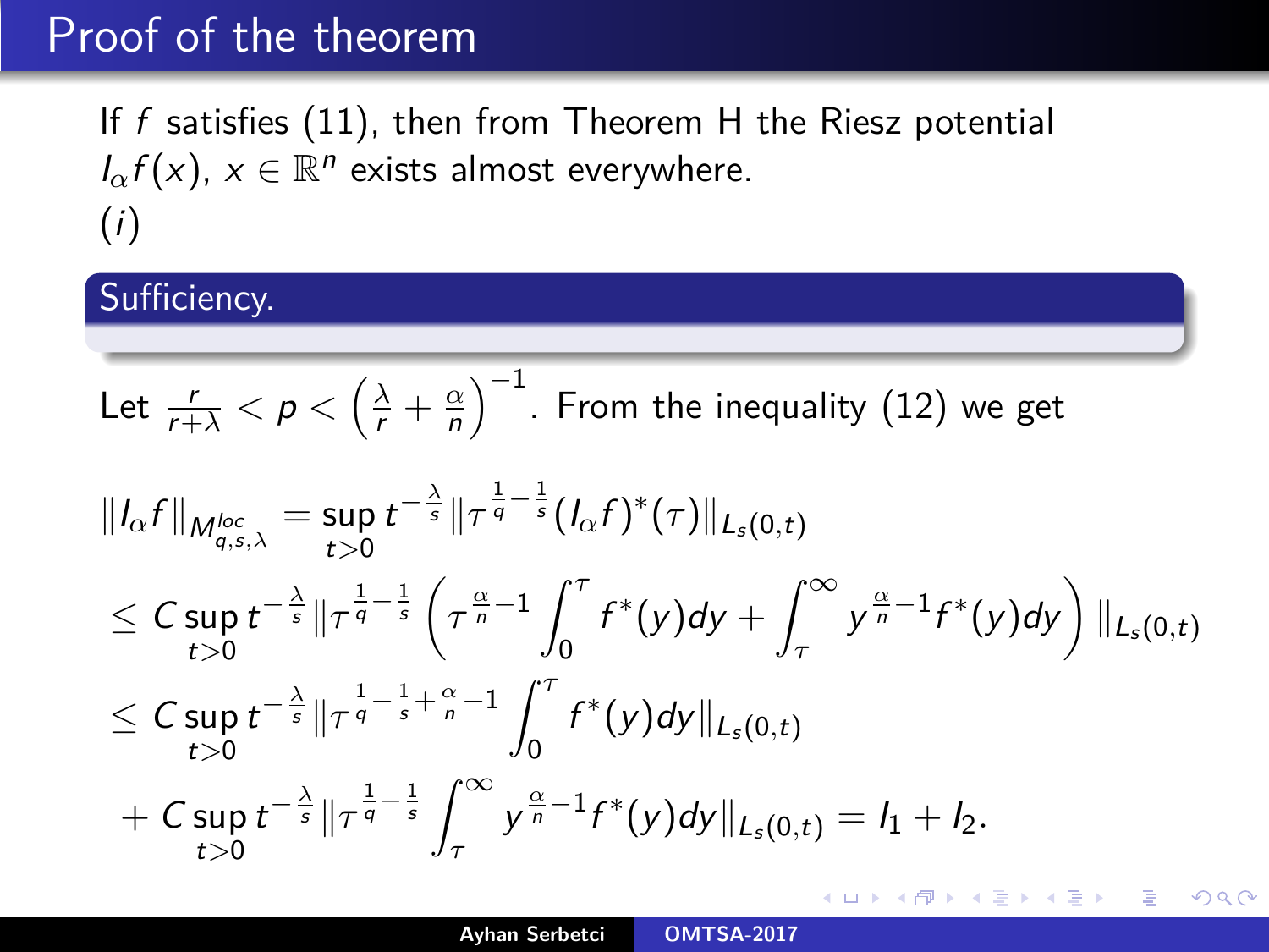## Proof of the theorem

If $f$ satisfies (11), then from Theorem H the Riesz potential $I_\alpha f(x)$, $x \in \mathbb{R}^n$ exists almost everywhere.

$(i)$

### Sufficiency.

Let $\frac{r}{r+\lambda} < p < \left(\frac{\lambda}{r} + \frac{\alpha}{n}\right)^{-1}$. From the inequality (12) we get

$$
\begin{aligned}
\|I_\alpha f\|_{M^{loc}_{q,s,\lambda}} &= \sup_{t>0} t^{-\frac{\lambda}{s}} \|\tau^{\frac{1}{q}-\frac{1}{s}} (I_\alpha f)^*(\tau)\|_{L_s(0,t)} \\
&\leq C \sup_{t>0} t^{-\frac{\lambda}{s}} \|\tau^{\frac{1}{q}-\frac{1}{s}} \left( \tau^{\frac{\alpha}{n}-1} \int_0^\tau f^*(y)dy + \int_\tau^\infty y^{\frac{\alpha}{n}-1} f^*(y)dy \right) \|_{L_s(0,t)} \\
&\leq C \sup_{t>0} t^{-\frac{\lambda}{s}} \|\tau^{\frac{1}{q}-\frac{1}{s}+\frac{\alpha}{n}-1} \int_0^\tau f^*(y)dy\|_{L_s(0,t)} \\
&\quad + C \sup_{t>0} t^{-\frac{\lambda}{s}} \|\tau^{\frac{1}{q}-\frac{1}{s}} \int_\tau^\infty y^{\frac{\alpha}{n}-1} f^*(y)dy\|_{L_s(0,t)} = I_1 + I_2.
\end{aligned}
$$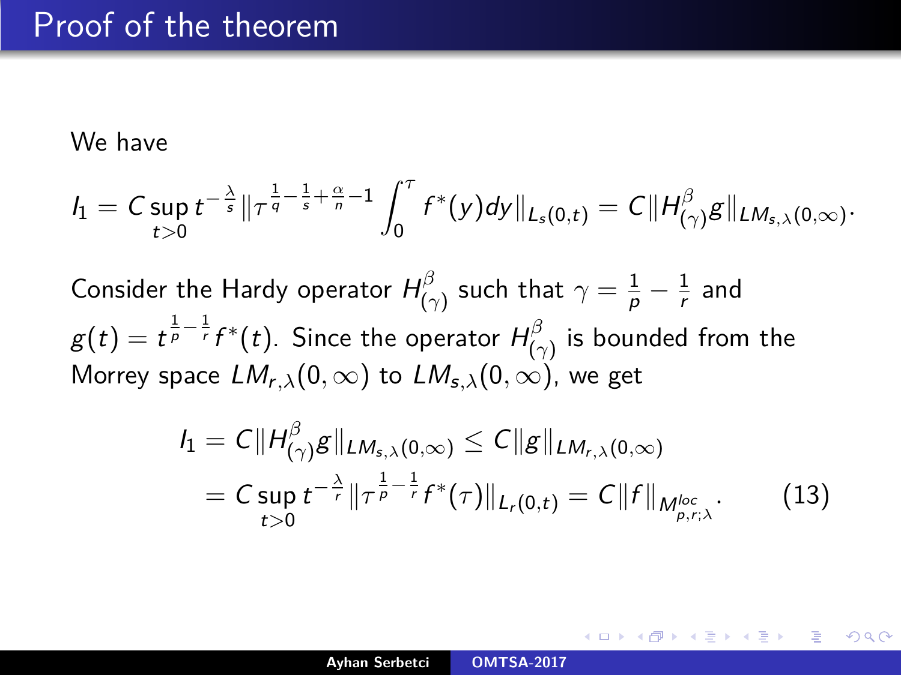# Proof of the theorem

We have

$$I_1 = C \sup_{t>0} t^{-\frac{\lambda}{s}} \| \tau^{\frac{1}{q}-\frac{1}{s}+\frac{\alpha}{n}-1} \int_0^\tau f^*(y)dy \|_{L_s(0,t)} = C \| H^\beta_{(\gamma)} g \|_{LM_{s,\lambda}(0,\infty)}.$$

Consider the Hardy operator $H^\beta_{(\gamma)}$ such that $\gamma = \frac{1}{p} - \frac{1}{r}$ and $g(t) = t^{\frac{1}{p}-\frac{1}{r}} f^*(t)$. Since the operator $H^\beta_{(\gamma)}$ is bounded from the Morrey space $LM_{r,\lambda}(0,\infty)$ to $LM_{s,\lambda}(0,\infty)$, we get

$$\begin{aligned} I_1 &= C \| H^\beta_{(\gamma)} g \|_{LM_{s,\lambda}(0,\infty)} \le C \| g \|_{LM_{r,\lambda}(0,\infty)} \\ &= C \sup_{t>0} t^{-\frac{\lambda}{r}} \| \tau^{\frac{1}{p}-\frac{1}{r}} f^*(\tau) \|_{L_r(0,t)} = C \| f \|_{M^{loc}_{p,r;\lambda}}. \end{aligned} \tag{13}$$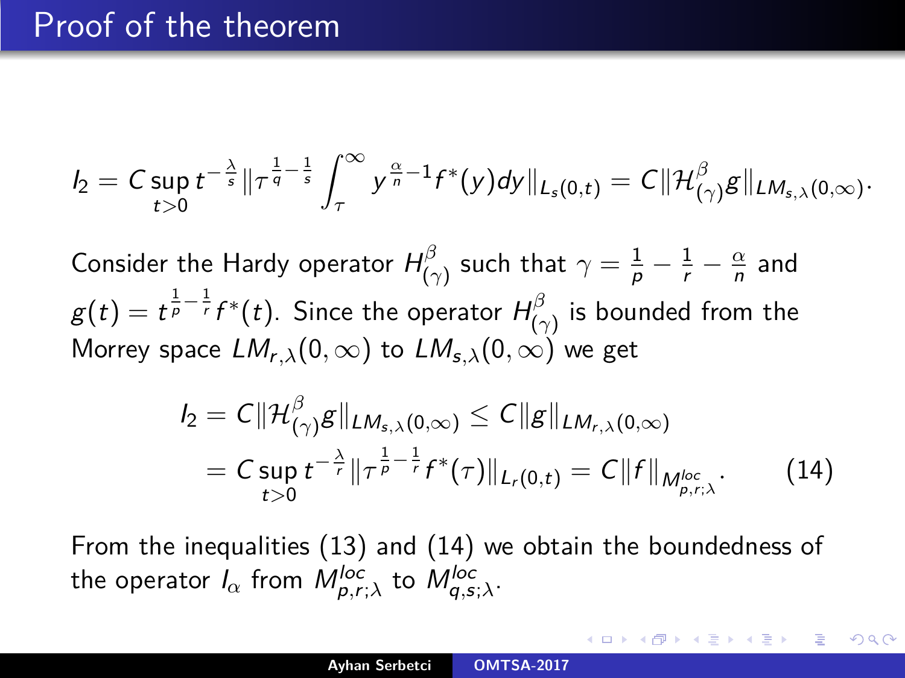# Proof of the theorem

$$I_2 = C \sup_{t>0} t^{-\frac{\lambda}{s}} \|\tau^{\frac{1}{q}-\frac{1}{s}} \int_{\tau}^{\infty} y^{\frac{\alpha}{n}-1} f^*(y)dy\|_{L_s(0,t)} = C\|\mathcal{H}_{(\gamma)}^{\beta} g\|_{LM_{s,\lambda}(0,\infty)}.$$

Consider the Hardy operator $H_{(\gamma)}^{\beta}$ such that $\gamma = \frac{1}{p} - \frac{1}{r} - \frac{\alpha}{n}$ and $g(t) = t^{\frac{1}{p}-\frac{1}{r}} f^*(t)$. Since the operator $H_{(\gamma)}^{\beta}$ is bounded from the Morrey space $LM_{r,\lambda}(0,\infty)$ to $LM_{s,\lambda}(0,\infty)$ we get

$$\begin{aligned} I_2 &= C\|\mathcal{H}_{(\gamma)}^{\beta} g\|_{LM_{s,\lambda}(0,\infty)} \leq C\|g\|_{LM_{r,\lambda}(0,\infty)} \\ &= C \sup_{t>0} t^{-\frac{\lambda}{r}} \|\tau^{\frac{1}{p}-\frac{1}{r}} f^*(\tau)\|_{L_r(0,t)} = C\|f\|_{M_{p,r;\lambda}^{loc}}. \qquad (14) \end{aligned}$$

From the inequalities (13) and (14) we obtain the boundedness of the operator $I_\alpha$ from $M_{p,r;\lambda}^{loc}$ to $M_{q,s;\lambda}^{loc}$.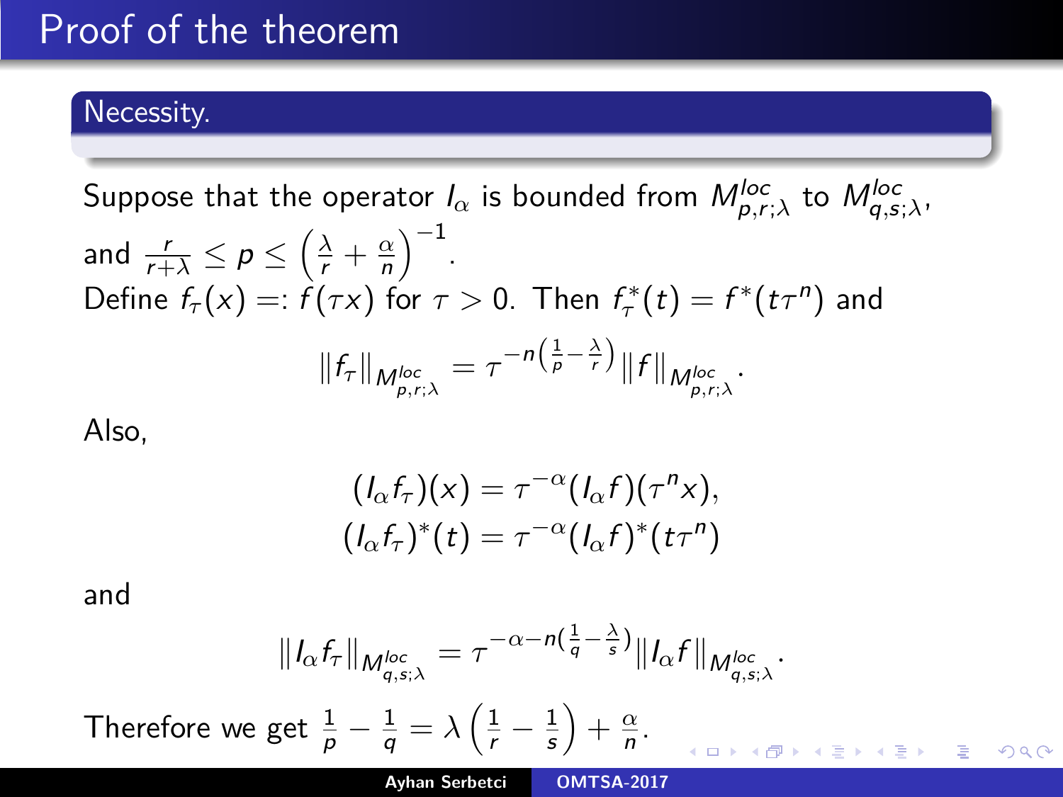# Proof of the theorem

## Necessity.

Suppose that the operator $I_\alpha$ is bounded from $M^{loc}_{p,r;\lambda}$ to $M^{loc}_{q,s;\lambda}$, and $\frac{r}{r+\lambda} \leq p \leq \left(\frac{\lambda}{r} + \frac{\alpha}{n}\right)^{-1}$.

Define $f_\tau(x) =: f(\tau x)$ for $\tau > 0$. Then $f^*_\tau(t) = f^*(t\tau^n)$ and

$$\|f_\tau\|_{M^{loc}_{p,r;\lambda}} = \tau^{-n\left(\frac{1}{p} - \frac{\lambda}{r}\right)} \|f\|_{M^{loc}_{p,r;\lambda}}.$$

Also,

$$(I_\alpha f_\tau)(x) = \tau^{-\alpha}(I_\alpha f)(\tau^n x),$$
$$(I_\alpha f_\tau)^*(t) = \tau^{-\alpha}(I_\alpha f)^*(t\tau^n)$$

and

$$\|I_\alpha f_\tau\|_{M^{loc}_{q,s;\lambda}} = \tau^{-\alpha - n\left(\frac{1}{q} - \frac{\lambda}{s}\right)} \|I_\alpha f\|_{M^{loc}_{q,s;\lambda}}.$$

Therefore we get $\frac{1}{p} - \frac{1}{q} = \lambda\left(\frac{1}{r} - \frac{1}{s}\right) + \frac{\alpha}{n}$.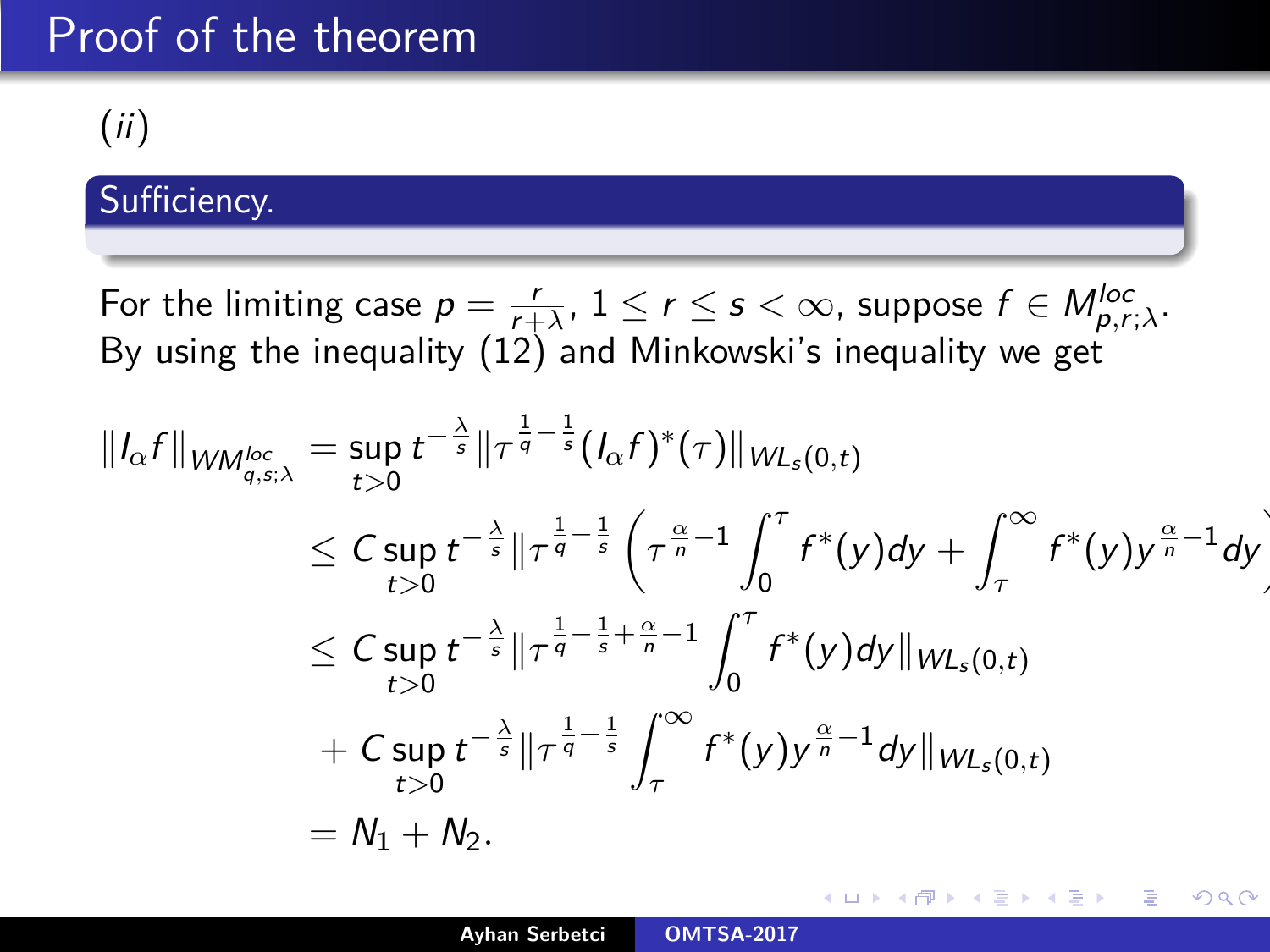# Proof of the theorem

(*ii*)

## Sufficiency.

For the limiting case $p = \frac{r}{r+\lambda}$, $1 \le r \le s < \infty$, suppose $f \in M^{loc}_{p,r;\lambda}$. By using the inequality (12) and Minkowski's inequality we get

$$
\begin{aligned}
\|I_\alpha f\|_{WM^{loc}_{q,s;\lambda}} &= \sup_{t>0} t^{-\frac{\lambda}{s}} \|\tau^{\frac{1}{q}-\frac{1}{s}} (I_\alpha f)^*(\tau)\|_{WL_s(0,t)} \\
&\le C \sup_{t>0} t^{-\frac{\lambda}{s}} \|\tau^{\frac{1}{q}-\frac{1}{s}} \left( \tau^{\frac{\alpha}{n}-1} \int_0^\tau f^*(y)dy + \int_\tau^\infty f^*(y) y^{\frac{\alpha}{n}-1} dy \right. \\
&\le C \sup_{t>0} t^{-\frac{\lambda}{s}} \|\tau^{\frac{1}{q}-\frac{1}{s}+\frac{\alpha}{n}-1} \int_0^\tau f^*(y)dy\|_{WL_s(0,t)} \\
&+ C \sup_{t>0} t^{-\frac{\lambda}{s}} \|\tau^{\frac{1}{q}-\frac{1}{s}} \int_\tau^\infty f^*(y) y^{\frac{\alpha}{n}-1} dy\|_{WL_s(0,t)} \\
&= N_1 + N_2.
\end{aligned}
$$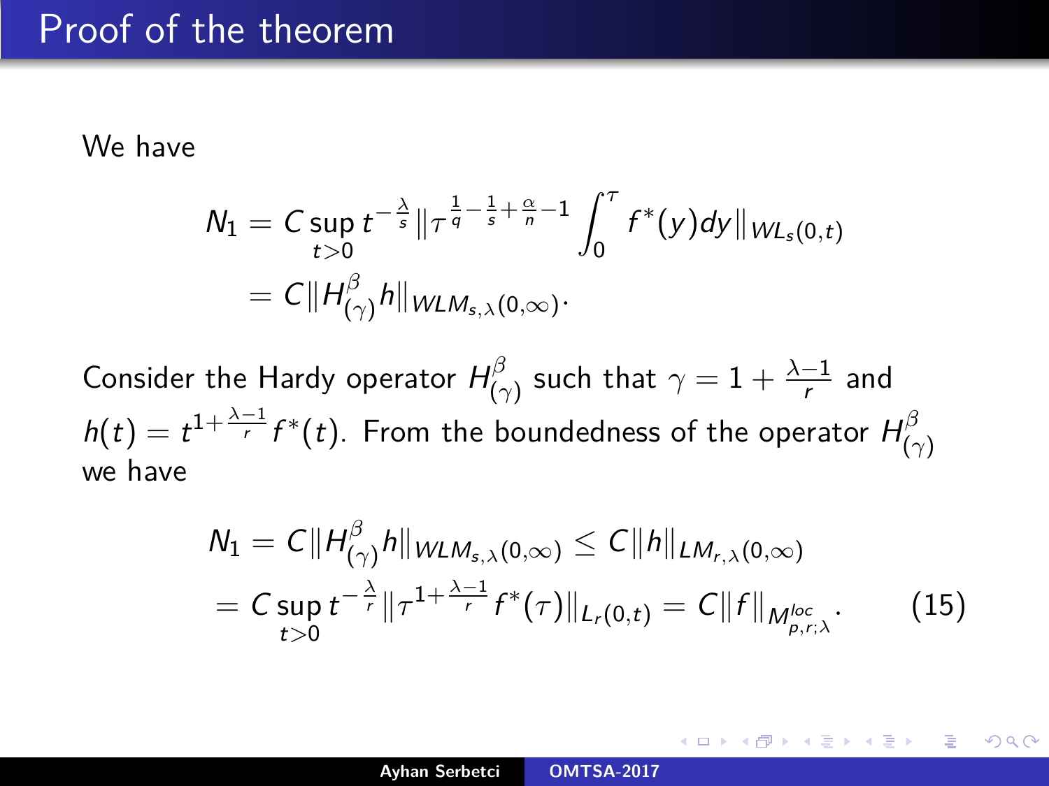# Proof of the theorem

We have

$$
\begin{aligned}
N_1 &= C \sup_{t>0} t^{-\frac{\lambda}{s}} \| \tau^{\frac{1}{q}-\frac{1}{s}+\frac{\alpha}{n}-1} \int_0^\tau f^*(y)dy \|_{WL_s(0,t)} \\
&= C \| H^\beta_{(\gamma)} h \|_{WLM_{s,\lambda}(0,\infty)}.
\end{aligned}
$$

Consider the Hardy operator $H^\beta_{(\gamma)}$ such that $\gamma = 1 + \frac{\lambda - 1}{r}$ and $h(t) = t^{1+\frac{\lambda-1}{r}} f^*(t)$. From the boundedness of the operator $H^\beta_{(\gamma)}$ we have

$$
\begin{aligned}
N_1 &= C \| H^\beta_{(\gamma)} h \|_{WLM_{s,\lambda}(0,\infty)} \le C \| h \|_{LM_{r,\lambda}(0,\infty)} \\
&= C \sup_{t>0} t^{-\frac{\lambda}{r}} \| \tau^{1+\frac{\lambda-1}{r}} f^*(\tau) \|_{L_r(0,t)} = C \| f \|_{M^{loc}_{p,r;\lambda}}. \qquad (15)
\end{aligned}
$$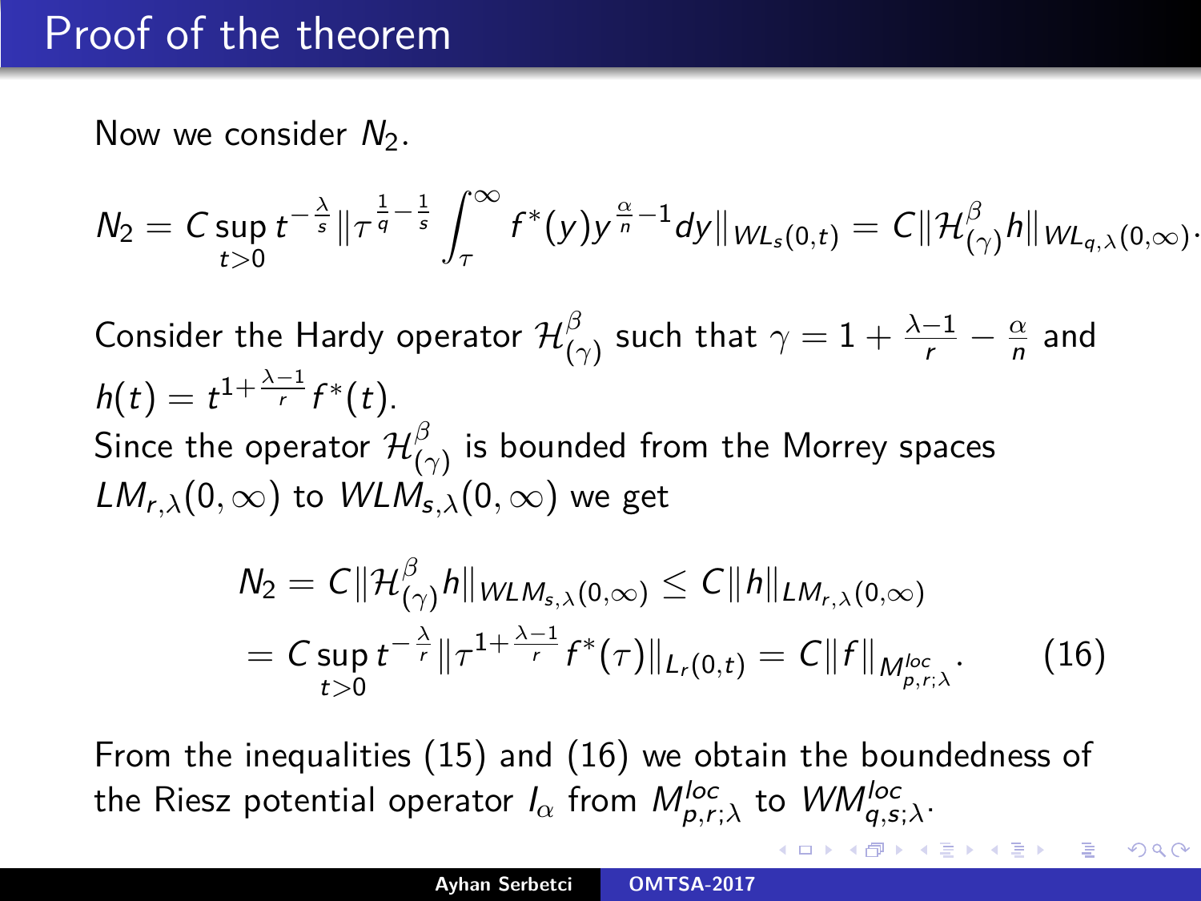# Proof of the theorem

Now we consider $N_2$.

$$N_2 = C \sup_{t>0} t^{-\frac{\lambda}{s}} \| \tau^{\frac{1}{q}-\frac{1}{s}} \int_\tau^\infty f^*(y) y^{\frac{\alpha}{n}-1} dy \|_{WL_s(0,t)} = C \| \mathcal{H}^\beta_{(\gamma)} h \|_{WL_{q,\lambda}(0,\infty)}.$$

Consider the Hardy operator $\mathcal{H}^\beta_{(\gamma)}$ such that $\gamma = 1 + \frac{\lambda-1}{r} - \frac{\alpha}{n}$ and $h(t) = t^{1+\frac{\lambda-1}{r}} f^*(t)$.

Since the operator $\mathcal{H}^\beta_{(\gamma)}$ is bounded from the Morrey spaces $LM_{r,\lambda}(0,\infty)$ to $WLM_{s,\lambda}(0,\infty)$ we get

$$\begin{aligned}
N_2 &= C \| \mathcal{H}^\beta_{(\gamma)} h \|_{WLM_{s,\lambda}(0,\infty)} \le C \| h \|_{LM_{r,\lambda}(0,\infty)} \\
&= C \sup_{t>0} t^{-\frac{\lambda}{r}} \| \tau^{1+\frac{\lambda-1}{r}} f^*(\tau) \|_{L_r(0,t)} = C \| f \|_{M^{loc}_{p,r;\lambda}}.
\end{aligned} \tag{16}$$

From the inequalities (15) and (16) we obtain the boundedness of the Riesz potential operator $I_\alpha$ from $M^{loc}_{p,r;\lambda}$ to $WM^{loc}_{q,s;\lambda}$.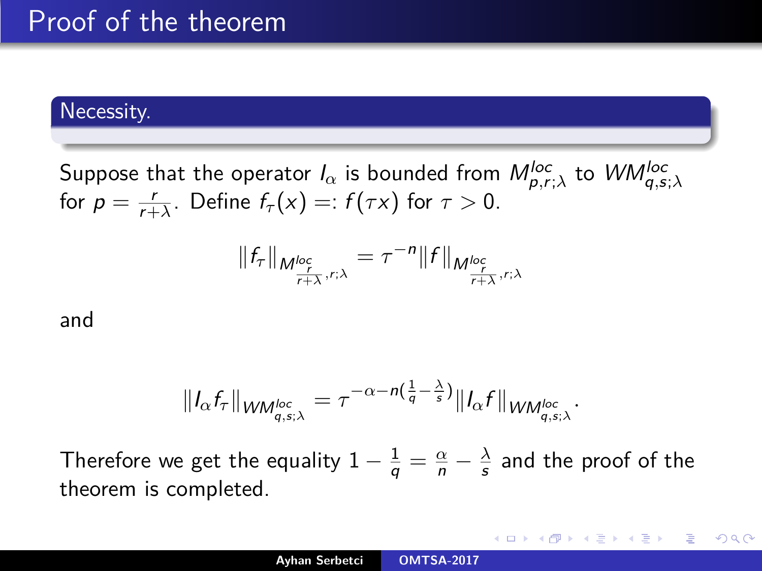# Proof of the theorem

## Necessity.

Suppose that the operator $I_\alpha$ is bounded from $M^{loc}_{p,r;\lambda}$ to $WM^{loc}_{q,s;\lambda}$ for $p = \frac{r}{r+\lambda}$. Define $f_\tau(x) =: f(\tau x)$ for $\tau > 0$.

$$\|f_\tau\|_{M^{loc}_{\frac{r}{r+\lambda},r;\lambda}} = \tau^{-n}\|f\|_{M^{loc}_{\frac{r}{r+\lambda},r;\lambda}}$$

and

$$\|I_\alpha f_\tau\|_{WM^{loc}_{q,s;\lambda}} = \tau^{-\alpha-n(\frac{1}{q}-\frac{\lambda}{s})}\|I_\alpha f\|_{WM^{loc}_{q,s;\lambda}}.$$

Therefore we get the equality $1 - \frac{1}{q} = \frac{\alpha}{n} - \frac{\lambda}{s}$ and the proof of the theorem is completed.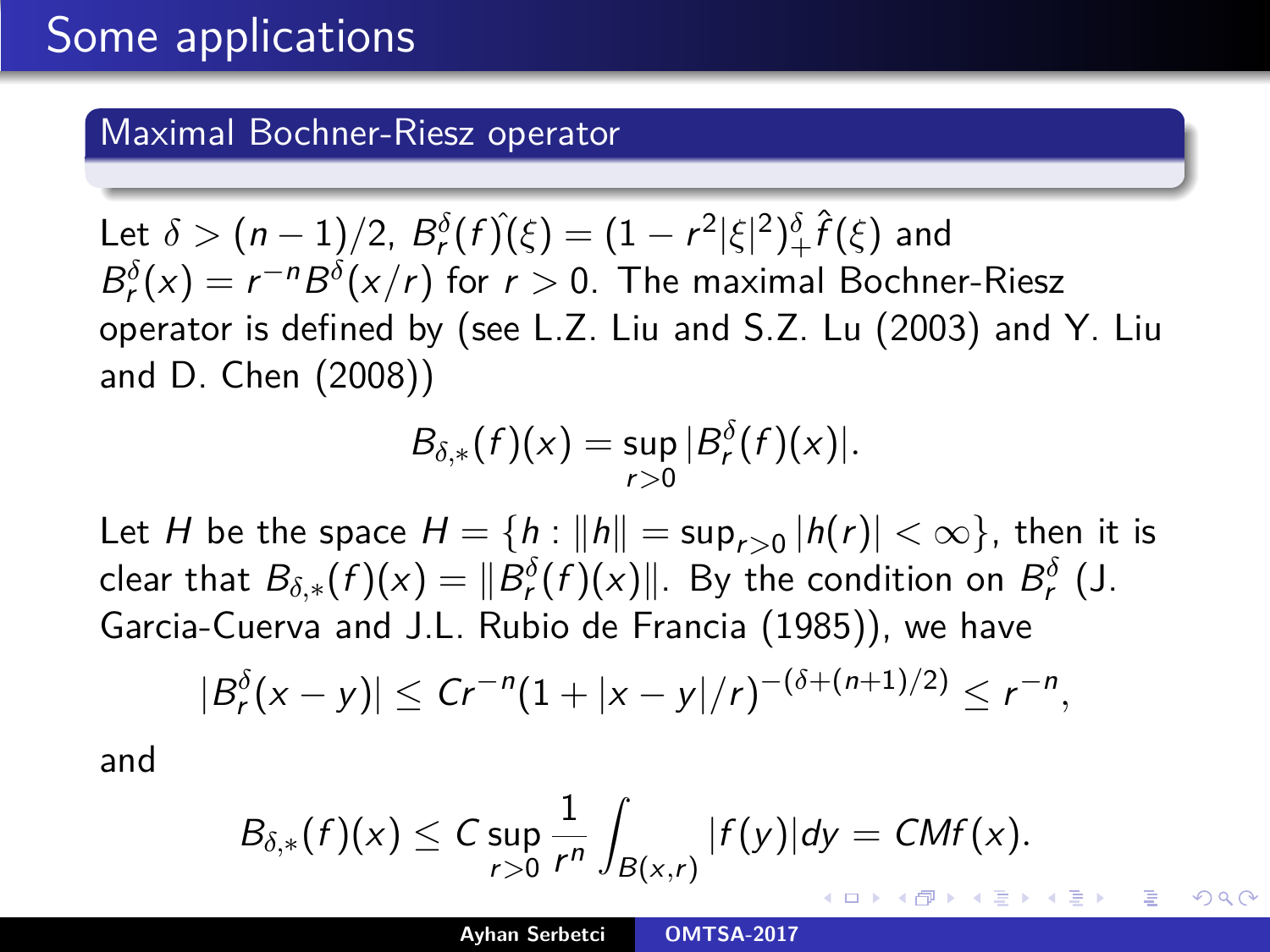# Some applications

## Maximal Bochner-Riesz operator

Let $\delta > (n-1)/2$, $B_r^\delta(f)\hat{}(\xi) = (1 - r^2|\xi|^2)_+^\delta \hat{f}(\xi)$ and $B_r^\delta(x) = r^{-n} B^\delta(x/r)$ for $r > 0$. The maximal Bochner-Riesz operator is defined by (see L.Z. Liu and S.Z. Lu (2003) and Y. Liu and D. Chen (2008))

$$B_{\delta,*}(f)(x) = \sup_{r>0} |B_r^\delta(f)(x)|.$$

Let $H$ be the space $H = \{h : \|h\| = \sup_{r>0} |h(r)| < \infty\}$, then it is clear that $B_{\delta,*}(f)(x) = \|B_r^\delta(f)(x)\|$. By the condition on $B_r^\delta$ (J. Garcia-Cuerva and J.L. Rubio de Francia (1985)), we have

$$|B_r^\delta(x-y)| \leq Cr^{-n}(1 + |x-y|/r)^{-(\delta+(n+1)/2)} \leq r^{-n},$$

and

$$B_{\delta,*}(f)(x) \leq C \sup_{r>0} \frac{1}{r^n} \int_{B(x,r)} |f(y)| dy = CMf(x).$$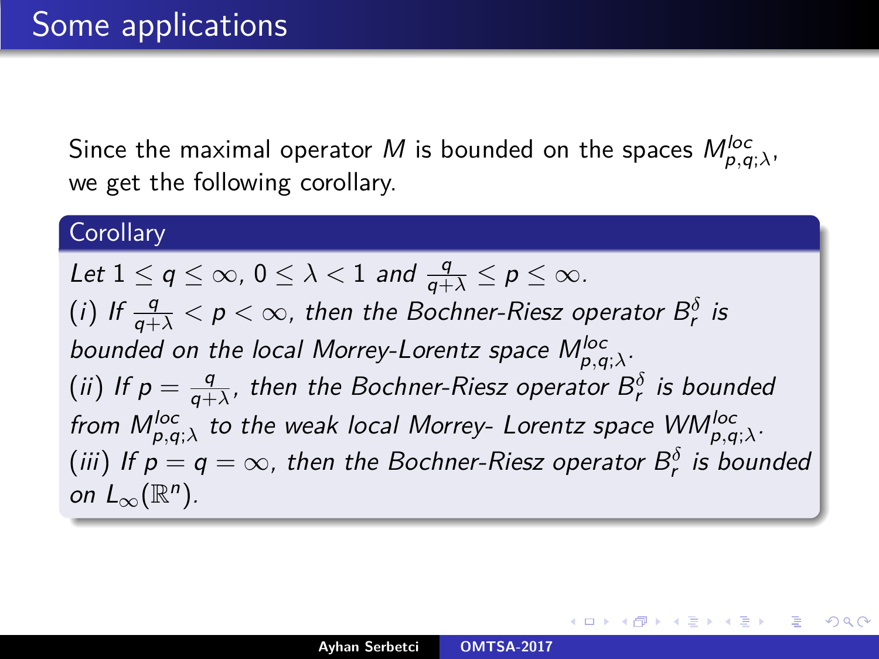## Some applications

Since the maximal operator $M$ is bounded on the spaces $M^{loc}_{p,q;\lambda}$, we get the following corollary.

**Corollary**

*Let $1 \leq q \leq \infty$, $0 \leq \lambda < 1$ and $\frac{q}{q+\lambda} \leq p \leq \infty$.*

*$(i)$ If $\frac{q}{q+\lambda} < p < \infty$, then the Bochner-Riesz operator $B^{\delta}_{r}$ is bounded on the local Morrey-Lorentz space $M^{loc}_{p,q;\lambda}$.*

*$(ii)$ If $p = \frac{q}{q+\lambda}$, then the Bochner-Riesz operator $B^{\delta}_{r}$ is bounded from $M^{loc}_{p,q;\lambda}$ to the weak local Morrey- Lorentz space $WM^{loc}_{p,q;\lambda}$.*

*$(iii)$ If $p = q = \infty$, then the Bochner-Riesz operator $B^{\delta}_{r}$ is bounded on $L_{\infty}(\mathbb{R}^n)$.*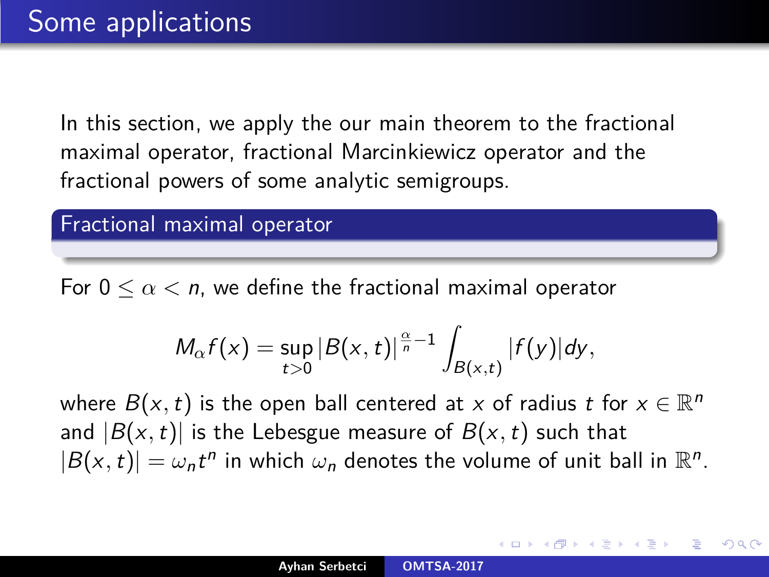# Some applications

In this section, we apply the our main theorem to the fractional maximal operator, fractional Marcinkiewicz operator and the fractional powers of some analytic semigroups.

## Fractional maximal operator

For $0 \leq \alpha < n$, we define the fractional maximal operator

$$M_\alpha f(x) = \sup_{t>0} |B(x,t)|^{\frac{\alpha}{n}-1} \int_{B(x,t)} |f(y)| dy,$$

where $B(x,t)$ is the open ball centered at $x$ of radius $t$ for $x \in \mathbb{R}^n$ and $|B(x,t)|$ is the Lebesgue measure of $B(x,t)$ such that $|B(x,t)| = \omega_n t^n$ in which $\omega_n$ denotes the volume of unit ball in $\mathbb{R}^n$.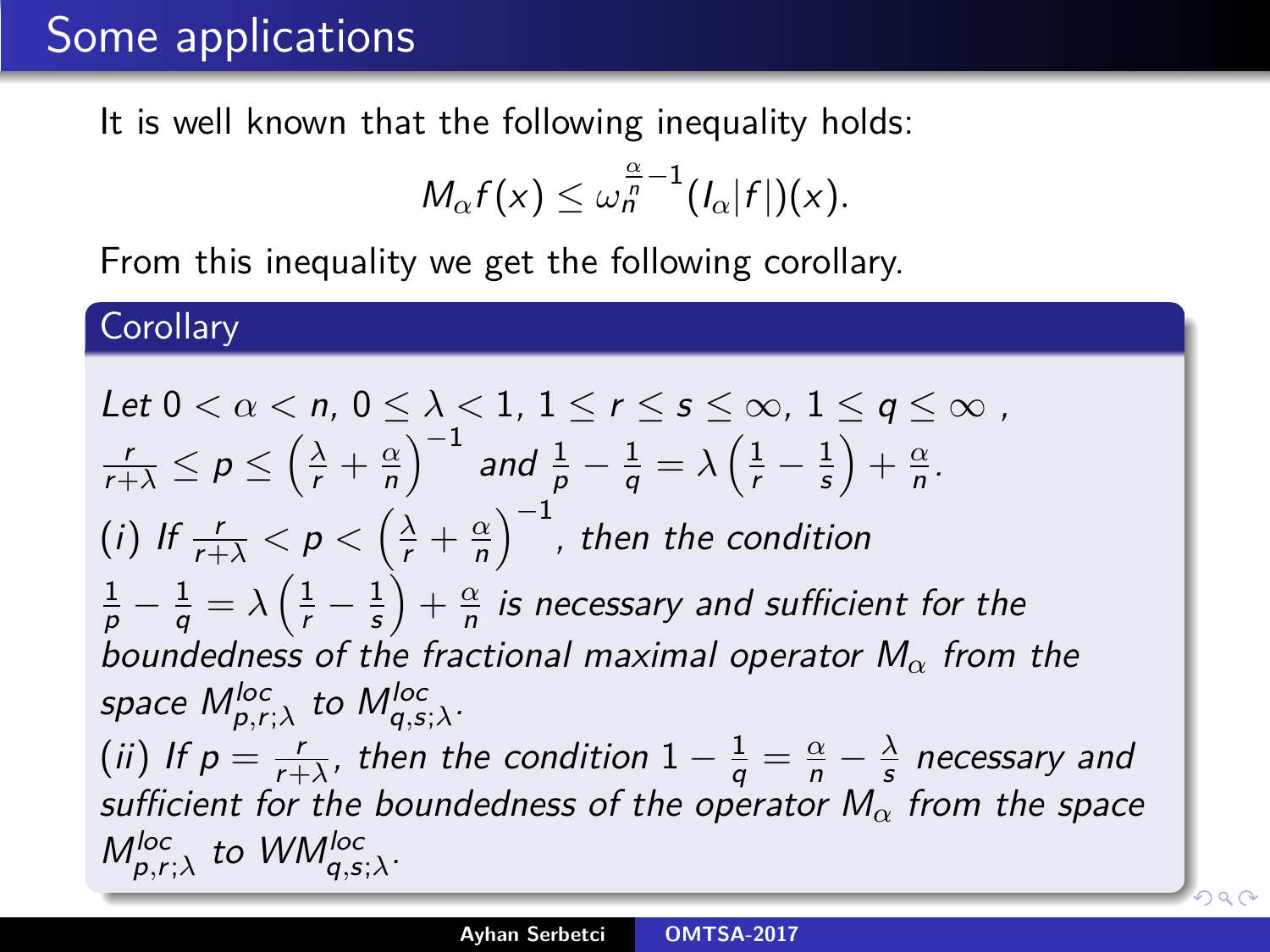## Some applications

It is well known that the following inequality holds:

$$M_\alpha f(x) \leq \omega_n^{\frac{\alpha}{n}-1}(I_\alpha|f|)(x).$$

From this inequality we get the following corollary.

**Corollary**

*Let $0 < \alpha < n$, $0 \leq \lambda < 1$, $1 \leq r \leq s \leq \infty$, $1 \leq q \leq \infty$ , $\frac{r}{r+\lambda} \leq p \leq \left(\frac{\lambda}{r} + \frac{\alpha}{n}\right)^{-1}$ and $\frac{1}{p} - \frac{1}{q} = \lambda\left(\frac{1}{r} - \frac{1}{s}\right) + \frac{\alpha}{n}$.*

*$(i)$ If $\frac{r}{r+\lambda} < p < \left(\frac{\lambda}{r} + \frac{\alpha}{n}\right)^{-1}$, then the condition $\frac{1}{p} - \frac{1}{q} = \lambda\left(\frac{1}{r} - \frac{1}{s}\right) + \frac{\alpha}{n}$ is necessary and sufficient for the boundedness of the fractional maximal operator $M_\alpha$ from the space $M^{loc}_{p,r;\lambda}$ to $M^{loc}_{q,s;\lambda}$.*

*$(ii)$ If $p = \frac{r}{r+\lambda}$, then the condition $1 - \frac{1}{q} = \frac{\alpha}{n} - \frac{\lambda}{s}$ necessary and sufficient for the boundedness of the operator $M_\alpha$ from the space $M^{loc}_{p,r;\lambda}$ to $WM^{loc}_{q,s;\lambda}$.*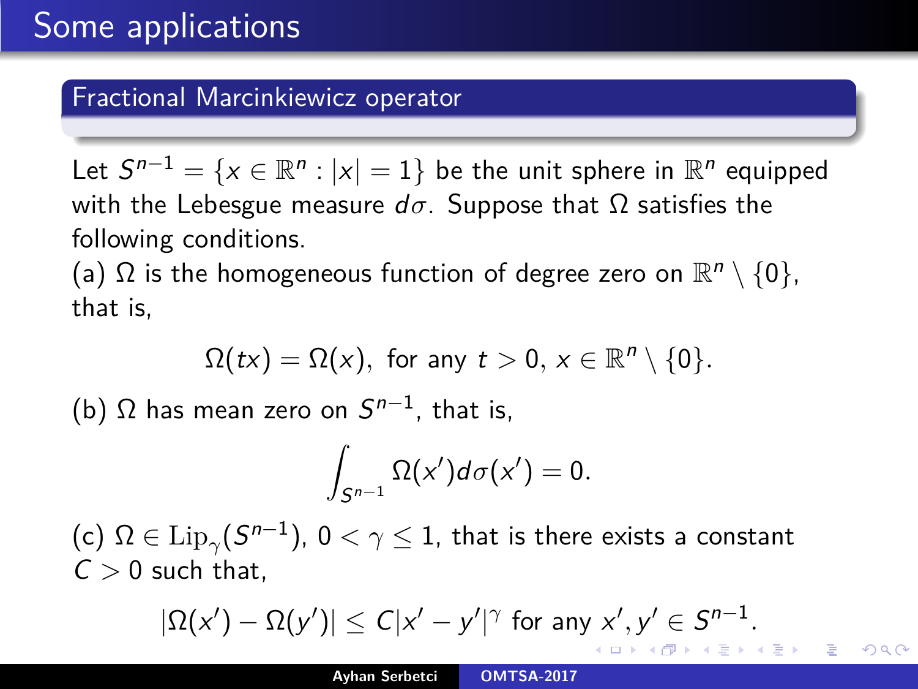# Some applications

## Fractional Marcinkiewicz operator

Let $S^{n-1} = \{x \in \mathbb{R}^n : |x| = 1\}$ be the unit sphere in $\mathbb{R}^n$ equipped with the Lebesgue measure $d\sigma$. Suppose that $\Omega$ satisfies the following conditions.

(a) $\Omega$ is the homogeneous function of degree zero on $\mathbb{R}^n \setminus \{0\}$, that is,

$$\Omega(tx) = \Omega(x), \text{ for any } t > 0,\ x \in \mathbb{R}^n \setminus \{0\}.$$

(b) $\Omega$ has mean zero on $S^{n-1}$, that is,

$$\int_{S^{n-1}} \Omega(x') d\sigma(x') = 0.$$

(c) $\Omega \in \mathrm{Lip}_\gamma(S^{n-1})$, $0 < \gamma \leq 1$, that is there exists a constant $C > 0$ such that,

$$|\Omega(x') - \Omega(y')| \leq C|x' - y'|^\gamma \text{ for any } x', y' \in S^{n-1}.$$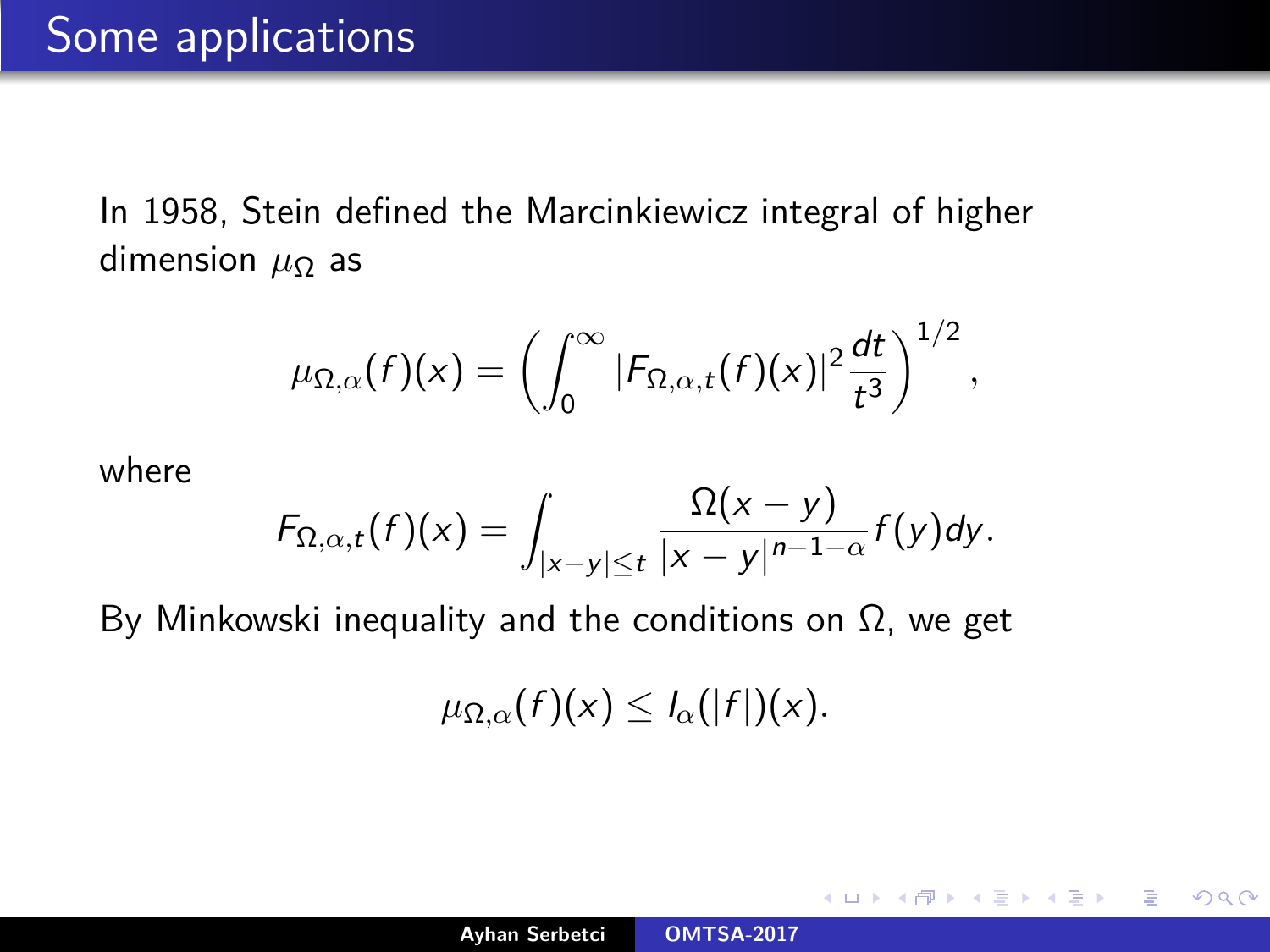# Some applications

In 1958, Stein defined the Marcinkiewicz integral of higher dimension $\mu_\Omega$ as

$$\mu_{\Omega,\alpha}(f)(x) = \left( \int_0^\infty |F_{\Omega,\alpha,t}(f)(x)|^2 \frac{dt}{t^3} \right)^{1/2},$$

where

$$F_{\Omega,\alpha,t}(f)(x) = \int_{|x-y|\leq t} \frac{\Omega(x-y)}{|x-y|^{n-1-\alpha}} f(y)dy.$$

By Minkowski inequality and the conditions on $\Omega$, we get

$$\mu_{\Omega,\alpha}(f)(x) \leq I_\alpha(|f|)(x).$$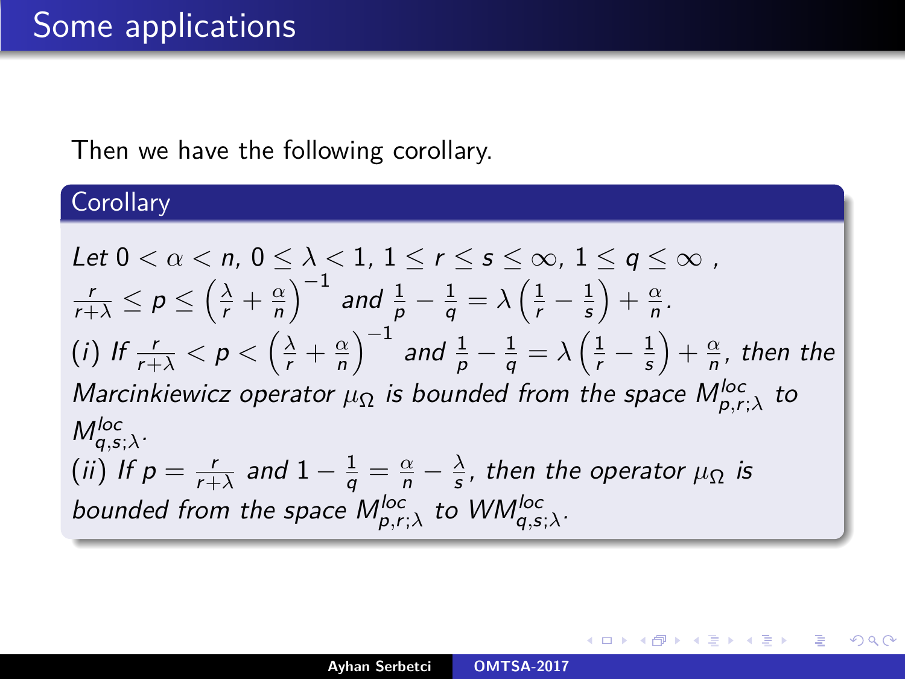# Some applications

Then we have the following corollary.

**Corollary**

*Let $0 < \alpha < n$, $0 \le \lambda < 1$, $1 \le r \le s \le \infty$, $1 \le q \le \infty$ , $\frac{r}{r+\lambda} \le p \le \left(\frac{\lambda}{r} + \frac{\alpha}{n}\right)^{-1}$ and $\frac{1}{p} - \frac{1}{q} = \lambda\left(\frac{1}{r} - \frac{1}{s}\right) + \frac{\alpha}{n}$.*

*$(i)$ If $\frac{r}{r+\lambda} < p < \left(\frac{\lambda}{r} + \frac{\alpha}{n}\right)^{-1}$ and $\frac{1}{p} - \frac{1}{q} = \lambda\left(\frac{1}{r} - \frac{1}{s}\right) + \frac{\alpha}{n}$, then the Marcinkiewicz operator $\mu_\Omega$ is bounded from the space $M^{loc}_{p,r;\lambda}$ to $M^{loc}_{q,s;\lambda}$.*

*$(ii)$ If $p = \frac{r}{r+\lambda}$ and $1 - \frac{1}{q} = \frac{\alpha}{n} - \frac{\lambda}{s}$, then the operator $\mu_\Omega$ is bounded from the space $M^{loc}_{p,r;\lambda}$ to $WM^{loc}_{q,s;\lambda}$.*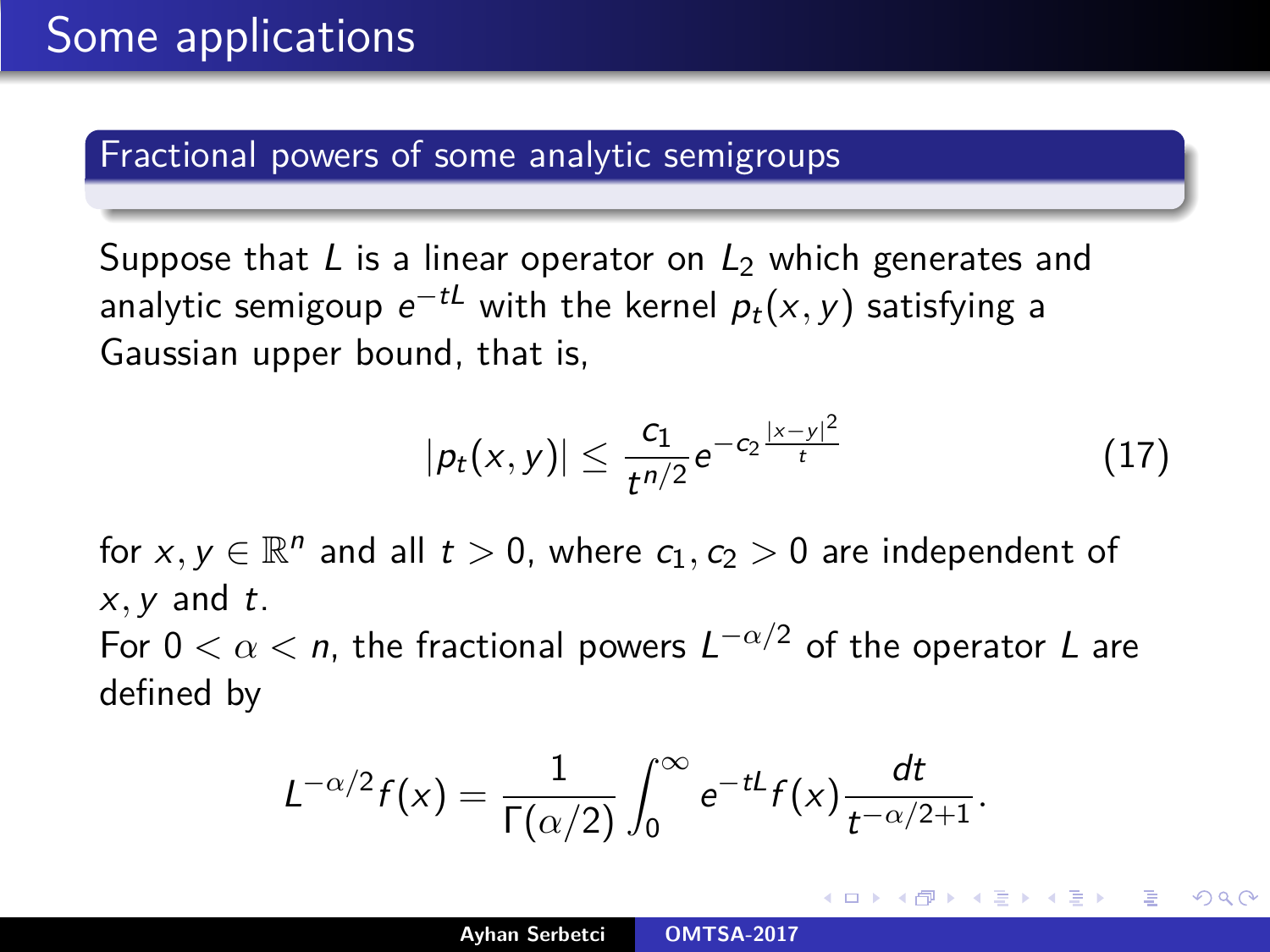# Some applications

## Fractional powers of some analytic semigroups

Suppose that $L$ is a linear operator on $L_2$ which generates and analytic semigoup $e^{-tL}$ with the kernel $p_t(x, y)$ satisfying a Gaussian upper bound, that is,

$$|p_t(x, y)| \leq \frac{c_1}{t^{n/2}} e^{-c_2 \frac{|x-y|^2}{t}} \tag{17}$$

for $x, y \in \mathbb{R}^n$ and all $t > 0$, where $c_1, c_2 > 0$ are independent of $x, y$ and $t$.

For $0 < \alpha < n$, the fractional powers $L^{-\alpha/2}$ of the operator $L$ are defined by

$$L^{-\alpha/2} f(x) = \frac{1}{\Gamma(\alpha/2)} \int_0^\infty e^{-tL} f(x) \frac{dt}{t^{-\alpha/2+1}}.$$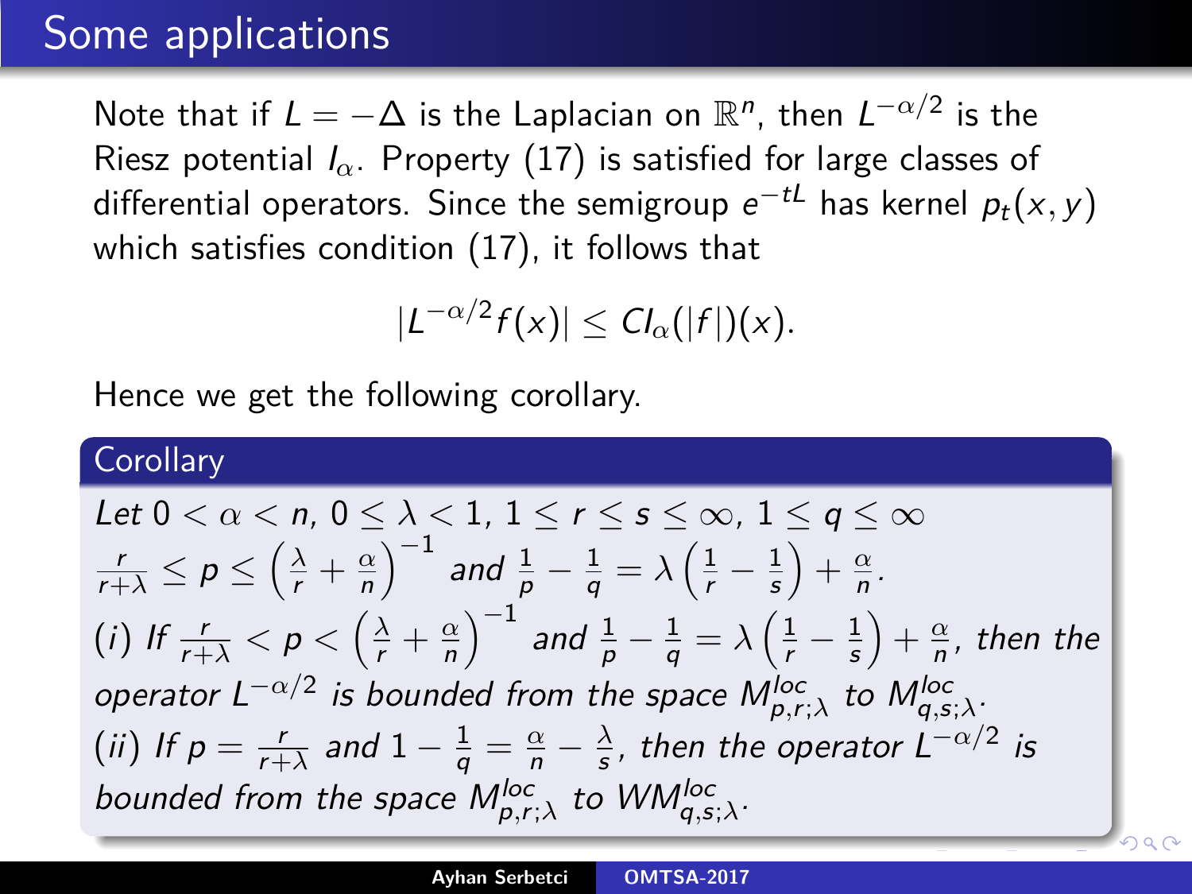# Some applications

Note that if $L = -\Delta$ is the Laplacian on $\mathbb{R}^n$, then $L^{-\alpha/2}$ is the Riesz potential $I_\alpha$. Property (17) is satisfied for large classes of differential operators. Since the semigroup $e^{-tL}$ has kernel $p_t(x, y)$ which satisfies condition (17), it follows that

$$|L^{-\alpha/2} f(x)| \leq C I_\alpha(|f|)(x).$$

Hence we get the following corollary.

**Corollary**

*Let* $0 < \alpha < n$, $0 \leq \lambda < 1$, $1 \leq r \leq s \leq \infty$, $1 \leq q \leq \infty$ $\frac{r}{r+\lambda} \leq p \leq \left(\frac{\lambda}{r} + \frac{\alpha}{n}\right)^{-1}$ *and* $\frac{1}{p} - \frac{1}{q} = \lambda\left(\frac{1}{r} - \frac{1}{s}\right) + \frac{\alpha}{n}$.

$(i)$ *If* $\frac{r}{r+\lambda} < p < \left(\frac{\lambda}{r} + \frac{\alpha}{n}\right)^{-1}$ *and* $\frac{1}{p} - \frac{1}{q} = \lambda\left(\frac{1}{r} - \frac{1}{s}\right) + \frac{\alpha}{n}$, *then the operator* $L^{-\alpha/2}$ *is bounded from the space* $M^{loc}_{p,r;\lambda}$ *to* $M^{loc}_{q,s;\lambda}$.

$(ii)$ *If* $p = \frac{r}{r+\lambda}$ *and* $1 - \frac{1}{q} = \frac{\alpha}{n} - \frac{\lambda}{s}$, *then the operator* $L^{-\alpha/2}$ *is bounded from the space* $M^{loc}_{p,r;\lambda}$ *to* $WM^{loc}_{q,s;\lambda}$.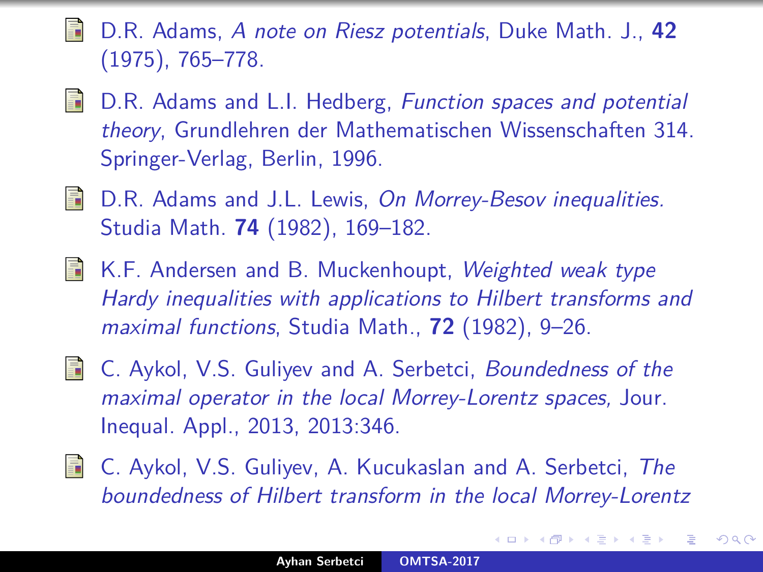- D.R. Adams, *A note on Riesz potentials*, Duke Math. J., **42** (1975), 765–778.

- D.R. Adams and L.I. Hedberg, *Function spaces and potential theory*, Grundlehren der Mathematischen Wissenschaften 314. Springer-Verlag, Berlin, 1996.

- D.R. Adams and J.L. Lewis, *On Morrey-Besov inequalities.* Studia Math. **74** (1982), 169–182.

- K.F. Andersen and B. Muckenhoupt, *Weighted weak type Hardy inequalities with applications to Hilbert transforms and maximal functions*, Studia Math., **72** (1982), 9–26.

- C. Aykol, V.S. Guliyev and A. Serbetci, *Boundedness of the maximal operator in the local Morrey-Lorentz spaces,* Jour. Inequal. Appl., 2013, 2013:346.

- C. Aykol, V.S. Guliyev, A. Kucukaslan and A. Serbetci, *The boundedness of Hilbert transform in the local Morrey-Lorentz*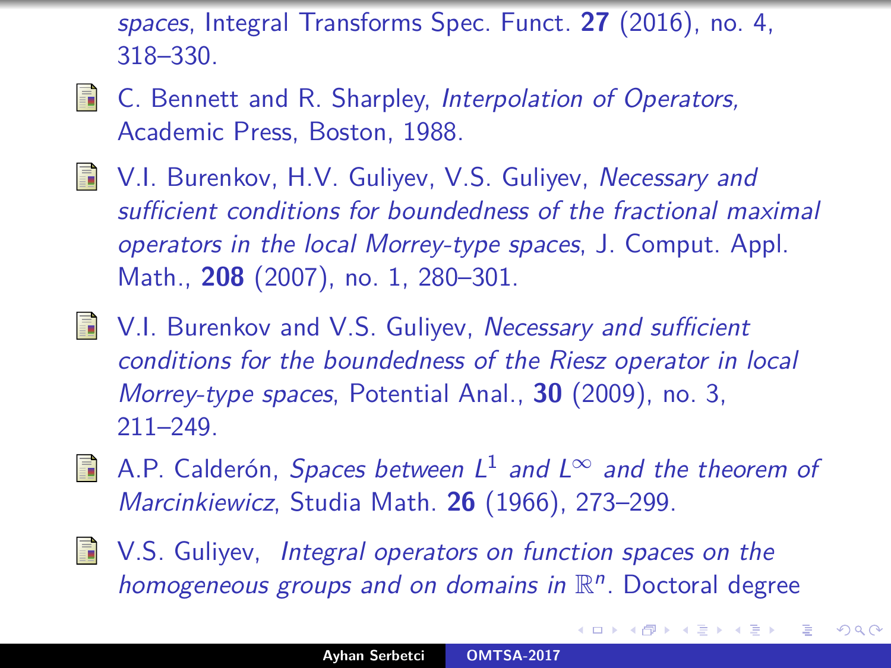*spaces*, Integral Transforms Spec. Funct. **27** (2016), no. 4, 318–330.

- C. Bennett and R. Sharpley, *Interpolation of Operators,* Academic Press, Boston, 1988.

- V.I. Burenkov, H.V. Guliyev, V.S. Guliyev, *Necessary and sufficient conditions for boundedness of the fractional maximal operators in the local Morrey-type spaces*, J. Comput. Appl. Math., **208** (2007), no. 1, 280–301.

- V.I. Burenkov and V.S. Guliyev, *Necessary and sufficient conditions for the boundedness of the Riesz operator in local Morrey-type spaces*, Potential Anal., **30** (2009), no. 3, 211–249.

- A.P. Calderón, *Spaces between $L^1$ and $L^\infty$ and the theorem of Marcinkiewicz*, Studia Math. **26** (1966), 273–299.

- V.S. Guliyev, *Integral operators on function spaces on the homogeneous groups and on domains in $\mathbb{R}^n$*. Doctoral degree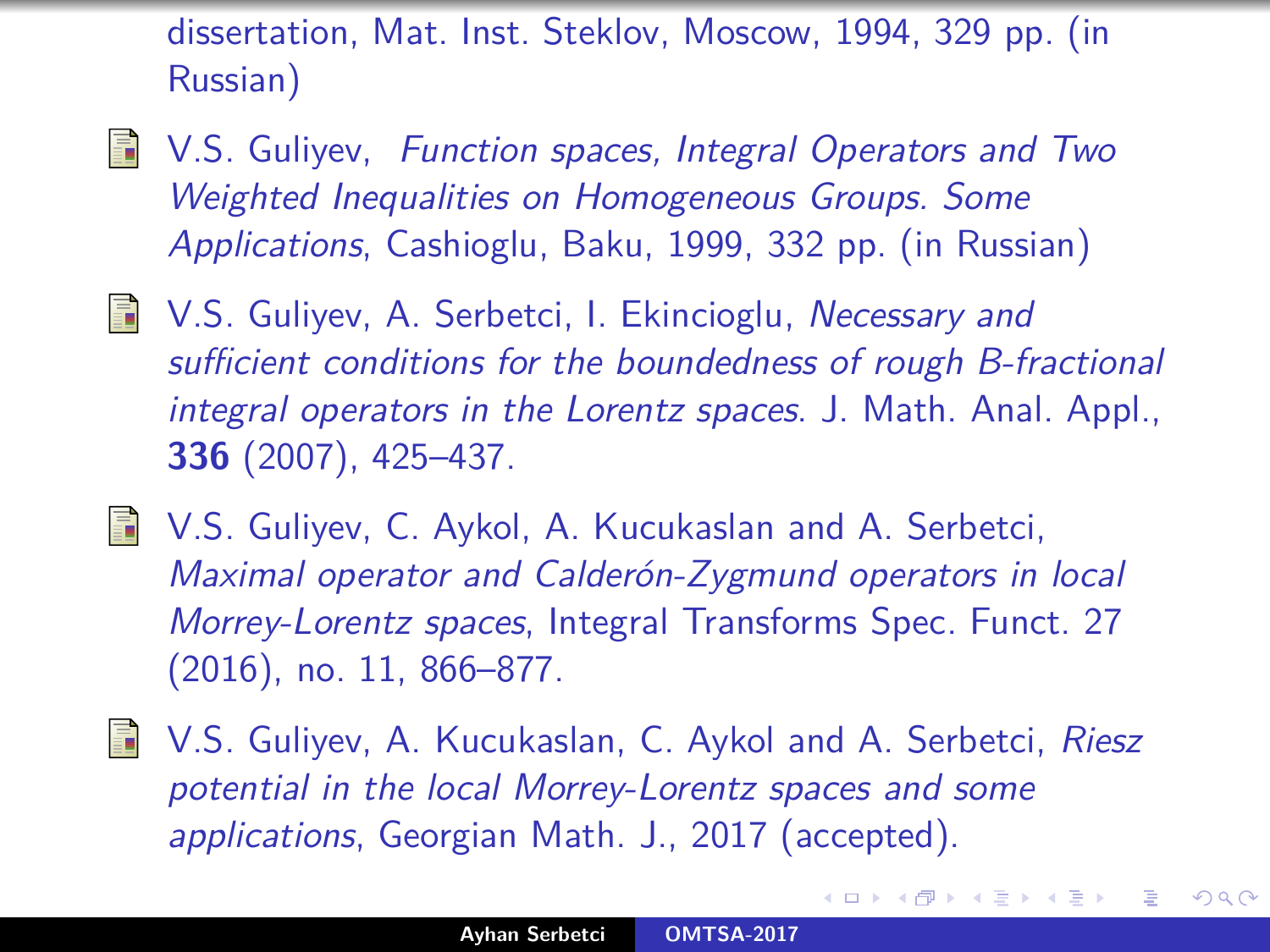dissertation, Mat. Inst. Steklov, Moscow, 1994, 329 pp. (in Russian)

- V.S. Guliyev, *Function spaces, Integral Operators and Two Weighted Inequalities on Homogeneous Groups. Some Applications*, Cashioglu, Baku, 1999, 332 pp. (in Russian)

- V.S. Guliyev, A. Serbetci, I. Ekincioglu, *Necessary and sufficient conditions for the boundedness of rough B-fractional integral operators in the Lorentz spaces*. J. Math. Anal. Appl., **336** (2007), 425–437.

- V.S. Guliyev, C. Aykol, A. Kucukaslan and A. Serbetci, *Maximal operator and Calderón-Zygmund operators in local Morrey-Lorentz spaces*, Integral Transforms Spec. Funct. 27 (2016), no. 11, 866–877.

- V.S. Guliyev, A. Kucukaslan, C. Aykol and A. Serbetci, *Riesz potential in the local Morrey-Lorentz spaces and some applications*, Georgian Math. J., 2017 (accepted).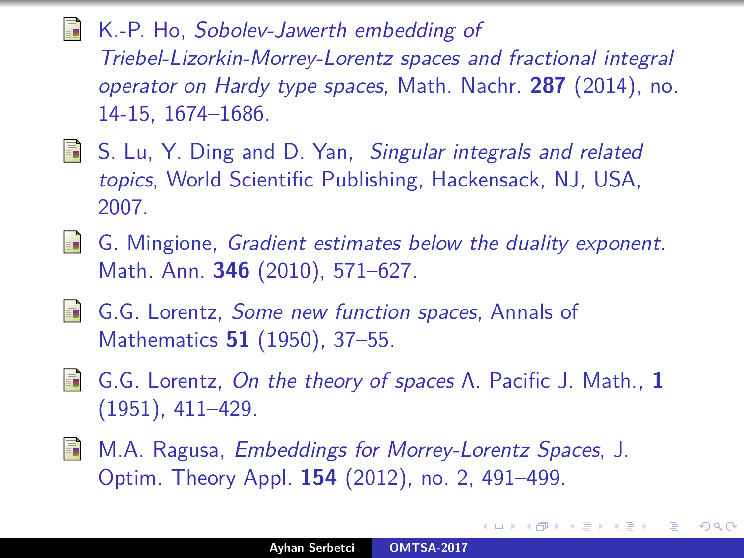- K.-P. Ho, *Sobolev-Jawerth embedding of Triebel-Lizorkin-Morrey-Lorentz spaces and fractional integral operator on Hardy type spaces*, Math. Nachr. **287** (2014), no. 14-15, 1674–1686.
- S. Lu, Y. Ding and D. Yan, *Singular integrals and related topics*, World Scientific Publishing, Hackensack, NJ, USA, 2007.
- G. Mingione, *Gradient estimates below the duality exponent.* Math. Ann. **346** (2010), 571–627.
- G.G. Lorentz, *Some new function spaces*, Annals of Mathematics **51** (1950), 37–55.
- G.G. Lorentz, *On the theory of spaces* $\Lambda$. Pacific J. Math., **1** (1951), 411–429.
- M.A. Ragusa, *Embeddings for Morrey-Lorentz Spaces*, J. Optim. Theory Appl. **154** (2012), no. 2, 491–499.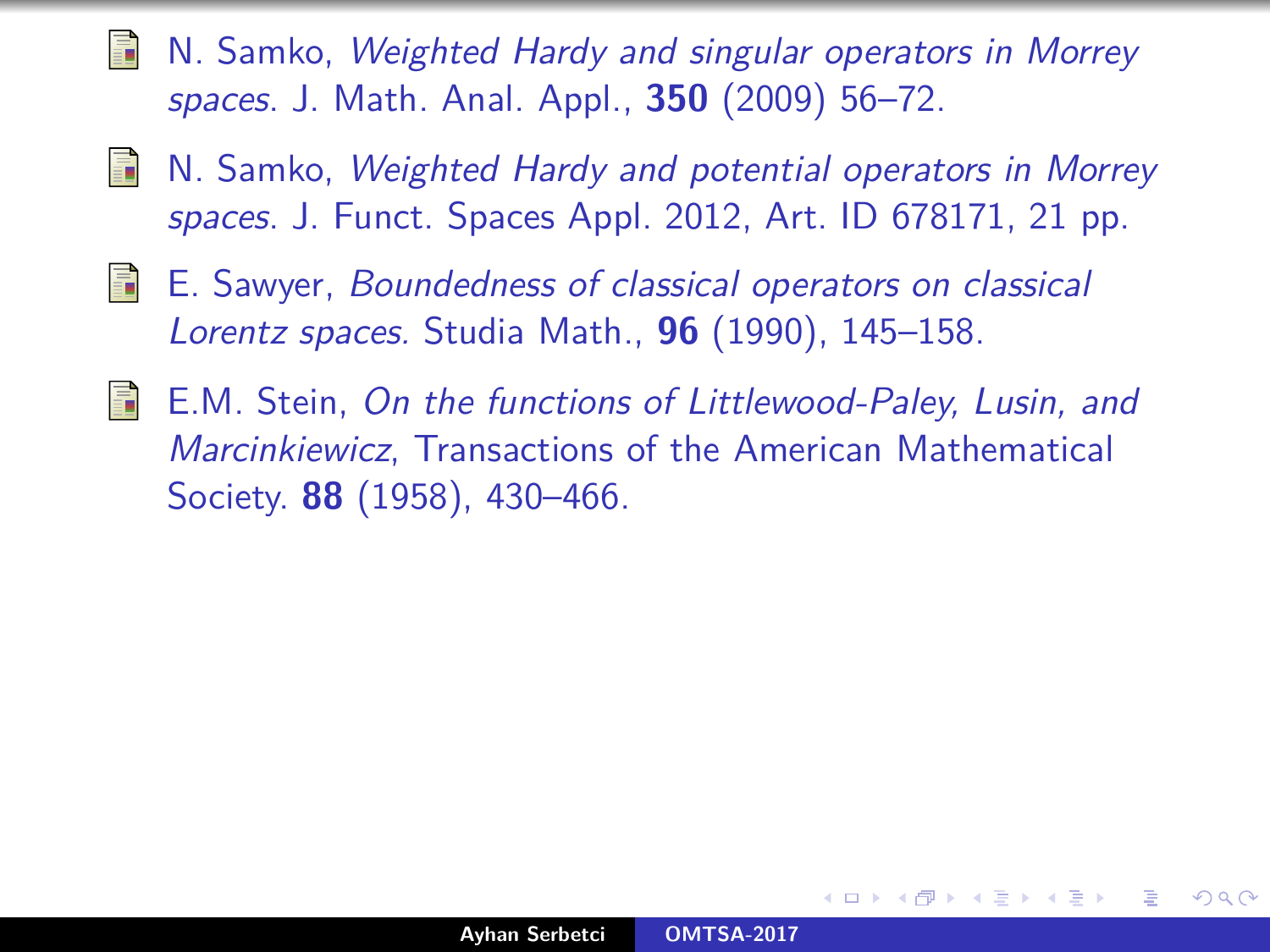- N. Samko, *Weighted Hardy and singular operators in Morrey spaces*. J. Math. Anal. Appl., **350** (2009) 56–72.
- N. Samko, *Weighted Hardy and potential operators in Morrey spaces*. J. Funct. Spaces Appl. 2012, Art. ID 678171, 21 pp.
- E. Sawyer, *Boundedness of classical operators on classical Lorentz spaces.* Studia Math., **96** (1990), 145–158.
- E.M. Stein, *On the functions of Littlewood-Paley, Lusin, and Marcinkiewicz*, Transactions of the American Mathematical Society. **88** (1958), 430–466.